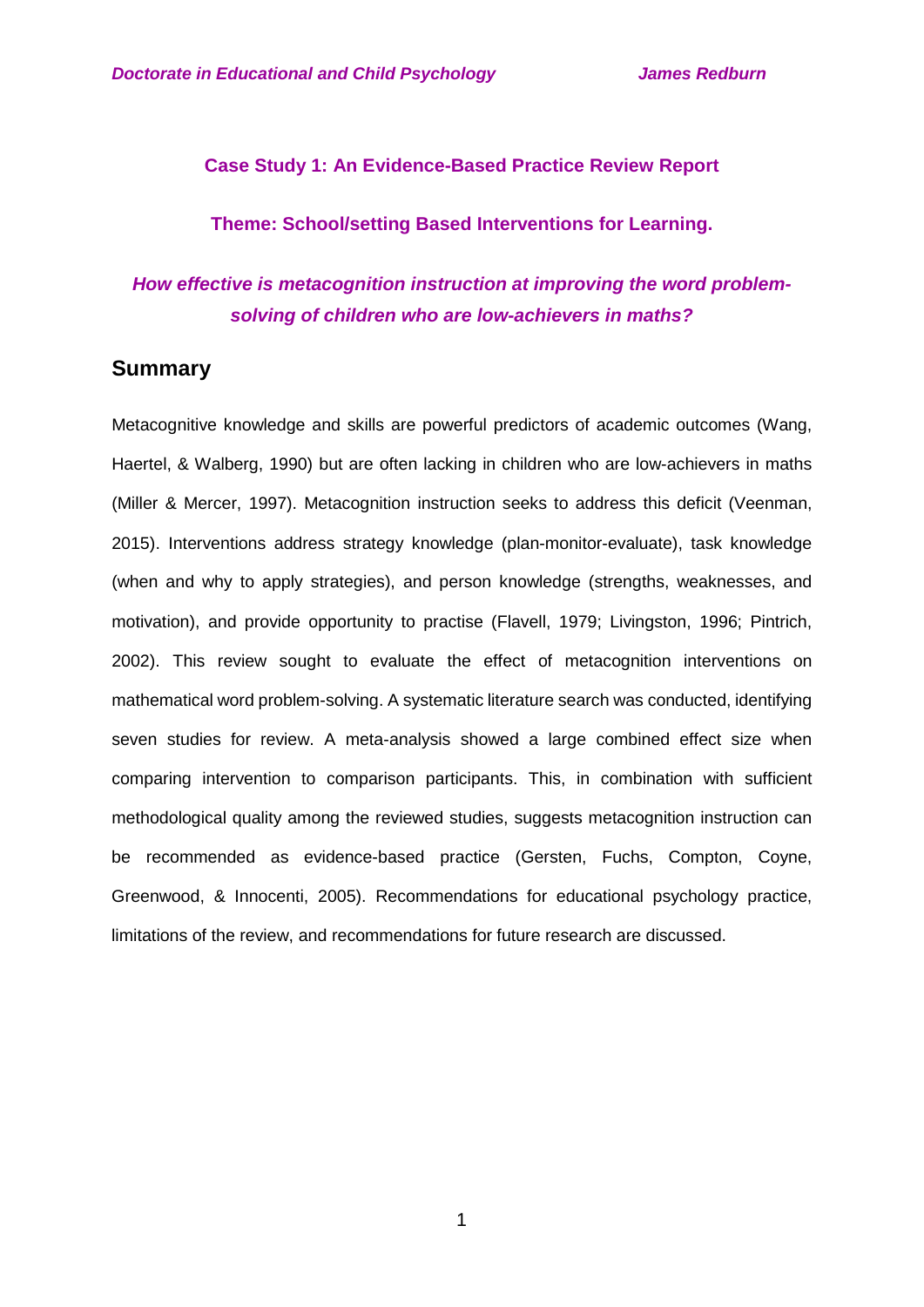## Case Study 1: An Evidence-Based Practice Review Report

### Theme: School/setting Based Interventions for Learning.

***How effective is metacognition instruction at improving the word problem-solving of children who are low-achievers in maths?***

## Summary

Metacognitive knowledge and skills are powerful predictors of academic outcomes (Wang, Haertel, & Walberg, 1990) but are often lacking in children who are low-achievers in maths (Miller & Mercer, 1997). Metacognition instruction seeks to address this deficit (Veenman, 2015). Interventions address strategy knowledge (plan-monitor-evaluate), task knowledge (when and why to apply strategies), and person knowledge (strengths, weaknesses, and motivation), and provide opportunity to practise (Flavell, 1979; Livingston, 1996; Pintrich, 2002). This review sought to evaluate the effect of metacognition interventions on mathematical word problem-solving. A systematic literature search was conducted, identifying seven studies for review. A meta-analysis showed a large combined effect size when comparing intervention to comparison participants. This, in combination with sufficient methodological quality among the reviewed studies, suggests metacognition instruction can be recommended as evidence-based practice (Gersten, Fuchs, Compton, Coyne, Greenwood, & Innocenti, 2005). Recommendations for educational psychology practice, limitations of the review, and recommendations for future research are discussed.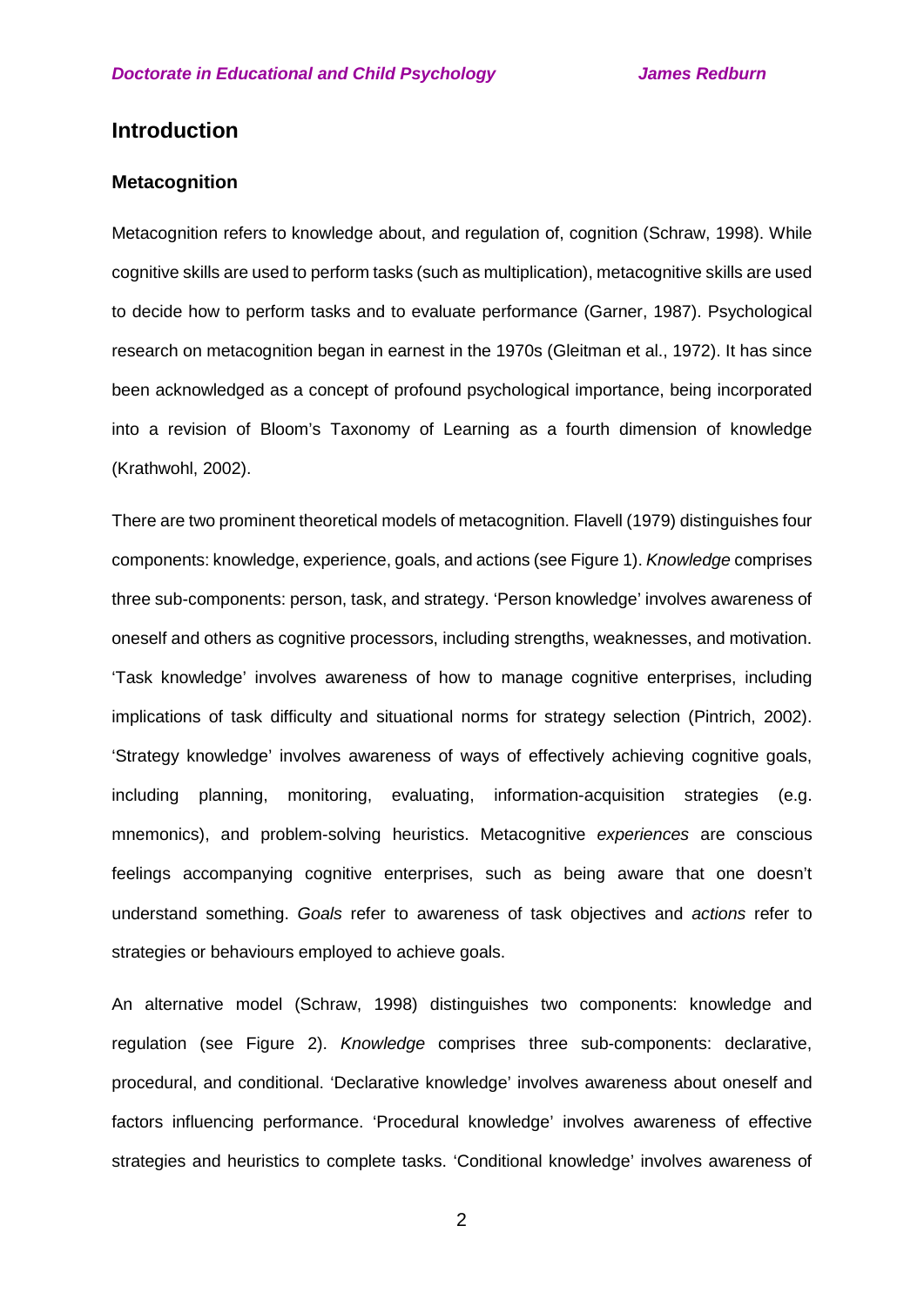## Introduction

### Metacognition

Metacognition refers to knowledge about, and regulation of, cognition (Schraw, 1998). While cognitive skills are used to perform tasks (such as multiplication), metacognitive skills are used to decide how to perform tasks and to evaluate performance (Garner, 1987). Psychological research on metacognition began in earnest in the 1970s (Gleitman et al., 1972). It has since been acknowledged as a concept of profound psychological importance, being incorporated into a revision of Bloom's Taxonomy of Learning as a fourth dimension of knowledge (Krathwohl, 2002).

There are two prominent theoretical models of metacognition. Flavell (1979) distinguishes four components: knowledge, experience, goals, and actions (see Figure 1). *Knowledge* comprises three sub-components: person, task, and strategy. 'Person knowledge' involves awareness of oneself and others as cognitive processors, including strengths, weaknesses, and motivation. 'Task knowledge' involves awareness of how to manage cognitive enterprises, including implications of task difficulty and situational norms for strategy selection (Pintrich, 2002). 'Strategy knowledge' involves awareness of ways of effectively achieving cognitive goals, including planning, monitoring, evaluating, information-acquisition strategies (e.g. mnemonics), and problem-solving heuristics. Metacognitive *experiences* are conscious feelings accompanying cognitive enterprises, such as being aware that one doesn't understand something. *Goals* refer to awareness of task objectives and *actions* refer to strategies or behaviours employed to achieve goals.

An alternative model (Schraw, 1998) distinguishes two components: knowledge and regulation (see Figure 2). *Knowledge* comprises three sub-components: declarative, procedural, and conditional. 'Declarative knowledge' involves awareness about oneself and factors influencing performance. 'Procedural knowledge' involves awareness of effective strategies and heuristics to complete tasks. 'Conditional knowledge' involves awareness of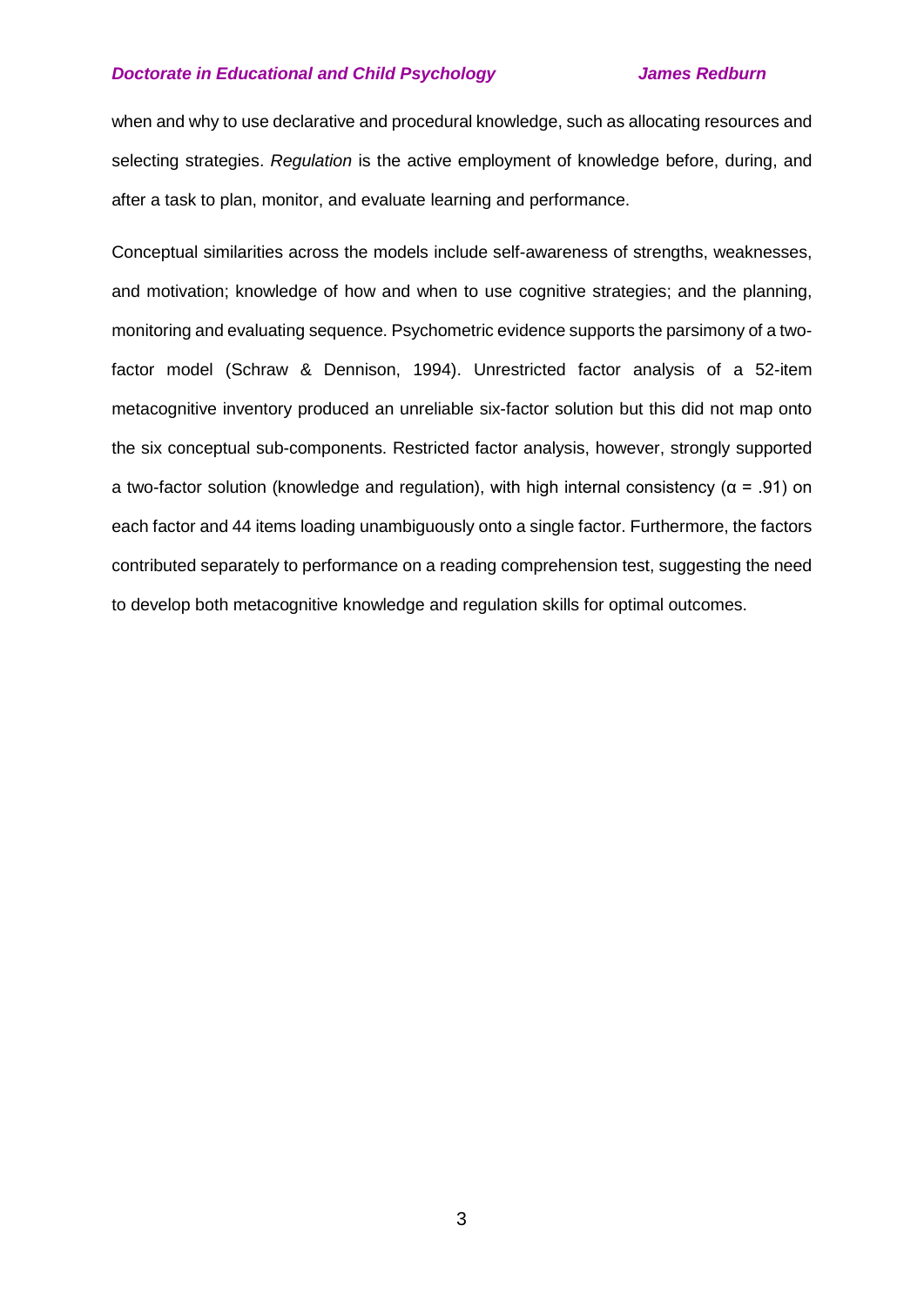when and why to use declarative and procedural knowledge, such as allocating resources and selecting strategies. *Regulation* is the active employment of knowledge before, during, and after a task to plan, monitor, and evaluate learning and performance.

Conceptual similarities across the models include self-awareness of strengths, weaknesses, and motivation; knowledge of how and when to use cognitive strategies; and the planning, monitoring and evaluating sequence. Psychometric evidence supports the parsimony of a two-factor model (Schraw & Dennison, 1994). Unrestricted factor analysis of a 52-item metacognitive inventory produced an unreliable six-factor solution but this did not map onto the six conceptual sub-components. Restricted factor analysis, however, strongly supported a two-factor solution (knowledge and regulation), with high internal consistency ($\alpha$ = .91) on each factor and 44 items loading unambiguously onto a single factor. Furthermore, the factors contributed separately to performance on a reading comprehension test, suggesting the need to develop both metacognitive knowledge and regulation skills for optimal outcomes.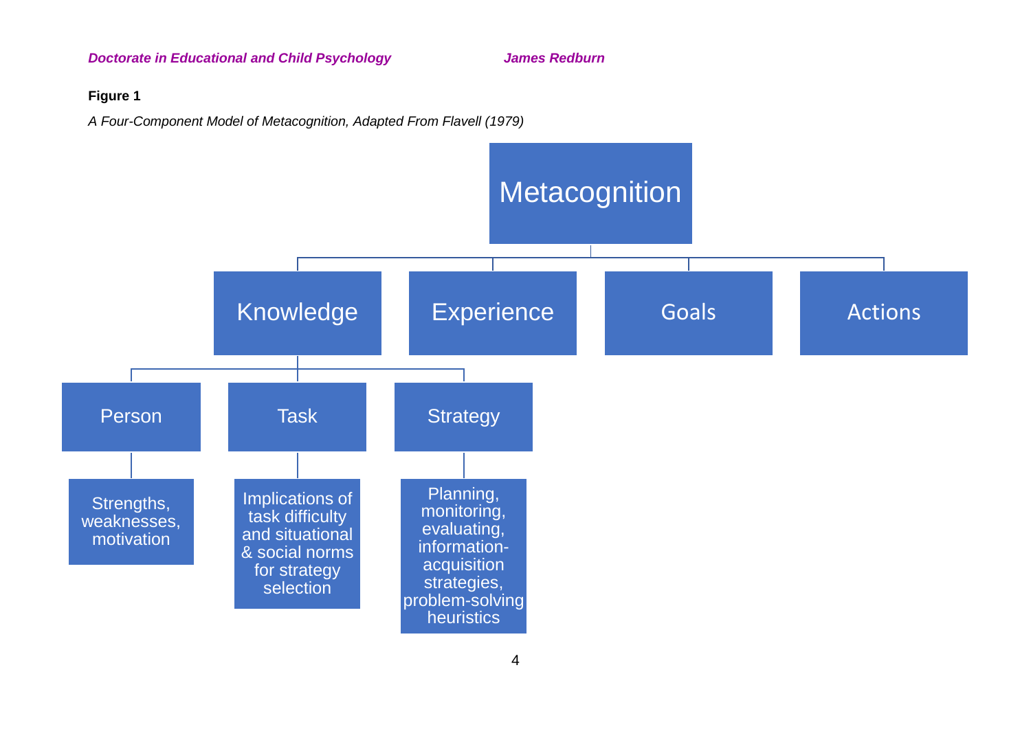**Figure 1**

*A Four-Component Model of Metacognition, Adapted From Flavell (1979)*

- Metacognition
  - Knowledge
    - Person
      - Strengths, weaknesses, motivation
    - Task
      - Implications of task difficulty and situational & social norms for strategy selection
    - Strategy
      - Planning, monitoring, evaluating, information-acquisition strategies, problem-solving heuristics
  - Experience
  - Goals
  - Actions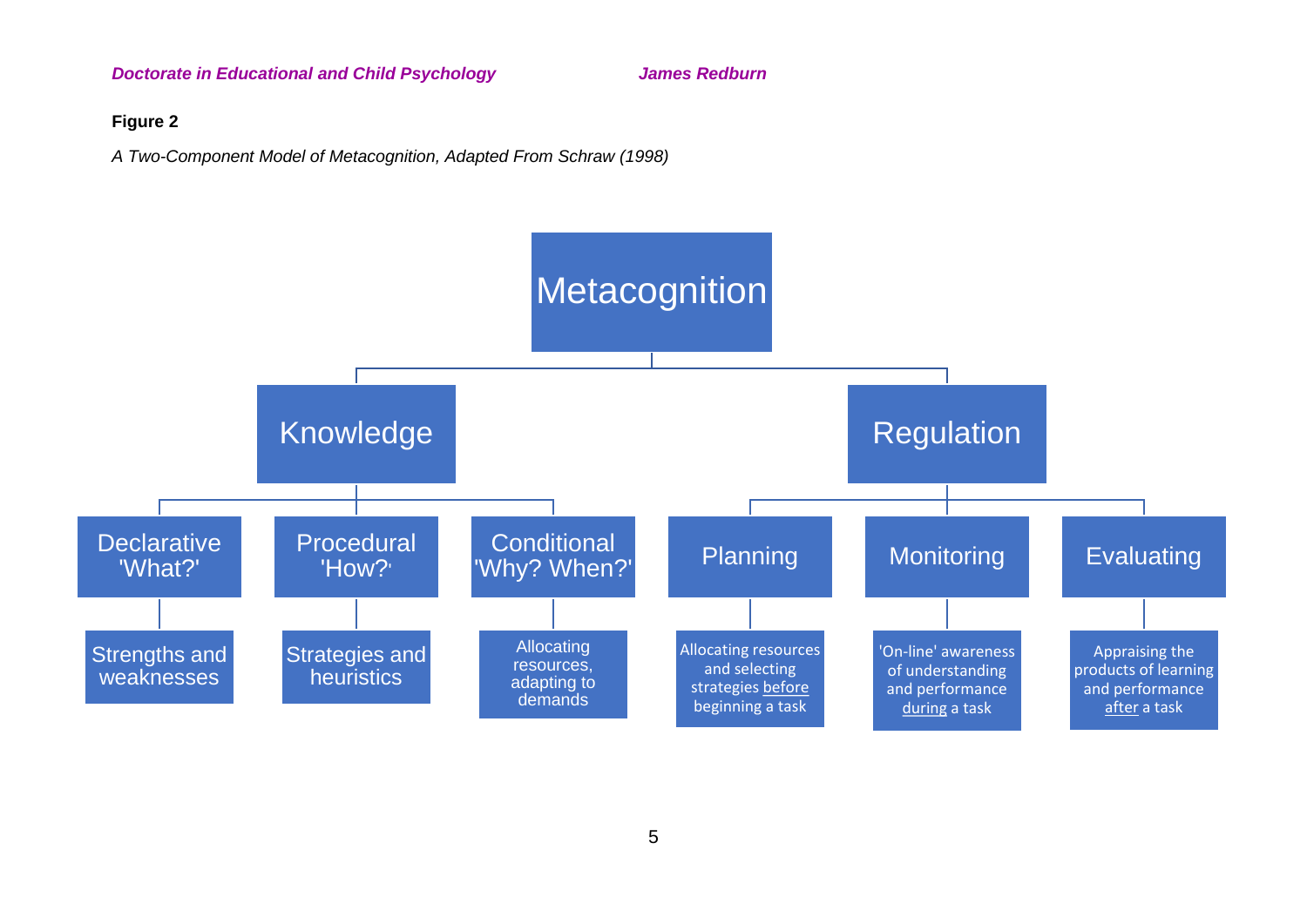**Figure 2**

*A Two-Component Model of Metacognition, Adapted From Schraw (1998)*

- Metacognition
  - Knowledge
    - Declarative 'What?'
      - Strengths and weaknesses
    - Procedural 'How?'
      - Strategies and heuristics
    - Conditional 'Why? When?'
      - Allocating resources, adapting to demands
  - Regulation
    - Planning
      - Allocating resources and selecting strategies before beginning a task
    - Monitoring
      - 'On-line' awareness of understanding and performance during a task
    - Evaluating
      - Appraising the products of learning and performance after a task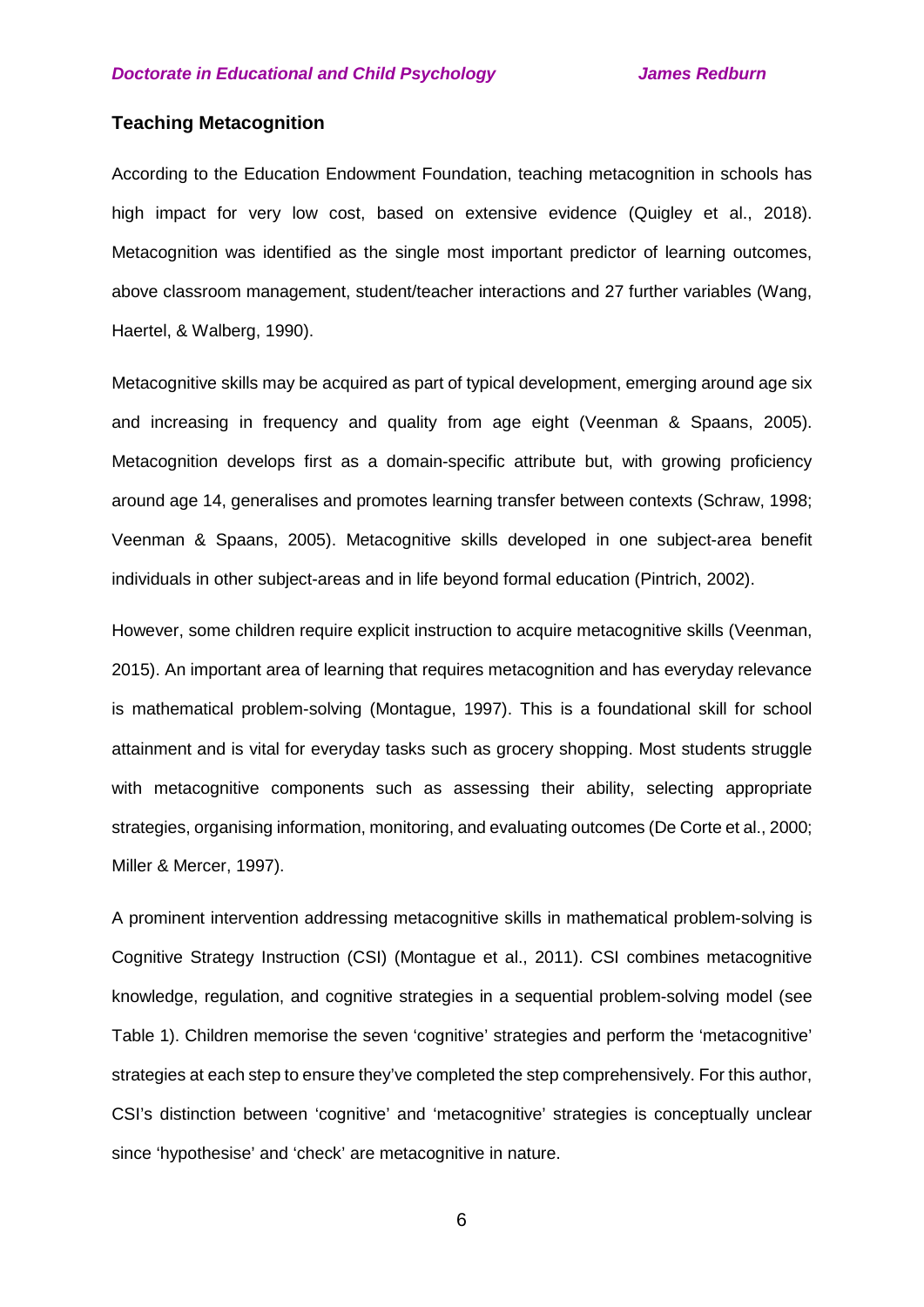### Teaching Metacognition

According to the Education Endowment Foundation, teaching metacognition in schools has high impact for very low cost, based on extensive evidence (Quigley et al., 2018). Metacognition was identified as the single most important predictor of learning outcomes, above classroom management, student/teacher interactions and 27 further variables (Wang, Haertel, & Walberg, 1990).

Metacognitive skills may be acquired as part of typical development, emerging around age six and increasing in frequency and quality from age eight (Veenman & Spaans, 2005). Metacognition develops first as a domain-specific attribute but, with growing proficiency around age 14, generalises and promotes learning transfer between contexts (Schraw, 1998; Veenman & Spaans, 2005). Metacognitive skills developed in one subject-area benefit individuals in other subject-areas and in life beyond formal education (Pintrich, 2002).

However, some children require explicit instruction to acquire metacognitive skills (Veenman, 2015). An important area of learning that requires metacognition and has everyday relevance is mathematical problem-solving (Montague, 1997). This is a foundational skill for school attainment and is vital for everyday tasks such as grocery shopping. Most students struggle with metacognitive components such as assessing their ability, selecting appropriate strategies, organising information, monitoring, and evaluating outcomes (De Corte et al., 2000; Miller & Mercer, 1997).

A prominent intervention addressing metacognitive skills in mathematical problem-solving is Cognitive Strategy Instruction (CSI) (Montague et al., 2011). CSI combines metacognitive knowledge, regulation, and cognitive strategies in a sequential problem-solving model (see Table 1). Children memorise the seven 'cognitive' strategies and perform the 'metacognitive' strategies at each step to ensure they've completed the step comprehensively. For this author, CSI's distinction between 'cognitive' and 'metacognitive' strategies is conceptually unclear since 'hypothesise' and 'check' are metacognitive in nature.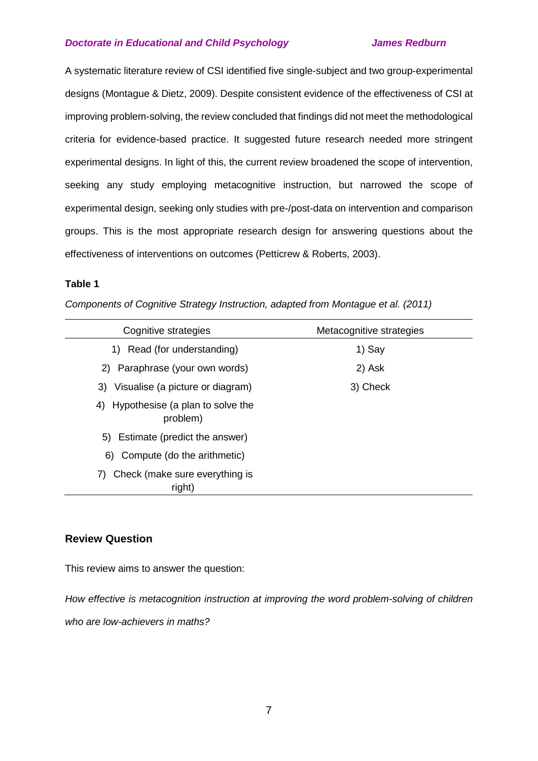A systematic literature review of CSI identified five single-subject and two group-experimental designs (Montague & Dietz, 2009). Despite consistent evidence of the effectiveness of CSI at improving problem-solving, the review concluded that findings did not meet the methodological criteria for evidence-based practice. It suggested future research needed more stringent experimental designs. In light of this, the current review broadened the scope of intervention, seeking any study employing metacognitive instruction, but narrowed the scope of experimental design, seeking only studies with pre-/post-data on intervention and comparison groups. This is the most appropriate research design for answering questions about the effectiveness of interventions on outcomes (Petticrew & Roberts, 2003).

**Table 1**

*Components of Cognitive Strategy Instruction, adapted from Montague et al. (2011)*

| Cognitive strategies | Metacognitive strategies |
|---|---|
| 1) Read (for understanding) | 1) Say |
| 2) Paraphrase (your own words) | 2) Ask |
| 3) Visualise (a picture or diagram) | 3) Check |
| 4) Hypothesise (a plan to solve the problem) | |
| 5) Estimate (predict the answer) | |
| 6) Compute (do the arithmetic) | |
| 7) Check (make sure everything is right) | |

## Review Question

This review aims to answer the question:

*How effective is metacognition instruction at improving the word problem-solving of children who are low-achievers in maths?*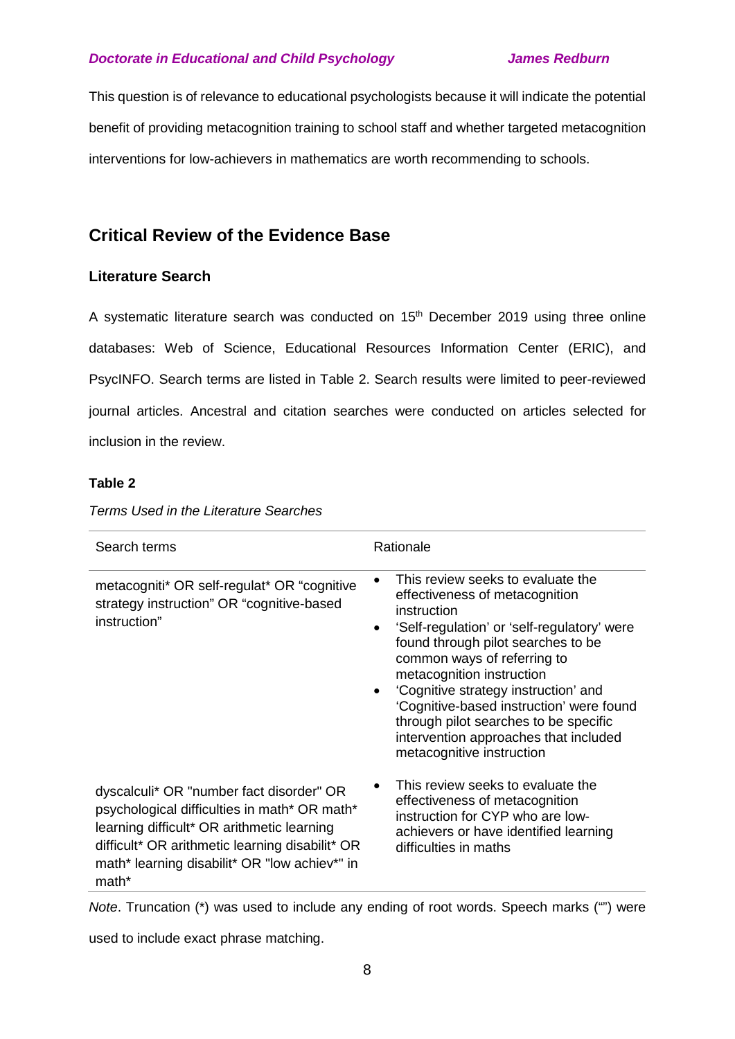This question is of relevance to educational psychologists because it will indicate the potential benefit of providing metacognition training to school staff and whether targeted metacognition interventions for low-achievers in mathematics are worth recommending to schools.

## Critical Review of the Evidence Base

### Literature Search

A systematic literature search was conducted on 15th December 2019 using three online databases: Web of Science, Educational Resources Information Center (ERIC), and PsycINFO. Search terms are listed in Table 2. Search results were limited to peer-reviewed journal articles. Ancestral and citation searches were conducted on articles selected for inclusion in the review.

**Table 2**

*Terms Used in the Literature Searches*

| Search terms | Rationale |
|---|---|
| metacogniti* OR self-regulat* OR "cognitive strategy instruction" OR "cognitive-based instruction" | • This review seeks to evaluate the effectiveness of metacognition instruction<br>• 'Self-regulation' or 'self-regulatory' were found through pilot searches to be common ways of referring to metacognition instruction<br>• 'Cognitive strategy instruction' and 'Cognitive-based instruction' were found through pilot searches to be specific intervention approaches that included metacognitive instruction |
| dyscalculi* OR "number fact disorder" OR psychological difficulties in math* OR math* learning difficult* OR arithmetic learning difficult* OR arithmetic learning disabilit* OR math* learning disabilit* OR "low achiev*" in math* | • This review seeks to evaluate the effectiveness of metacognition instruction for CYP who are low-achievers or have identified learning difficulties in maths |

*Note*. Truncation (*) was used to include any ending of root words. Speech marks ("") were used to include exact phrase matching.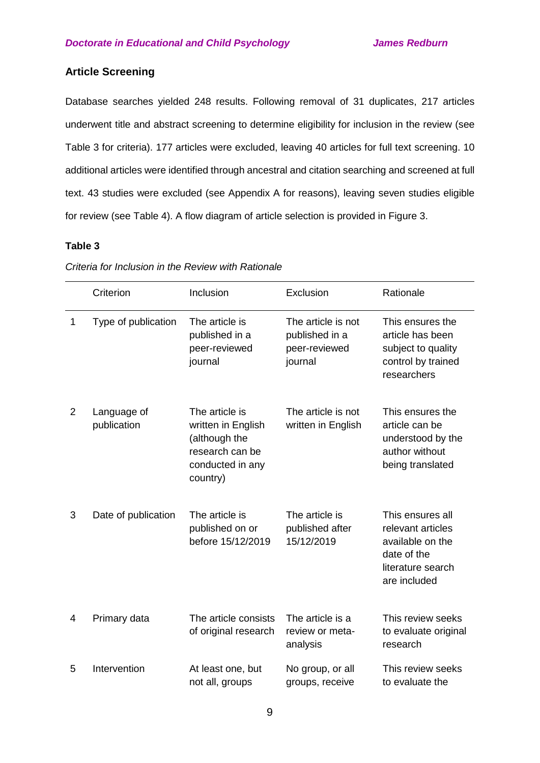### Article Screening

Database searches yielded 248 results. Following removal of 31 duplicates, 217 articles underwent title and abstract screening to determine eligibility for inclusion in the review (see Table 3 for criteria). 177 articles were excluded, leaving 40 articles for full text screening. 10 additional articles were identified through ancestral and citation searching and screened at full text. 43 studies were excluded (see Appendix A for reasons), leaving seven studies eligible for review (see Table 4). A flow diagram of article selection is provided in Figure 3.

**Table 3**

*Criteria for Inclusion in the Review with Rationale*

| | Criterion | Inclusion | Exclusion | Rationale |
|---|---|---|---|---|
| 1 | Type of publication | The article is published in a peer-reviewed journal | The article is not published in a peer-reviewed journal | This ensures the article has been subject to quality control by trained researchers |
| 2 | Language of publication | The article is written in English (although the research can be conducted in any country) | The article is not written in English | This ensures the article can be understood by the author without being translated |
| 3 | Date of publication | The article is published on or before 15/12/2019 | The article is published after 15/12/2019 | This ensures all relevant articles available on the date of the literature search are included |
| 4 | Primary data | The article consists of original research | The article is a review or meta-analysis | This review seeks to evaluate original research |
| 5 | Intervention | At least one, but not all, groups | No group, or all groups, receive | This review seeks to evaluate the |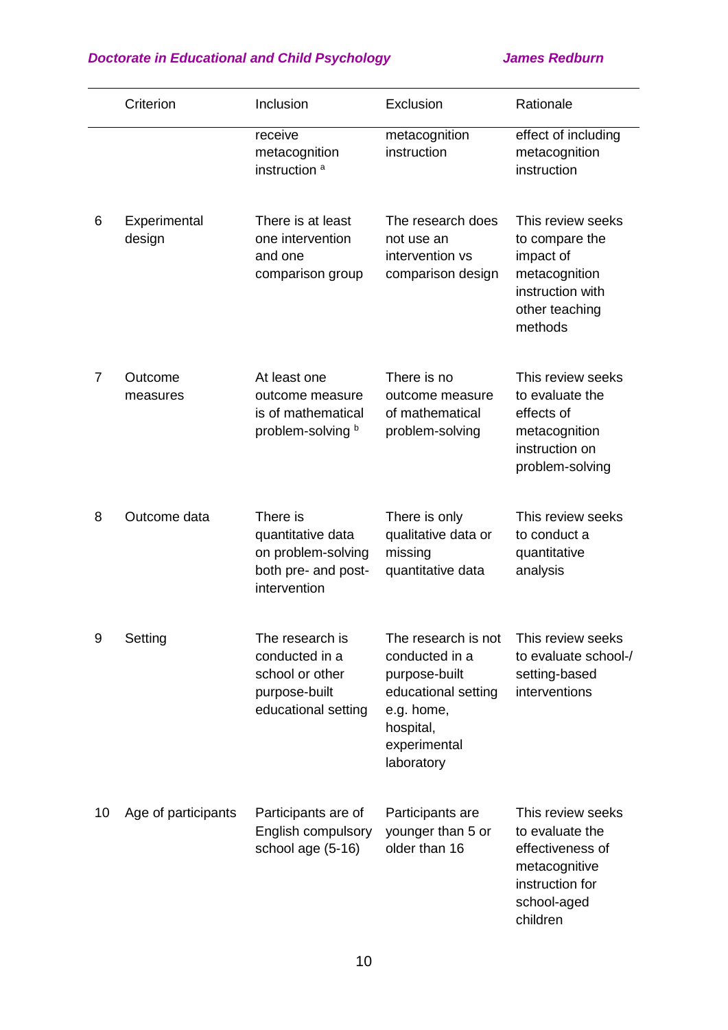| | Criterion | Inclusion | Exclusion | Rationale |
|---|---|---|---|---|
| | | receive metacognition instruction [a] | metacognition instruction | effect of including metacognition instruction |
| 6 | Experimental design | There is at least one intervention and one comparison group | The research does not use an intervention vs comparison design | This review seeks to compare the impact of metacognition instruction with other teaching methods |
| 7 | Outcome measures | At least one outcome measure is of mathematical problem-solving [b] | There is no outcome measure of mathematical problem-solving | This review seeks to evaluate the effects of metacognition instruction on problem-solving |
| 8 | Outcome data | There is quantitative data on problem-solving both pre- and post-intervention | There is only qualitative data or missing quantitative data | This review seeks to conduct a quantitative analysis |
| 9 | Setting | The research is conducted in a school or other purpose-built educational setting | The research is not conducted in a purpose-built educational setting e.g. home, hospital, experimental laboratory | This review seeks to evaluate school-/ setting-based interventions |
| 10 | Age of participants | Participants are of English compulsory school age (5-16) | Participants are younger than 5 or older than 16 | This review seeks to evaluate the effectiveness of metacognitive instruction for school-aged children |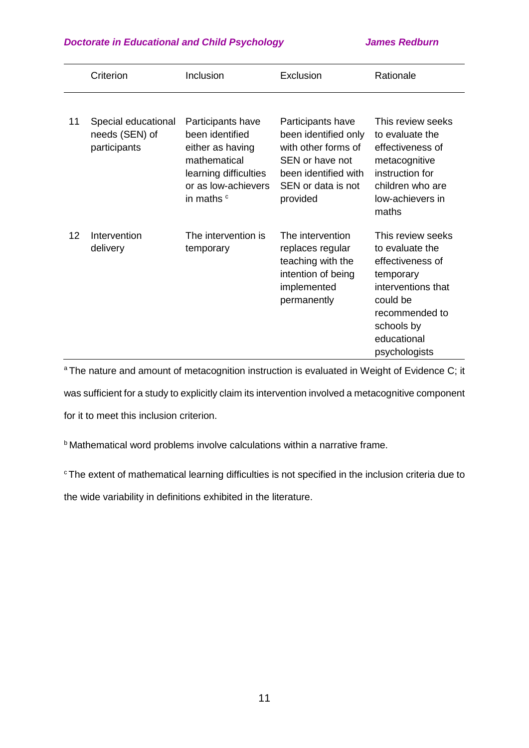| | Criterion | Inclusion | Exclusion | Rationale |
|---|---|---|---|---|
| 11 | Special educational needs (SEN) of participants | Participants have been identified either as having mathematical learning difficulties or as low-achievers in maths [c] | Participants have been identified only with other forms of SEN or have not been identified with SEN or data is not provided | This review seeks to evaluate the effectiveness of metacognitive instruction for children who are low-achievers in maths |
| 12 | Intervention delivery | The intervention is temporary | The intervention replaces regular teaching with the intention of being implemented permanently | This review seeks to evaluate the effectiveness of temporary interventions that could be recommended to schools by educational psychologists |

[a] The nature and amount of metacognition instruction is evaluated in Weight of Evidence C; it was sufficient for a study to explicitly claim its intervention involved a metacognitive component for it to meet this inclusion criterion.

[b] Mathematical word problems involve calculations within a narrative frame.

[c] The extent of mathematical learning difficulties is not specified in the inclusion criteria due to the wide variability in definitions exhibited in the literature.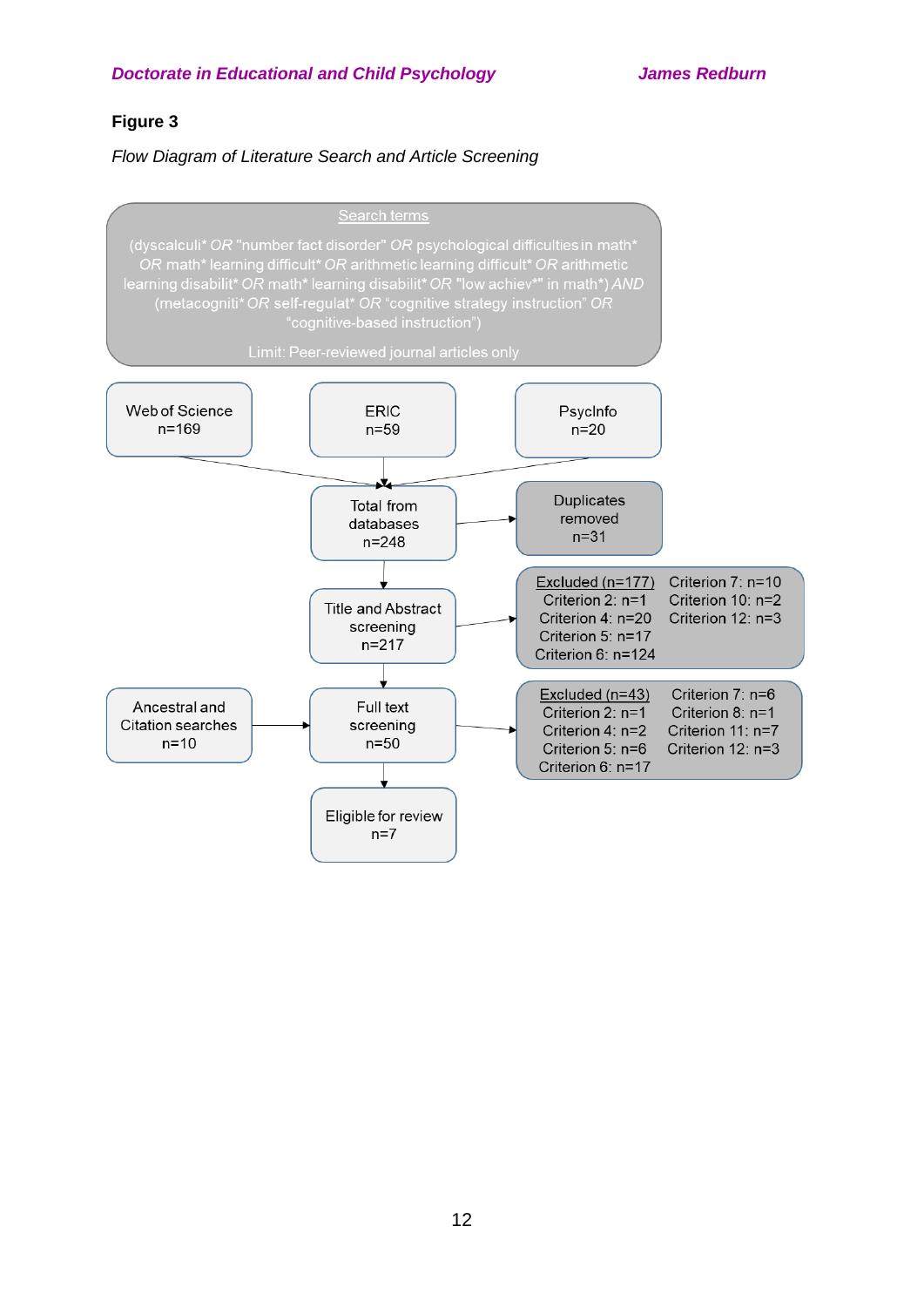**Figure 3**

*Flow Diagram of Literature Search and Article Screening*

Search terms

(dyscalculi* *OR* "number fact disorder" *OR* psychological difficulties in math* *OR* math* learning difficult* *OR* arithmetic learning difficult* *OR* arithmetic learning disabilit* *OR* math* learning disabilit* *OR* "low achiev*" in math*) *AND* (metacogniti* *OR* self-regulat* *OR* "cognitive strategy instruction" *OR* "cognitive-based instruction")

Limit: Peer-reviewed journal articles only

Web of Science n=169

ERIC n=59

PsycInfo n=20

Total from databases n=248 → Duplicates removed n=31

Title and Abstract screening n=217 → Excluded (n=177): Criterion 2: n=1; Criterion 4: n=20; Criterion 5: n=17; Criterion 6: n=124; Criterion 7: n=10; Criterion 10: n=2; Criterion 12: n=3

Ancestral and Citation searches n=10 → Full text screening n=50 → Excluded (n=43): Criterion 2: n=1; Criterion 4: n=2; Criterion 5: n=6; Criterion 6: n=17; Criterion 7: n=6; Criterion 8: n=1; Criterion 11: n=7; Criterion 12: n=3

Eligible for review n=7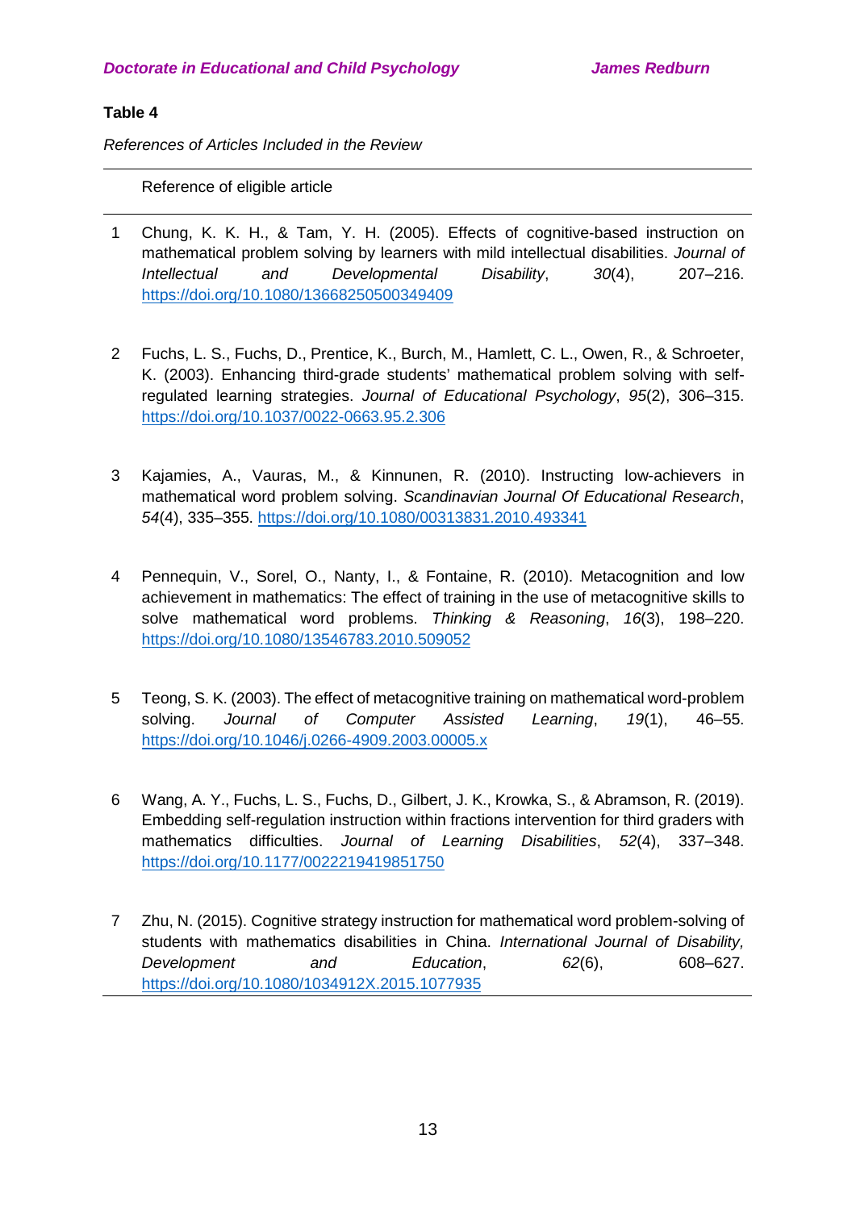**Table 4**

*References of Articles Included in the Review*

| | Reference of eligible article |
|---|---|
| 1 | Chung, K. K. H., & Tam, Y. H. (2005). Effects of cognitive-based instruction on mathematical problem solving by learners with mild intellectual disabilities. *Journal of Intellectual and Developmental Disability*, *30*(4), 207–216. https://doi.org/10.1080/13668250500349409 |
| 2 | Fuchs, L. S., Fuchs, D., Prentice, K., Burch, M., Hamlett, C. L., Owen, R., & Schroeter, K. (2003). Enhancing third-grade students' mathematical problem solving with self-regulated learning strategies. *Journal of Educational Psychology*, *95*(2), 306–315. https://doi.org/10.1037/0022-0663.95.2.306 |
| 3 | Kajamies, A., Vauras, M., & Kinnunen, R. (2010). Instructing low-achievers in mathematical word problem solving. *Scandinavian Journal Of Educational Research*, *54*(4), 335–355. https://doi.org/10.1080/00313831.2010.493341 |
| 4 | Pennequin, V., Sorel, O., Nanty, I., & Fontaine, R. (2010). Metacognition and low achievement in mathematics: The effect of training in the use of metacognitive skills to solve mathematical word problems. *Thinking & Reasoning*, *16*(3), 198–220. https://doi.org/10.1080/13546783.2010.509052 |
| 5 | Teong, S. K. (2003). The effect of metacognitive training on mathematical word-problem solving. *Journal of Computer Assisted Learning*, *19*(1), 46–55. https://doi.org/10.1046/j.0266-4909.2003.00005.x |
| 6 | Wang, A. Y., Fuchs, L. S., Fuchs, D., Gilbert, J. K., Krowka, S., & Abramson, R. (2019). Embedding self-regulation instruction within fractions intervention for third graders with mathematics difficulties. *Journal of Learning Disabilities*, *52*(4), 337–348. https://doi.org/10.1177/0022219419851750 |
| 7 | Zhu, N. (2015). Cognitive strategy instruction for mathematical word problem-solving of students with mathematics disabilities in China. *International Journal of Disability, Development and Education*, *62*(6), 608–627. https://doi.org/10.1080/1034912X.2015.1077935 |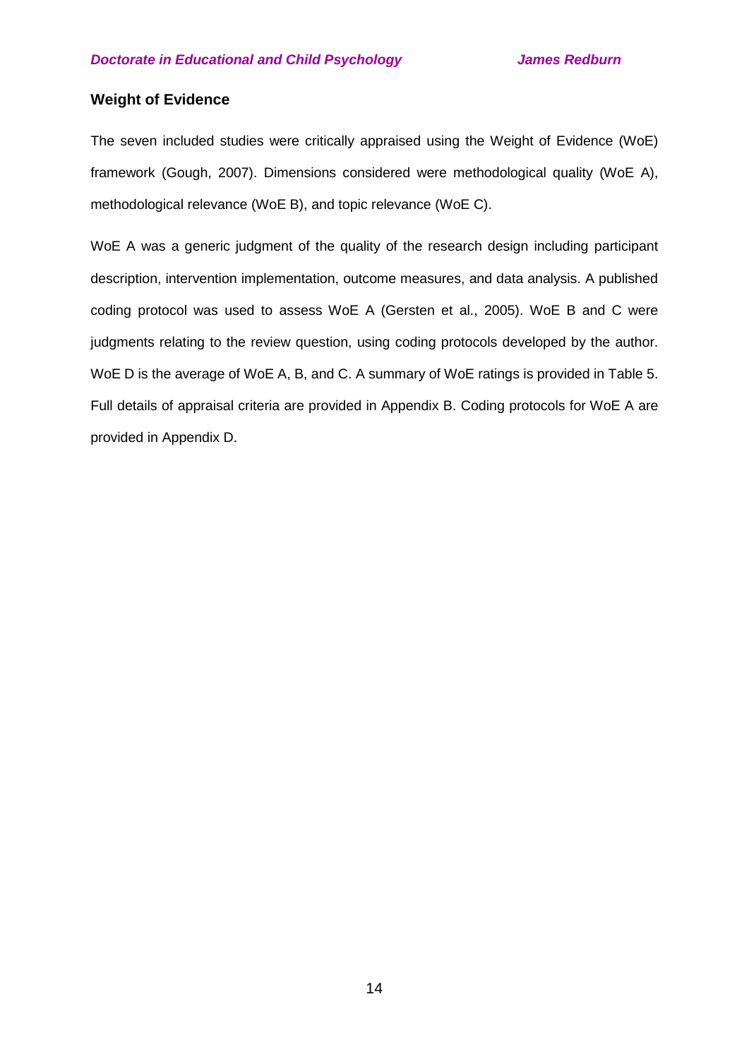## Weight of Evidence

The seven included studies were critically appraised using the Weight of Evidence (WoE) framework (Gough, 2007). Dimensions considered were methodological quality (WoE A), methodological relevance (WoE B), and topic relevance (WoE C).

WoE A was a generic judgment of the quality of the research design including participant description, intervention implementation, outcome measures, and data analysis. A published coding protocol was used to assess WoE A (Gersten et al., 2005). WoE B and C were judgments relating to the review question, using coding protocols developed by the author. WoE D is the average of WoE A, B, and C. A summary of WoE ratings is provided in Table 5. Full details of appraisal criteria are provided in Appendix B. Coding protocols for WoE A are provided in Appendix D.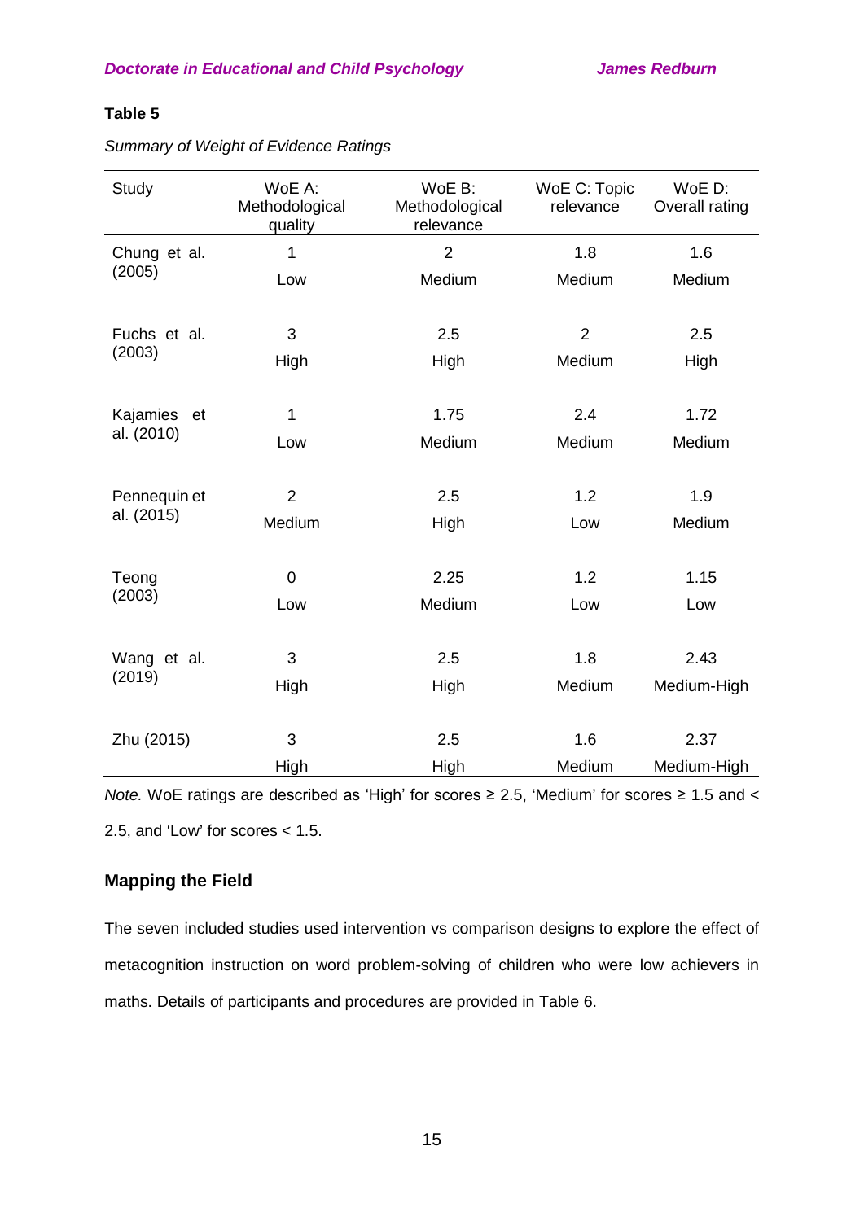**Table 5**

*Summary of Weight of Evidence Ratings*

| Study | WoE A: Methodological quality | WoE B: Methodological relevance | WoE C: Topic relevance | WoE D: Overall rating |
|---|---|---|---|---|
| Chung et al. (2005) | 1<br>Low | 2<br>Medium | 1.8<br>Medium | 1.6<br>Medium |
| Fuchs et al. (2003) | 3<br>High | 2.5<br>High | 2<br>Medium | 2.5<br>High |
| Kajamies et al. (2010) | 1<br>Low | 1.75<br>Medium | 2.4<br>Medium | 1.72<br>Medium |
| Pennequin et al. (2015) | 2<br>Medium | 2.5<br>High | 1.2<br>Low | 1.9<br>Medium |
| Teong (2003) | 0<br>Low | 2.25<br>Medium | 1.2<br>Low | 1.15<br>Low |
| Wang et al. (2019) | 3<br>High | 2.5<br>High | 1.8<br>Medium | 2.43<br>Medium-High |
| Zhu (2015) | 3<br>High | 2.5<br>High | 1.6<br>Medium | 2.37<br>Medium-High |

*Note.* WoE ratings are described as 'High' for scores ≥ 2.5, 'Medium' for scores ≥ 1.5 and < 2.5, and 'Low' for scores < 1.5.

## Mapping the Field

The seven included studies used intervention vs comparison designs to explore the effect of metacognition instruction on word problem-solving of children who were low achievers in maths. Details of participants and procedures are provided in Table 6.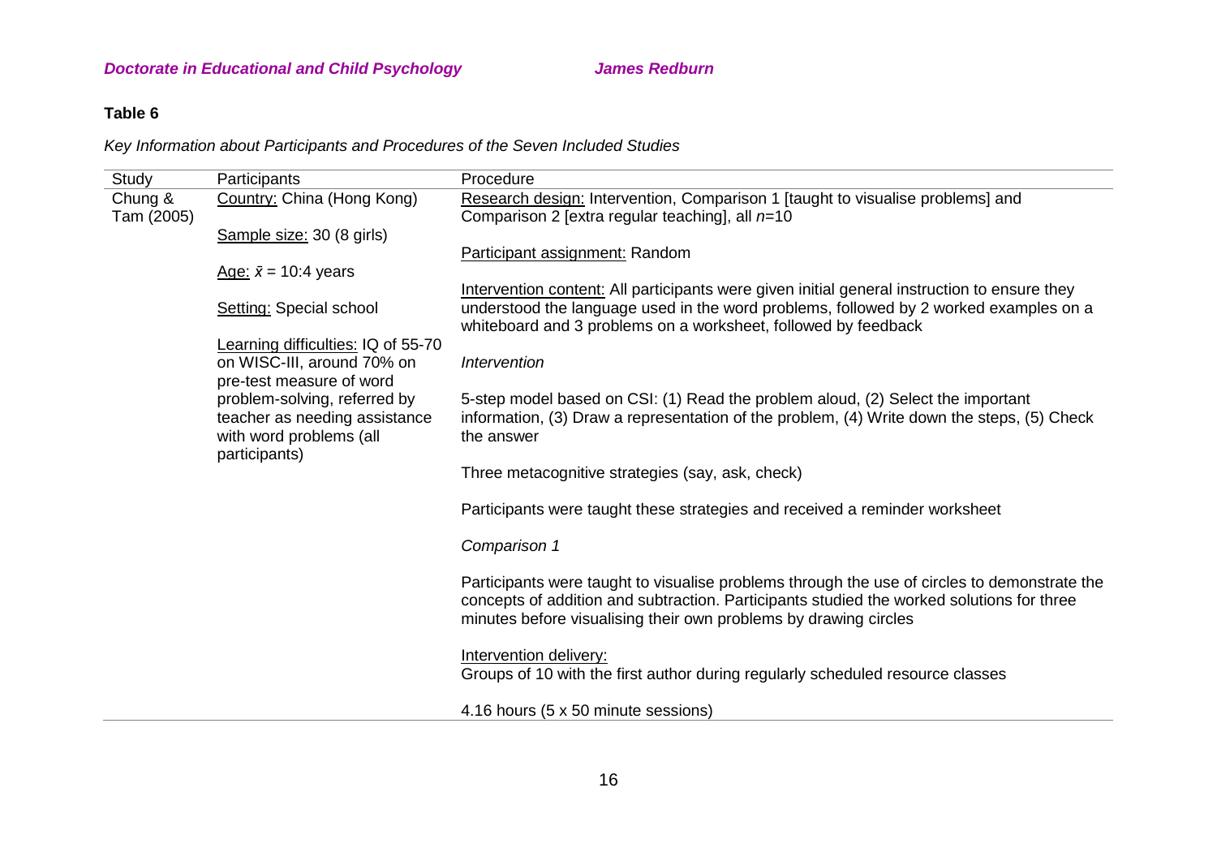**Table 6**

*Key Information about Participants and Procedures of the Seven Included Studies*

| Study | Participants | Procedure |
|---|---|---|
| Chung & Tam (2005) | Country: China (Hong Kong)<br><br>Sample size: 30 (8 girls)<br><br>Age: $\bar{x}$ = 10:4 years<br><br>Setting: Special school<br><br>Learning difficulties: IQ of 55-70 on WISC-III, around 70% on pre-test measure of word problem-solving, referred by teacher as needing assistance with word problems (all participants) | Research design: Intervention, Comparison 1 [taught to visualise problems] and Comparison 2 [extra regular teaching], all *n*=10<br><br>Participant assignment: Random<br><br>Intervention content: All participants were given initial general instruction to ensure they understood the language used in the word problems, followed by 2 worked examples on a whiteboard and 3 problems on a worksheet, followed by feedback<br><br>*Intervention*<br><br>5-step model based on CSI: (1) Read the problem aloud, (2) Select the important information, (3) Draw a representation of the problem, (4) Write down the steps, (5) Check the answer<br><br>Three metacognitive strategies (say, ask, check)<br><br>Participants were taught these strategies and received a reminder worksheet<br><br>*Comparison 1*<br><br>Participants were taught to visualise problems through the use of circles to demonstrate the concepts of addition and subtraction. Participants studied the worked solutions for three minutes before visualising their own problems by drawing circles<br><br>Intervention delivery:<br>Groups of 10 with the first author during regularly scheduled resource classes<br><br>4.16 hours (5 x 50 minute sessions) |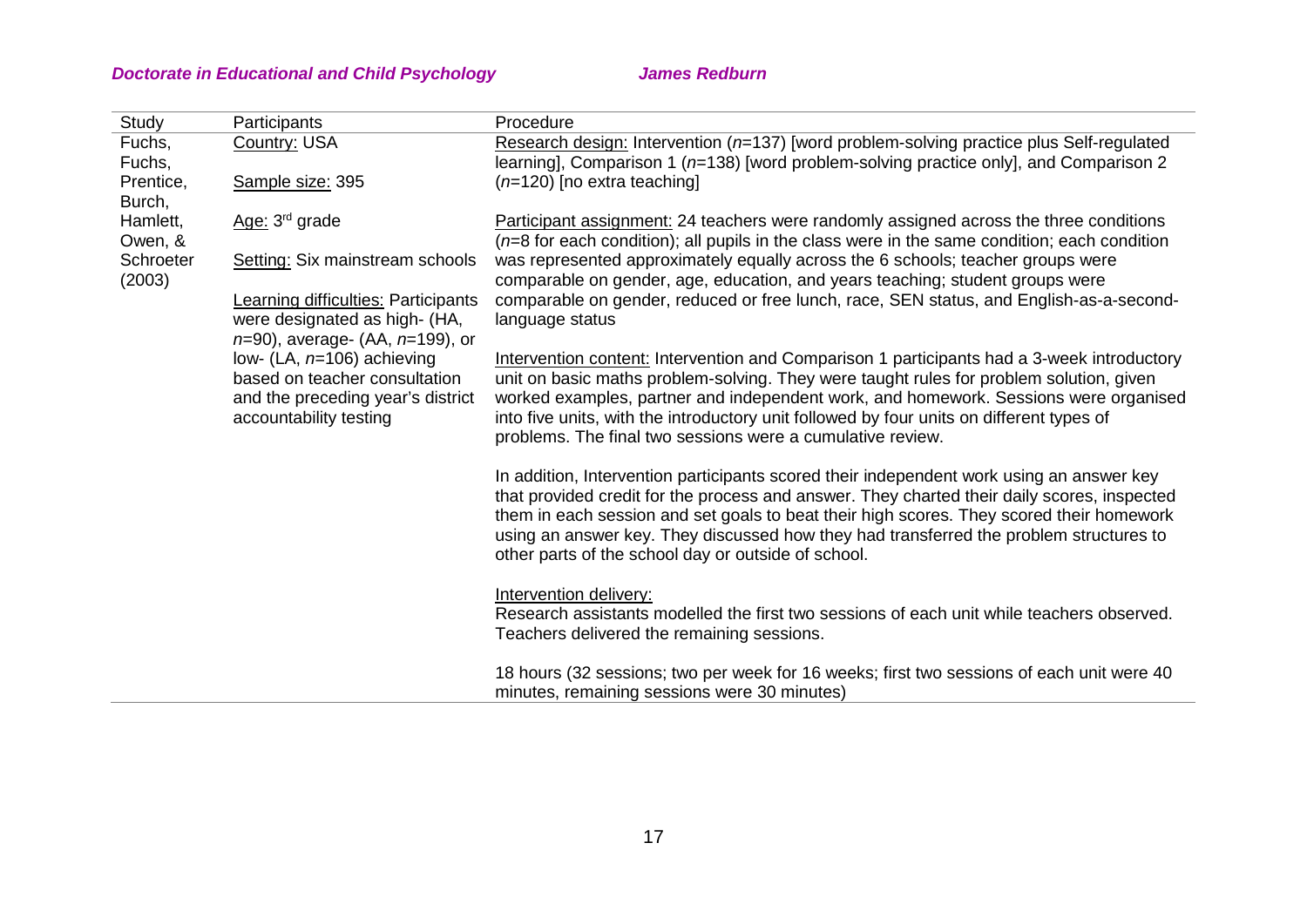| Study | Participants | Procedure |
|---|---|---|
| Fuchs, Fuchs, Prentice, Burch, Hamlett, Owen, & Schroeter (2003) | Country: USA<br><br>Sample size: 395<br><br>Age: 3rd grade<br><br>Setting: Six mainstream schools<br><br>Learning difficulties: Participants were designated as high- (HA, $n$=90), average- (AA, $n$=199), or low- (LA, $n$=106) achieving based on teacher consultation and the preceding year's district accountability testing | Research design: Intervention ($n$=137) [word problem-solving practice plus Self-regulated learning], Comparison 1 ($n$=138) [word problem-solving practice only], and Comparison 2 ($n$=120) [no extra teaching]<br><br>Participant assignment: 24 teachers were randomly assigned across the three conditions ($n$=8 for each condition); all pupils in the class were in the same condition; each condition was represented approximately equally across the 6 schools; teacher groups were comparable on gender, age, education, and years teaching; student groups were comparable on gender, reduced or free lunch, race, SEN status, and English-as-a-second-language status<br><br>Intervention content: Intervention and Comparison 1 participants had a 3-week introductory unit on basic maths problem-solving. They were taught rules for problem solution, given worked examples, partner and independent work, and homework. Sessions were organised into five units, with the introductory unit followed by four units on different types of problems. The final two sessions were a cumulative review.<br><br>In addition, Intervention participants scored their independent work using an answer key that provided credit for the process and answer. They charted their daily scores, inspected them in each session and set goals to beat their high scores. They scored their homework using an answer key. They discussed how they had transferred the problem structures to other parts of the school day or outside of school.<br><br>Intervention delivery:<br>Research assistants modelled the first two sessions of each unit while teachers observed. Teachers delivered the remaining sessions.<br><br>18 hours (32 sessions; two per week for 16 weeks; first two sessions of each unit were 40 minutes, remaining sessions were 30 minutes) |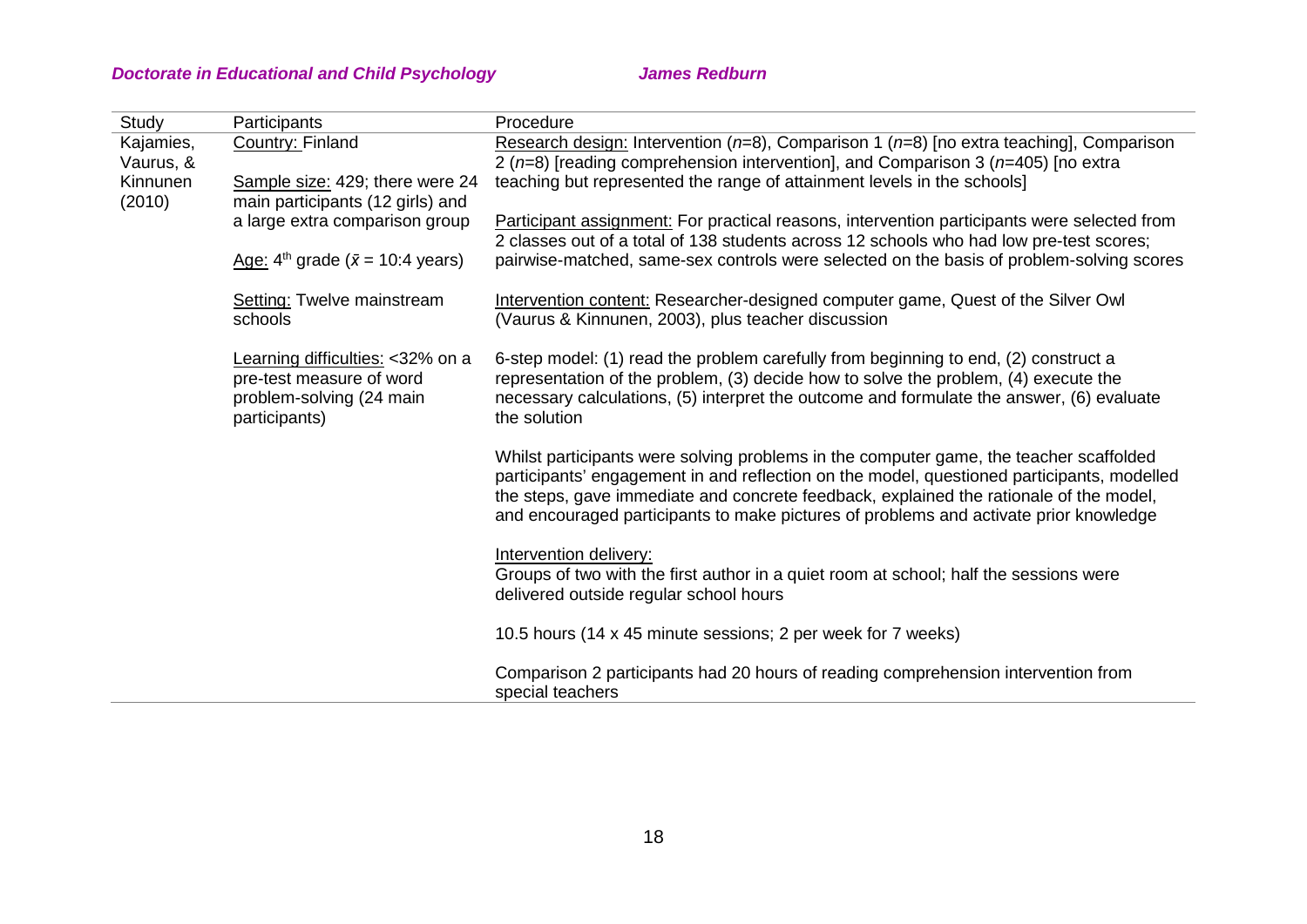| Study | Participants | Procedure |
|---|---|---|
| Kajamies, Vaurus, & Kinnunen (2010) | Country: Finland<br><br>Sample size: 429; there were 24 main participants (12 girls) and a large extra comparison group<br><br>Age: $4^{th}$ grade ($\bar{x}$ = 10:4 years)<br><br>Setting: Twelve mainstream schools<br><br>Learning difficulties: <32% on a pre-test measure of word problem-solving (24 main participants) | Research design: Intervention (*n*=8), Comparison 1 (*n*=8) [no extra teaching], Comparison 2 (*n*=8) [reading comprehension intervention], and Comparison 3 (*n*=405) [no extra teaching but represented the range of attainment levels in the schools]<br><br>Participant assignment: For practical reasons, intervention participants were selected from 2 classes out of a total of 138 students across 12 schools who had low pre-test scores; pairwise-matched, same-sex controls were selected on the basis of problem-solving scores<br><br>Intervention content: Researcher-designed computer game, Quest of the Silver Owl (Vaurus & Kinnunen, 2003), plus teacher discussion<br><br>6-step model: (1) read the problem carefully from beginning to end, (2) construct a representation of the problem, (3) decide how to solve the problem, (4) execute the necessary calculations, (5) interpret the outcome and formulate the answer, (6) evaluate the solution<br><br>Whilst participants were solving problems in the computer game, the teacher scaffolded participants' engagement in and reflection on the model, questioned participants, modelled the steps, gave immediate and concrete feedback, explained the rationale of the model, and encouraged participants to make pictures of problems and activate prior knowledge<br><br>Intervention delivery:<br>Groups of two with the first author in a quiet room at school; half the sessions were delivered outside regular school hours<br><br>10.5 hours (14 x 45 minute sessions; 2 per week for 7 weeks)<br><br>Comparison 2 participants had 20 hours of reading comprehension intervention from special teachers |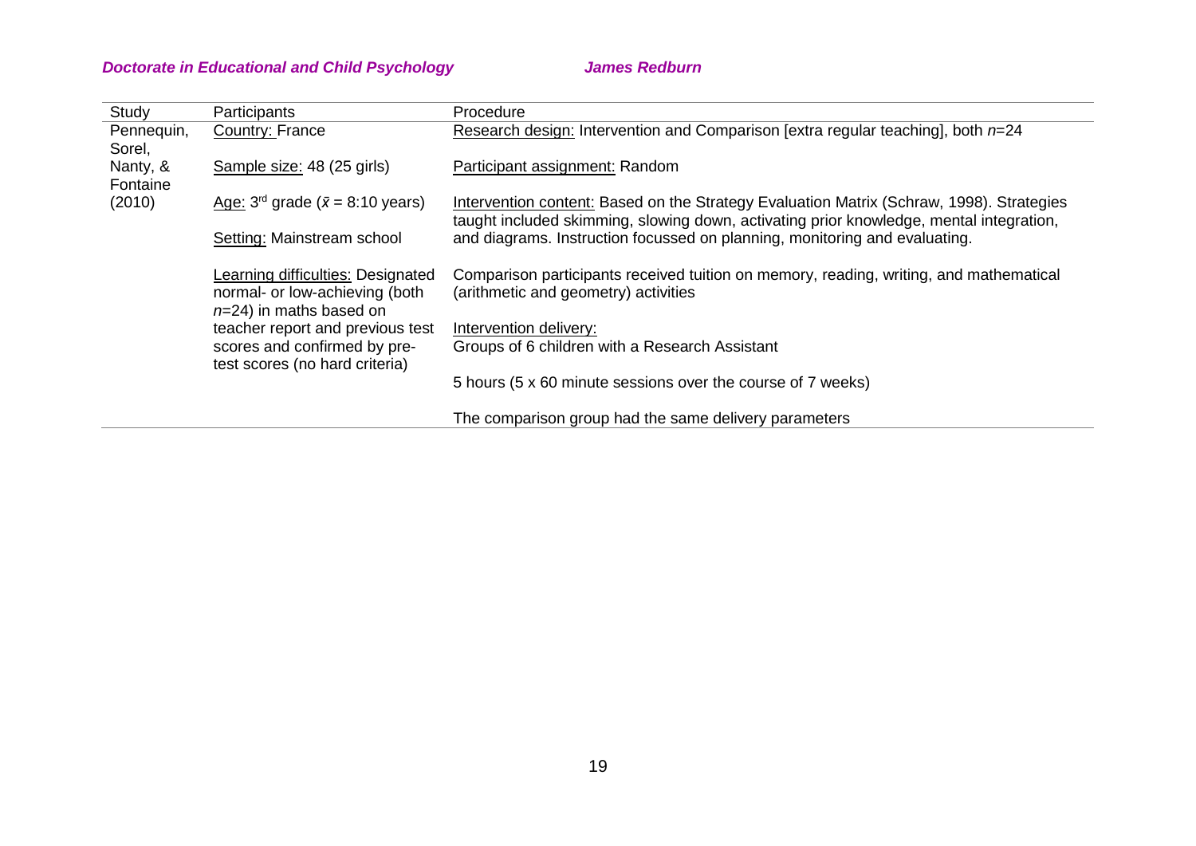| Study | Participants | Procedure |
|---|---|---|
| Pennequin, Sorel, Nanty, & Fontaine (2010) | Country: France<br><br>Sample size: 48 (25 girls)<br><br>Age: 3rd grade ($\bar{x}$ = 8:10 years)<br><br>Setting: Mainstream school<br><br>Learning difficulties: Designated normal- or low-achieving (both $n$=24) in maths based on teacher report and previous test scores and confirmed by pre-test scores (no hard criteria) | Research design: Intervention and Comparison [extra regular teaching], both $n$=24<br><br>Participant assignment: Random<br><br>Intervention content: Based on the Strategy Evaluation Matrix (Schraw, 1998). Strategies taught included skimming, slowing down, activating prior knowledge, mental integration, and diagrams. Instruction focussed on planning, monitoring and evaluating.<br><br>Comparison participants received tuition on memory, reading, writing, and mathematical (arithmetic and geometry) activities<br><br>Intervention delivery:<br>Groups of 6 children with a Research Assistant<br><br>5 hours (5 x 60 minute sessions over the course of 7 weeks)<br><br>The comparison group had the same delivery parameters |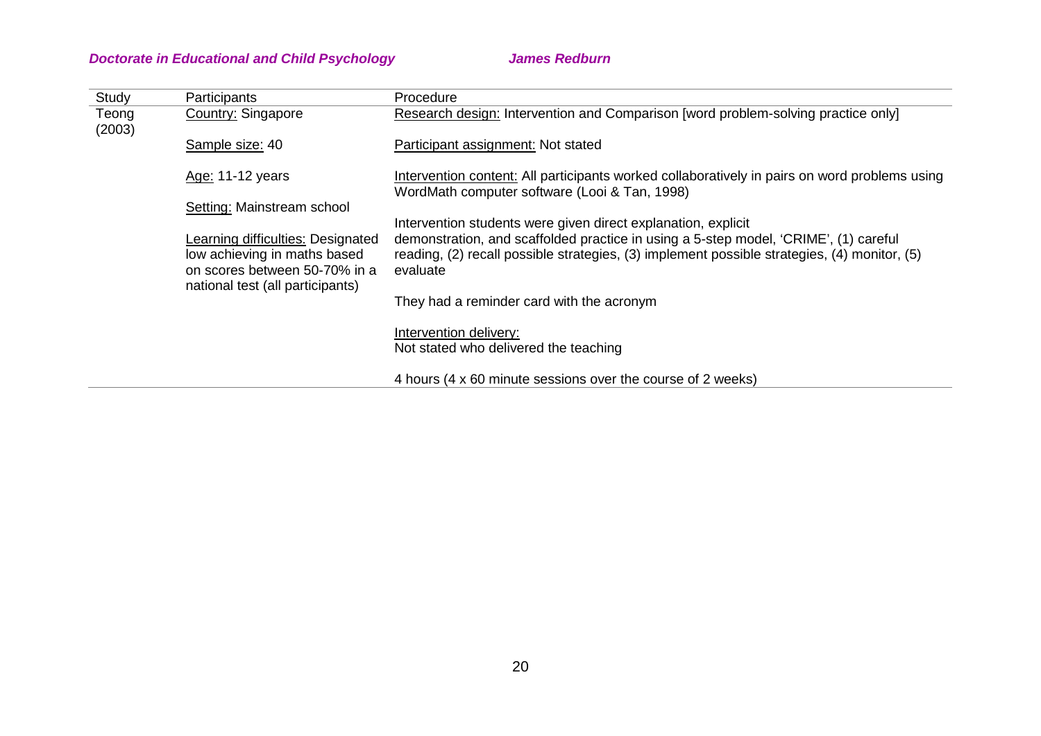| Study | Participants | Procedure |
|---|---|---|
| Teong (2003) | <u>Country:</u> Singapore<br><br><u>Sample size:</u> 40<br><br><u>Age:</u> 11-12 years<br><br><u>Setting:</u> Mainstream school<br><br><u>Learning difficulties:</u> Designated low achieving in maths based on scores between 50-70% in a national test (all participants) | <u>Research design:</u> Intervention and Comparison [word problem-solving practice only]<br><br><u>Participant assignment:</u> Not stated<br><br><u>Intervention content:</u> All participants worked collaboratively in pairs on word problems using WordMath computer software (Looi & Tan, 1998)<br><br>Intervention students were given direct explanation, explicit demonstration, and scaffolded practice in using a 5-step model, 'CRIME', (1) careful reading, (2) recall possible strategies, (3) implement possible strategies, (4) monitor, (5) evaluate<br><br>They had a reminder card with the acronym<br><br><u>Intervention delivery:</u><br>Not stated who delivered the teaching<br><br>4 hours (4 x 60 minute sessions over the course of 2 weeks) |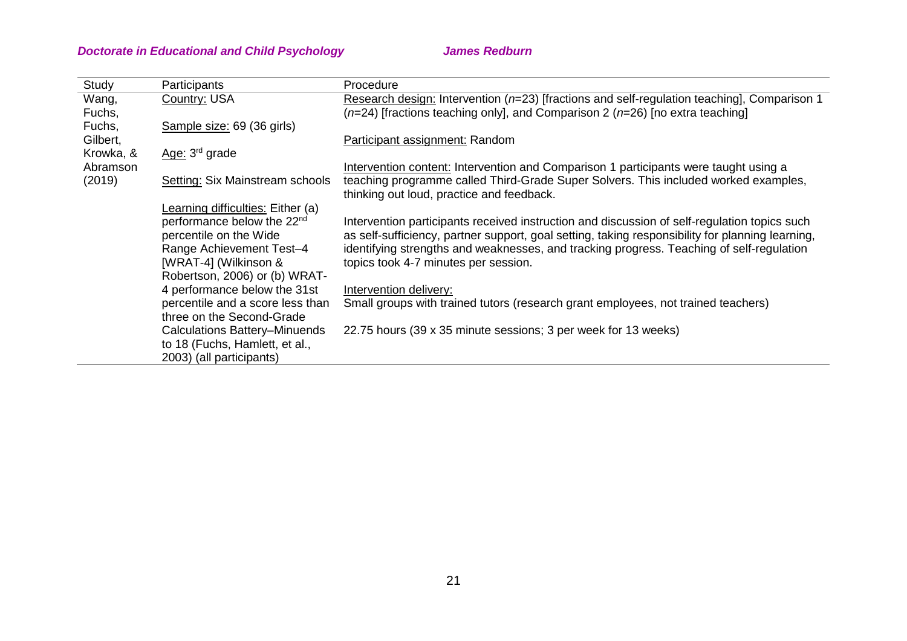| Study | Participants | Procedure |
|---|---|---|
| Wang, Fuchs, Fuchs, Gilbert, Krowka, & Abramson (2019) | Country: USA<br><br>Sample size: 69 (36 girls)<br><br>Age: 3rd grade<br><br>Setting: Six Mainstream schools<br><br>Learning difficulties: Either (a) performance below the 22nd percentile on the Wide Range Achievement Test–4 [WRAT-4] (Wilkinson & Robertson, 2006) or (b) WRAT-4 performance below the 31st percentile and a score less than three on the Second-Grade Calculations Battery–Minuends to 18 (Fuchs, Hamlett, et al., 2003) (all participants) | Research design: Intervention (*n*=23) [fractions and self-regulation teaching], Comparison 1 (*n*=24) [fractions teaching only], and Comparison 2 (*n*=26) [no extra teaching]<br><br>Participant assignment: Random<br><br>Intervention content: Intervention and Comparison 1 participants were taught using a teaching programme called Third-Grade Super Solvers. This included worked examples, thinking out loud, practice and feedback.<br><br>Intervention participants received instruction and discussion of self-regulation topics such as self-sufficiency, partner support, goal setting, taking responsibility for planning learning, identifying strengths and weaknesses, and tracking progress. Teaching of self-regulation topics took 4-7 minutes per session.<br><br>Intervention delivery:<br>Small groups with trained tutors (research grant employees, not trained teachers)<br><br>22.75 hours (39 x 35 minute sessions; 3 per week for 13 weeks) |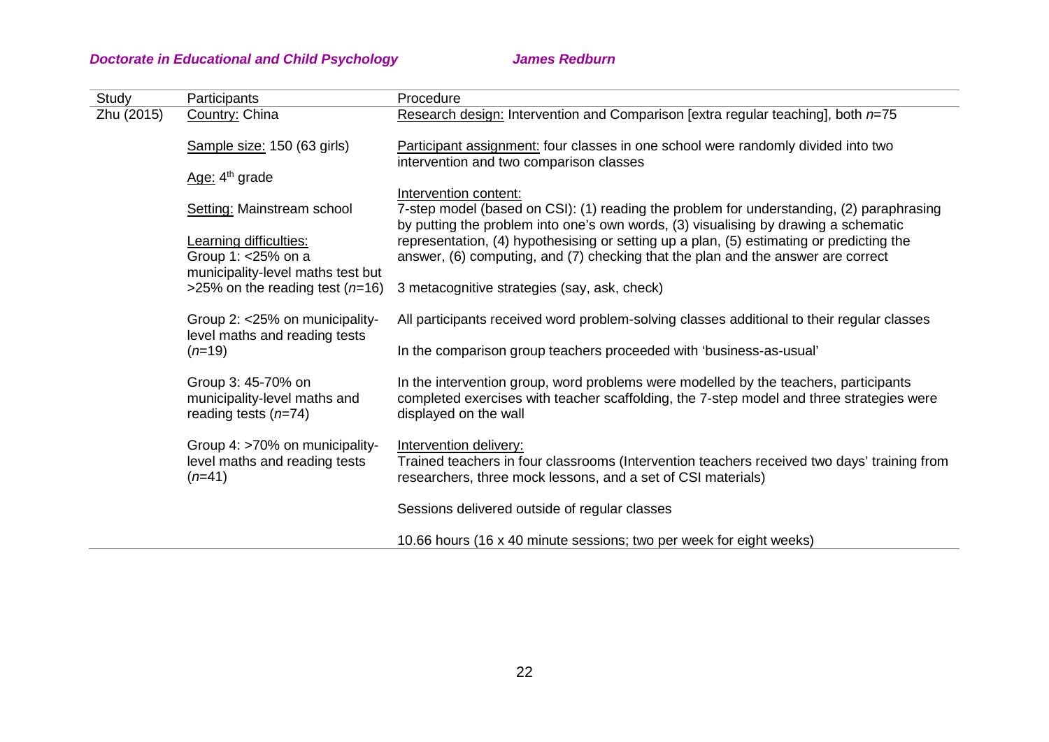| Study | Participants | Procedure |
|---|---|---|
| Zhu (2015) | Country: China<br><br>Sample size: 150 (63 girls)<br><br>Age: 4th grade<br><br>Setting: Mainstream school<br><br>Learning difficulties:<br>Group 1: <25% on a municipality-level maths test but >25% on the reading test (*n*=16)<br><br>Group 2: <25% on municipality-level maths and reading tests (*n*=19)<br><br>Group 3: 45-70% on municipality-level maths and reading tests (*n*=74)<br><br>Group 4: >70% on municipality-level maths and reading tests (*n*=41) | Research design: Intervention and Comparison [extra regular teaching], both *n*=75<br><br>Participant assignment: four classes in one school were randomly divided into two intervention and two comparison classes<br><br>Intervention content:<br>7-step model (based on CSI): (1) reading the problem for understanding, (2) paraphrasing by putting the problem into one's own words, (3) visualising by drawing a schematic representation, (4) hypothesising or setting up a plan, (5) estimating or predicting the answer, (6) computing, and (7) checking that the plan and the answer are correct<br><br>3 metacognitive strategies (say, ask, check)<br><br>All participants received word problem-solving classes additional to their regular classes<br><br>In the comparison group teachers proceeded with 'business-as-usual'<br><br>In the intervention group, word problems were modelled by the teachers, participants completed exercises with teacher scaffolding, the 7-step model and three strategies were displayed on the wall<br><br>Intervention delivery:<br>Trained teachers in four classrooms (Intervention teachers received two days' training from researchers, three mock lessons, and a set of CSI materials)<br><br>Sessions delivered outside of regular classes<br><br>10.66 hours (16 x 40 minute sessions; two per week for eight weeks) |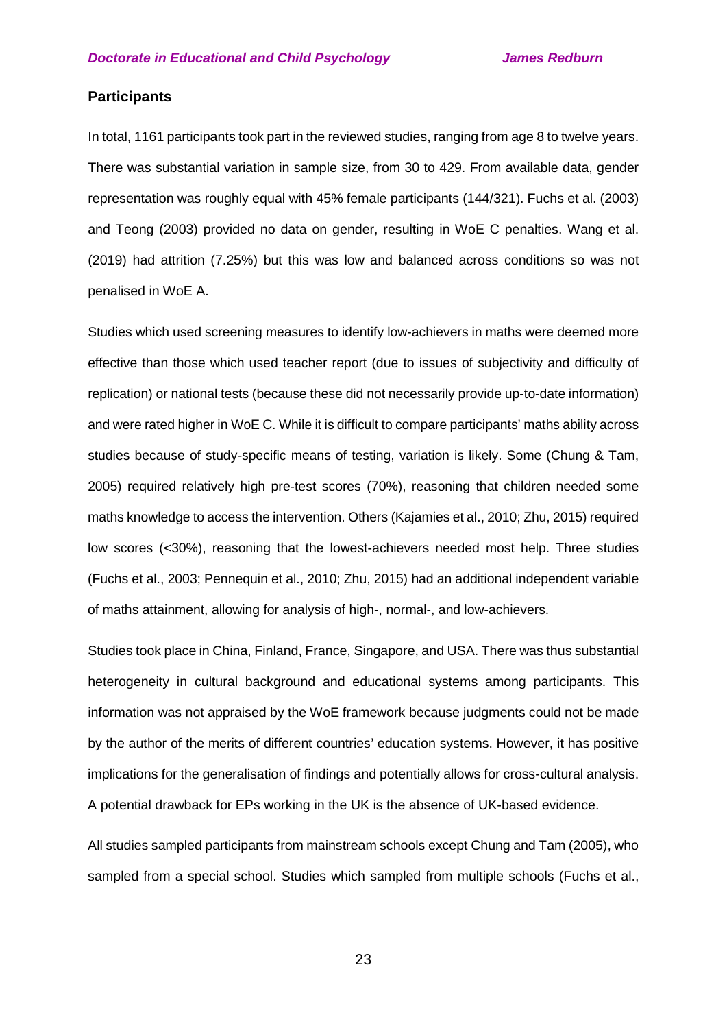## Participants

In total, 1161 participants took part in the reviewed studies, ranging from age 8 to twelve years. There was substantial variation in sample size, from 30 to 429. From available data, gender representation was roughly equal with 45% female participants (144/321). Fuchs et al. (2003) and Teong (2003) provided no data on gender, resulting in WoE C penalties. Wang et al. (2019) had attrition (7.25%) but this was low and balanced across conditions so was not penalised in WoE A.

Studies which used screening measures to identify low-achievers in maths were deemed more effective than those which used teacher report (due to issues of subjectivity and difficulty of replication) or national tests (because these did not necessarily provide up-to-date information) and were rated higher in WoE C. While it is difficult to compare participants' maths ability across studies because of study-specific means of testing, variation is likely. Some (Chung & Tam, 2005) required relatively high pre-test scores (70%), reasoning that children needed some maths knowledge to access the intervention. Others (Kajamies et al., 2010; Zhu, 2015) required low scores (<30%), reasoning that the lowest-achievers needed most help. Three studies (Fuchs et al., 2003; Pennequin et al., 2010; Zhu, 2015) had an additional independent variable of maths attainment, allowing for analysis of high-, normal-, and low-achievers.

Studies took place in China, Finland, France, Singapore, and USA. There was thus substantial heterogeneity in cultural background and educational systems among participants. This information was not appraised by the WoE framework because judgments could not be made by the author of the merits of different countries' education systems. However, it has positive implications for the generalisation of findings and potentially allows for cross-cultural analysis. A potential drawback for EPs working in the UK is the absence of UK-based evidence.

All studies sampled participants from mainstream schools except Chung and Tam (2005), who sampled from a special school. Studies which sampled from multiple schools (Fuchs et al.,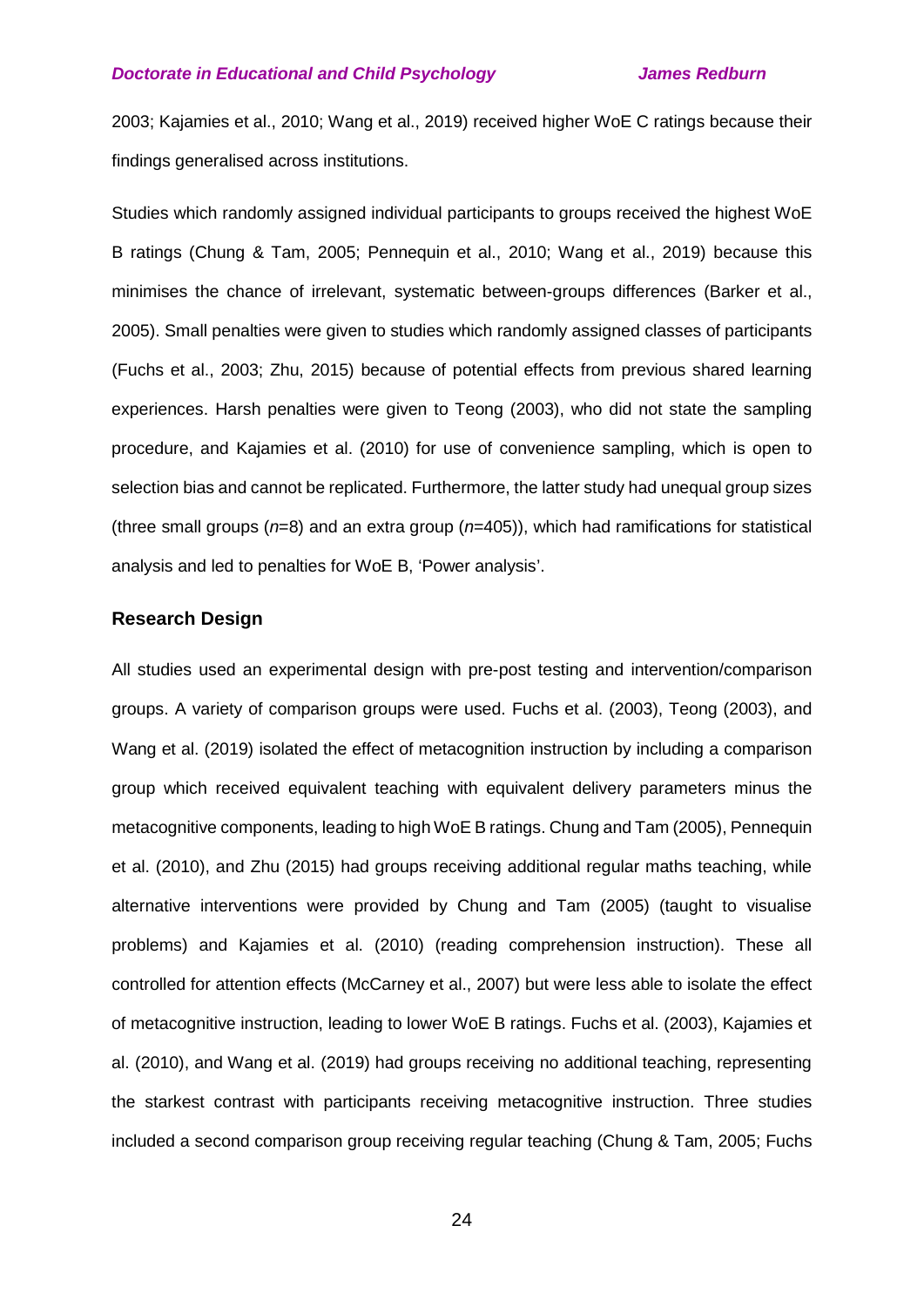2003; Kajamies et al., 2010; Wang et al., 2019) received higher WoE C ratings because their findings generalised across institutions.

Studies which randomly assigned individual participants to groups received the highest WoE B ratings (Chung & Tam, 2005; Pennequin et al., 2010; Wang et al., 2019) because this minimises the chance of irrelevant, systematic between-groups differences (Barker et al., 2005). Small penalties were given to studies which randomly assigned classes of participants (Fuchs et al., 2003; Zhu, 2015) because of potential effects from previous shared learning experiences. Harsh penalties were given to Teong (2003), who did not state the sampling procedure, and Kajamies et al. (2010) for use of convenience sampling, which is open to selection bias and cannot be replicated. Furthermore, the latter study had unequal group sizes (three small groups ($n$=8) and an extra group ($n$=405)), which had ramifications for statistical analysis and led to penalties for WoE B, 'Power analysis'.

## Research Design

All studies used an experimental design with pre-post testing and intervention/comparison groups. A variety of comparison groups were used. Fuchs et al. (2003), Teong (2003), and Wang et al. (2019) isolated the effect of metacognition instruction by including a comparison group which received equivalent teaching with equivalent delivery parameters minus the metacognitive components, leading to high WoE B ratings. Chung and Tam (2005), Pennequin et al. (2010), and Zhu (2015) had groups receiving additional regular maths teaching, while alternative interventions were provided by Chung and Tam (2005) (taught to visualise problems) and Kajamies et al. (2010) (reading comprehension instruction). These all controlled for attention effects (McCarney et al., 2007) but were less able to isolate the effect of metacognitive instruction, leading to lower WoE B ratings. Fuchs et al. (2003), Kajamies et al. (2010), and Wang et al. (2019) had groups receiving no additional teaching, representing the starkest contrast with participants receiving metacognitive instruction. Three studies included a second comparison group receiving regular teaching (Chung & Tam, 2005; Fuchs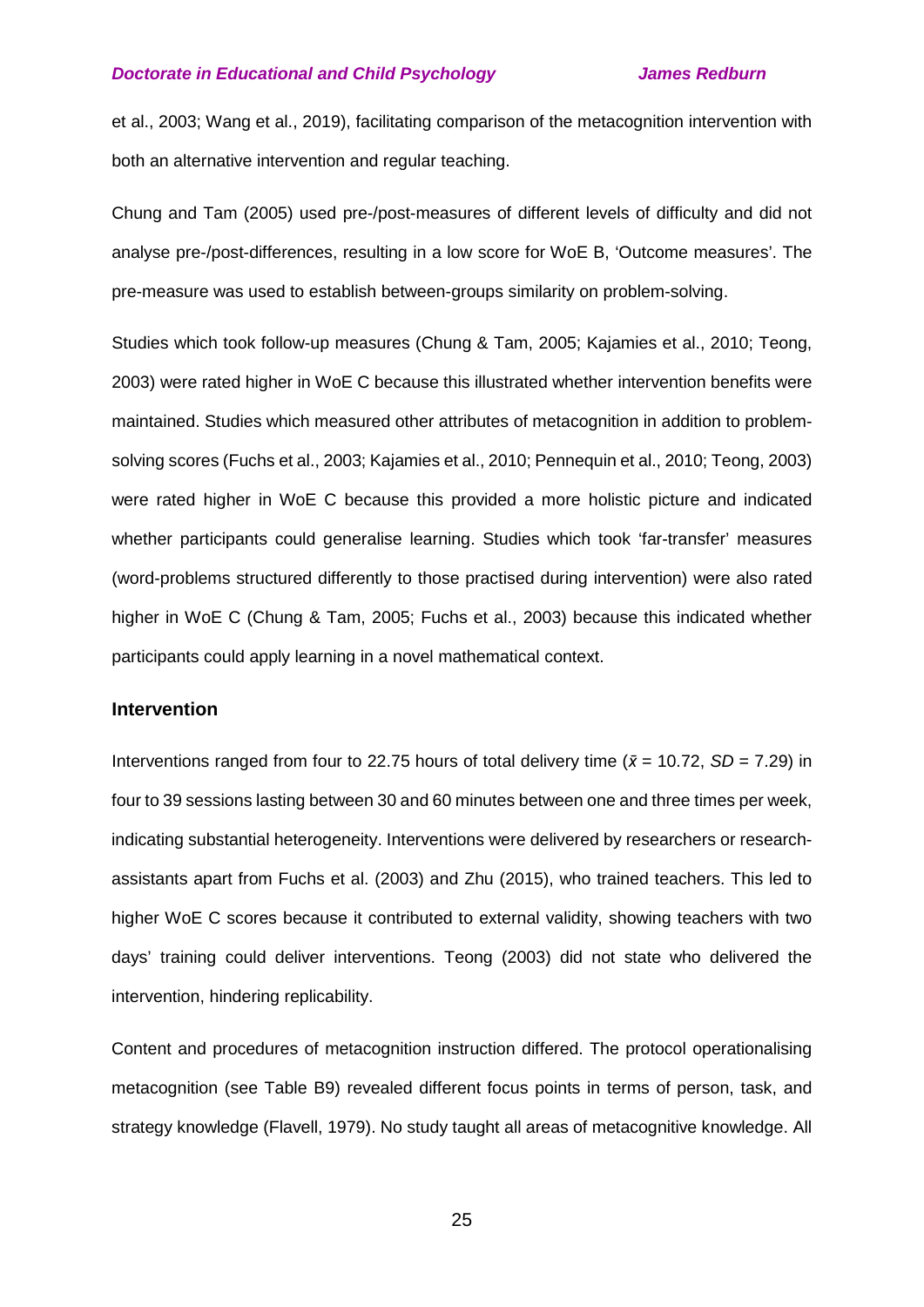et al., 2003; Wang et al., 2019), facilitating comparison of the metacognition intervention with both an alternative intervention and regular teaching.

Chung and Tam (2005) used pre-/post-measures of different levels of difficulty and did not analyse pre-/post-differences, resulting in a low score for WoE B, 'Outcome measures'. The pre-measure was used to establish between-groups similarity on problem-solving.

Studies which took follow-up measures (Chung & Tam, 2005; Kajamies et al., 2010; Teong, 2003) were rated higher in WoE C because this illustrated whether intervention benefits were maintained. Studies which measured other attributes of metacognition in addition to problem-solving scores (Fuchs et al., 2003; Kajamies et al., 2010; Pennequin et al., 2010; Teong, 2003) were rated higher in WoE C because this provided a more holistic picture and indicated whether participants could generalise learning. Studies which took 'far-transfer' measures (word-problems structured differently to those practised during intervention) were also rated higher in WoE C (Chung & Tam, 2005; Fuchs et al., 2003) because this indicated whether participants could apply learning in a novel mathematical context.

### Intervention

Interventions ranged from four to 22.75 hours of total delivery time ($\bar{x}$ = 10.72, *SD* = 7.29) in four to 39 sessions lasting between 30 and 60 minutes between one and three times per week, indicating substantial heterogeneity. Interventions were delivered by researchers or research-assistants apart from Fuchs et al. (2003) and Zhu (2015), who trained teachers. This led to higher WoE C scores because it contributed to external validity, showing teachers with two days' training could deliver interventions. Teong (2003) did not state who delivered the intervention, hindering replicability.

Content and procedures of metacognition instruction differed. The protocol operationalising metacognition (see Table B9) revealed different focus points in terms of person, task, and strategy knowledge (Flavell, 1979). No study taught all areas of metacognitive knowledge. All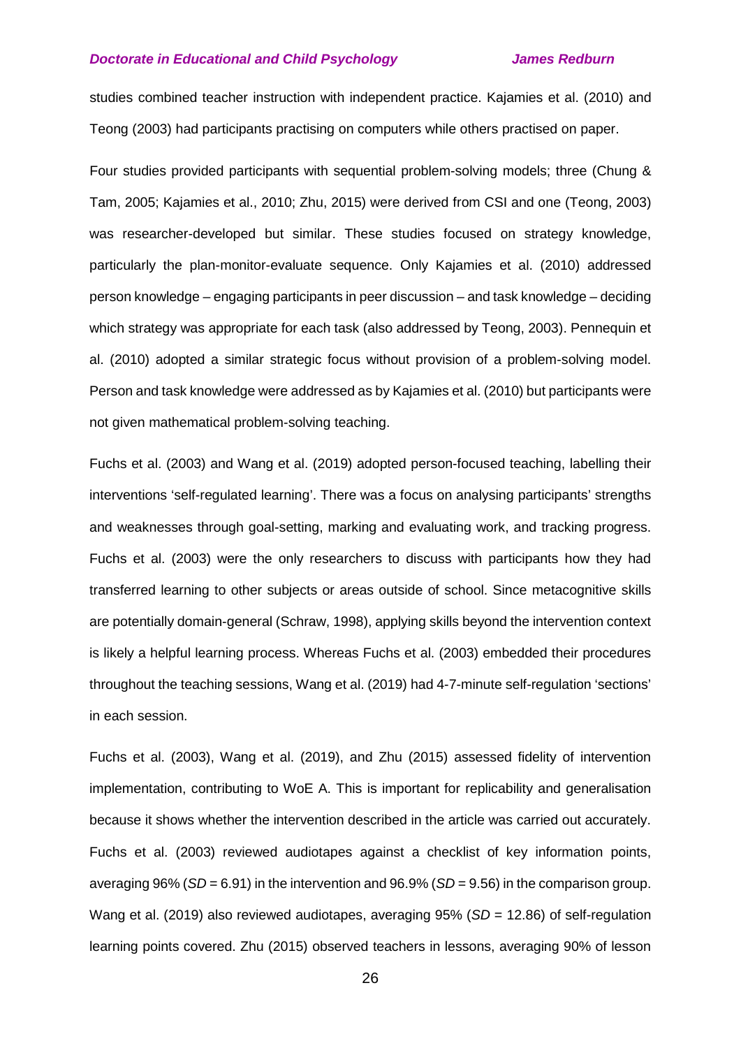studies combined teacher instruction with independent practice. Kajamies et al. (2010) and Teong (2003) had participants practising on computers while others practised on paper.

Four studies provided participants with sequential problem-solving models; three (Chung & Tam, 2005; Kajamies et al., 2010; Zhu, 2015) were derived from CSI and one (Teong, 2003) was researcher-developed but similar. These studies focused on strategy knowledge, particularly the plan-monitor-evaluate sequence. Only Kajamies et al. (2010) addressed person knowledge – engaging participants in peer discussion – and task knowledge – deciding which strategy was appropriate for each task (also addressed by Teong, 2003). Pennequin et al. (2010) adopted a similar strategic focus without provision of a problem-solving model. Person and task knowledge were addressed as by Kajamies et al. (2010) but participants were not given mathematical problem-solving teaching.

Fuchs et al. (2003) and Wang et al. (2019) adopted person-focused teaching, labelling their interventions 'self-regulated learning'. There was a focus on analysing participants' strengths and weaknesses through goal-setting, marking and evaluating work, and tracking progress. Fuchs et al. (2003) were the only researchers to discuss with participants how they had transferred learning to other subjects or areas outside of school. Since metacognitive skills are potentially domain-general (Schraw, 1998), applying skills beyond the intervention context is likely a helpful learning process. Whereas Fuchs et al. (2003) embedded their procedures throughout the teaching sessions, Wang et al. (2019) had 4-7-minute self-regulation 'sections' in each session.

Fuchs et al. (2003), Wang et al. (2019), and Zhu (2015) assessed fidelity of intervention implementation, contributing to WoE A. This is important for replicability and generalisation because it shows whether the intervention described in the article was carried out accurately. Fuchs et al. (2003) reviewed audiotapes against a checklist of key information points, averaging 96% (*SD* = 6.91) in the intervention and 96.9% (*SD* = 9.56) in the comparison group. Wang et al. (2019) also reviewed audiotapes, averaging 95% (*SD* = 12.86) of self-regulation learning points covered. Zhu (2015) observed teachers in lessons, averaging 90% of lesson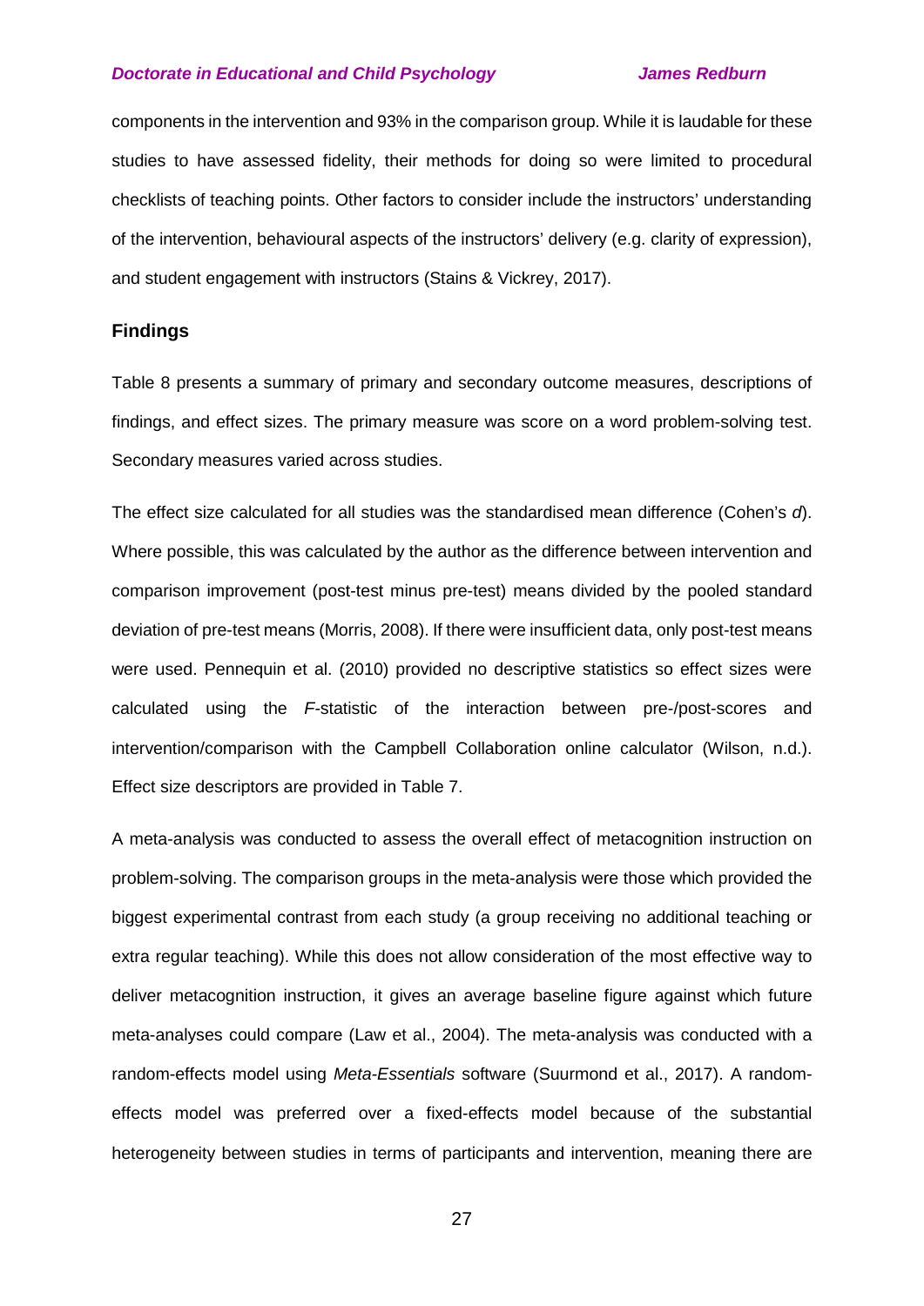components in the intervention and 93% in the comparison group. While it is laudable for these studies to have assessed fidelity, their methods for doing so were limited to procedural checklists of teaching points. Other factors to consider include the instructors' understanding of the intervention, behavioural aspects of the instructors' delivery (e.g. clarity of expression), and student engagement with instructors (Stains & Vickrey, 2017).

## Findings

Table 8 presents a summary of primary and secondary outcome measures, descriptions of findings, and effect sizes. The primary measure was score on a word problem-solving test. Secondary measures varied across studies.

The effect size calculated for all studies was the standardised mean difference (Cohen's *d*). Where possible, this was calculated by the author as the difference between intervention and comparison improvement (post-test minus pre-test) means divided by the pooled standard deviation of pre-test means (Morris, 2008). If there were insufficient data, only post-test means were used. Pennequin et al. (2010) provided no descriptive statistics so effect sizes were calculated using the *F*-statistic of the interaction between pre-/post-scores and intervention/comparison with the Campbell Collaboration online calculator (Wilson, n.d.). Effect size descriptors are provided in Table 7.

A meta-analysis was conducted to assess the overall effect of metacognition instruction on problem-solving. The comparison groups in the meta-analysis were those which provided the biggest experimental contrast from each study (a group receiving no additional teaching or extra regular teaching). While this does not allow consideration of the most effective way to deliver metacognition instruction, it gives an average baseline figure against which future meta-analyses could compare (Law et al., 2004). The meta-analysis was conducted with a random-effects model using *Meta-Essentials* software (Suurmond et al., 2017). A random-effects model was preferred over a fixed-effects model because of the substantial heterogeneity between studies in terms of participants and intervention, meaning there are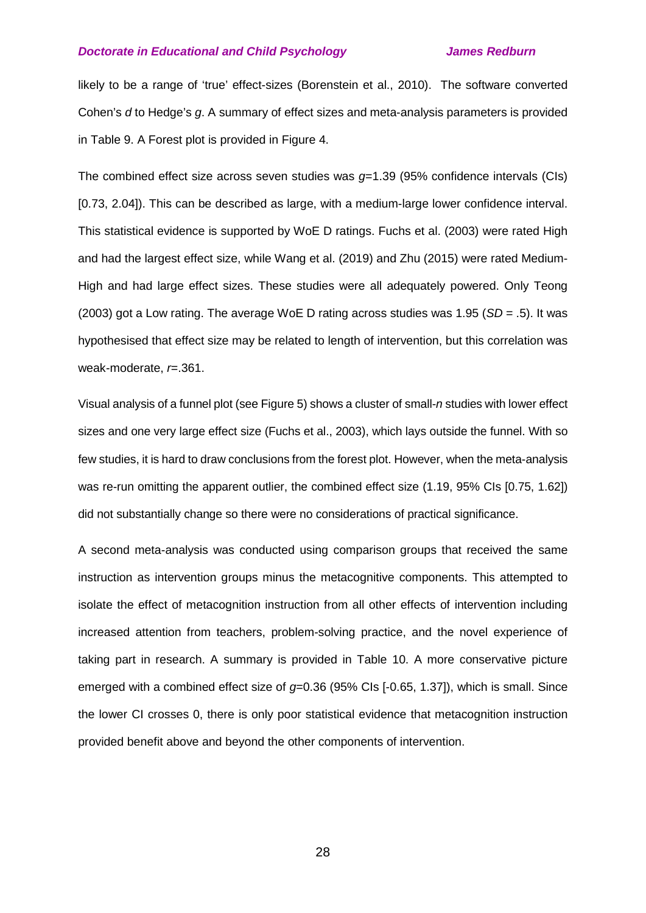likely to be a range of 'true' effect-sizes (Borenstein et al., 2010). The software converted Cohen's *d* to Hedge's *g*. A summary of effect sizes and meta-analysis parameters is provided in Table 9. A Forest plot is provided in Figure 4.

The combined effect size across seven studies was $g$=1.39 (95% confidence intervals (CIs) [0.73, 2.04]). This can be described as large, with a medium-large lower confidence interval. This statistical evidence is supported by WoE D ratings. Fuchs et al. (2003) were rated High and had the largest effect size, while Wang et al. (2019) and Zhu (2015) were rated Medium-High and had large effect sizes. These studies were all adequately powered. Only Teong (2003) got a Low rating. The average WoE D rating across studies was 1.95 ($SD$ = .5). It was hypothesised that effect size may be related to length of intervention, but this correlation was weak-moderate, $r$=.361.

Visual analysis of a funnel plot (see Figure 5) shows a cluster of small-*n* studies with lower effect sizes and one very large effect size (Fuchs et al., 2003), which lays outside the funnel. With so few studies, it is hard to draw conclusions from the forest plot. However, when the meta-analysis was re-run omitting the apparent outlier, the combined effect size (1.19, 95% CIs [0.75, 1.62]) did not substantially change so there were no considerations of practical significance.

A second meta-analysis was conducted using comparison groups that received the same instruction as intervention groups minus the metacognitive components. This attempted to isolate the effect of metacognition instruction from all other effects of intervention including increased attention from teachers, problem-solving practice, and the novel experience of taking part in research. A summary is provided in Table 10. A more conservative picture emerged with a combined effect size of $g$=0.36 (95% CIs [-0.65, 1.37]), which is small. Since the lower CI crosses 0, there is only poor statistical evidence that metacognition instruction provided benefit above and beyond the other components of intervention.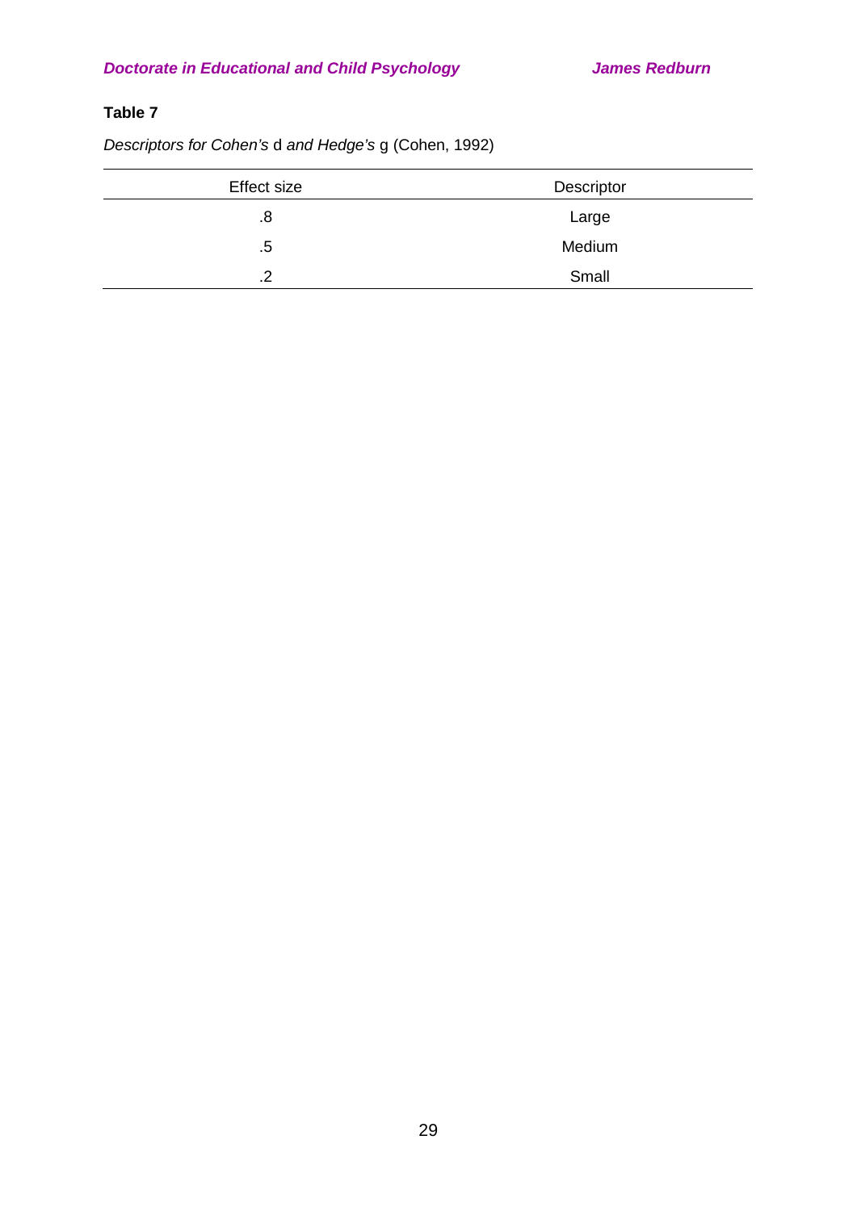**Table 7**

*Descriptors for Cohen's* d *and Hedge's* g (Cohen, 1992)

| Effect size | Descriptor |
|---|---|
| .8 | Large |
| .5 | Medium |
| .2 | Small |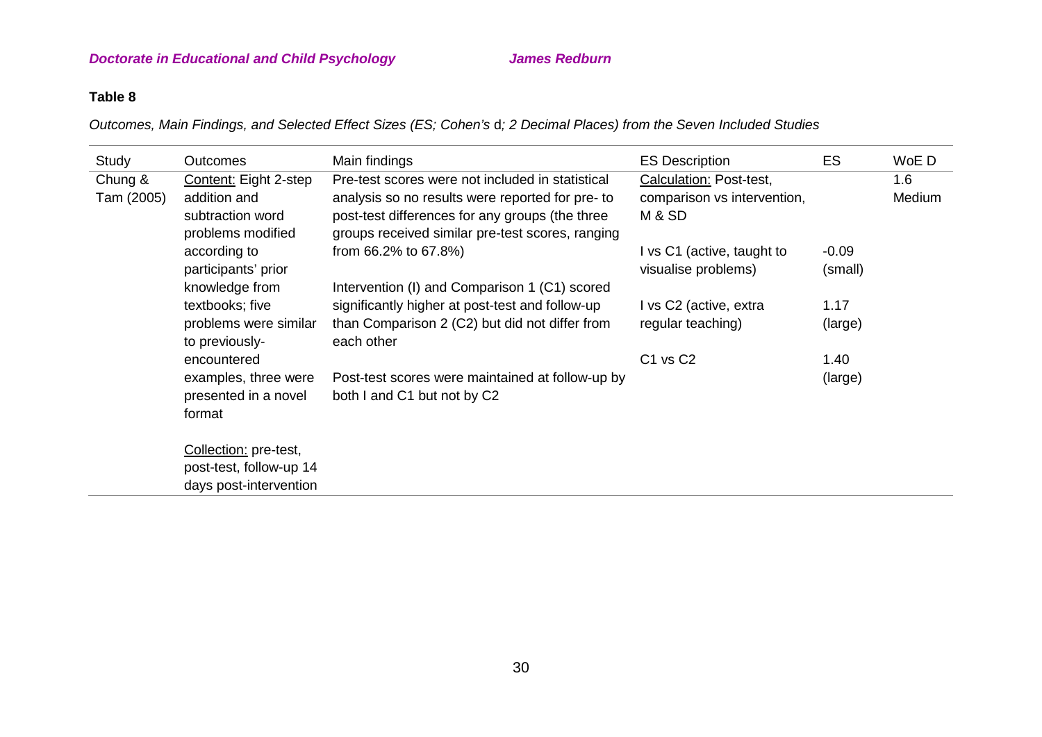**Table 8**

*Outcomes, Main Findings, and Selected Effect Sizes (ES; Cohen's* d*; 2 Decimal Places) from the Seven Included Studies*

| Study | Outcomes | Main findings | ES Description | ES | WoE D |
|---|---|---|---|---|---|
| Chung & Tam (2005) | <u>Content:</u> Eight 2-step addition and subtraction word problems modified according to participants' prior knowledge from textbooks; five problems were similar to previously-encountered examples, three were presented in a novel format<br><br><u>Collection:</u> pre-test, post-test, follow-up 14 days post-intervention | Pre-test scores were not included in statistical analysis so no results were reported for pre- to post-test differences for any groups (the three groups received similar pre-test scores, ranging from 66.2% to 67.8%)<br><br>Intervention (I) and Comparison 1 (C1) scored significantly higher at post-test and follow-up than Comparison 2 (C2) but did not differ from each other<br><br>Post-test scores were maintained at follow-up by both I and C1 but not by C2 | <u>Calculation:</u> Post-test, comparison vs intervention, M & SD<br><br>I vs C1 (active, taught to visualise problems)<br><br>I vs C2 (active, extra regular teaching)<br><br>C1 vs C2 | <br><br><br>-0.09 (small)<br><br>1.17 (large)<br><br>1.40 (large) | 1.6 Medium |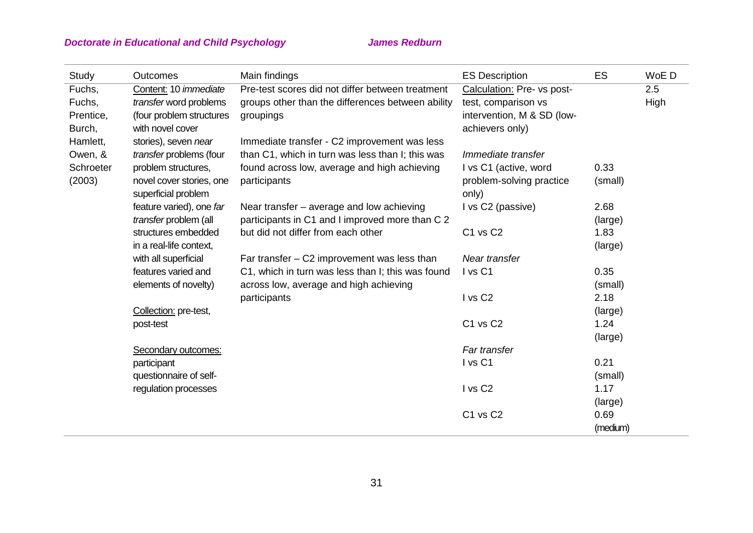| Study | Outcomes | Main findings | ES Description | ES | WoE D |
|---|---|---|---|---|---|
| Fuchs, Fuchs, Prentice, Burch, Hamlett, Owen, & Schroeter (2003) | <u>Content:</u> 10 *immediate transfer* word problems (four problem structures with novel cover stories), seven *near transfer* problems (four problem structures, novel cover stories, one superficial problem feature varied), one *far transfer* problem (all structures embedded in a real-life context, with all superficial features varied and elements of novelty)<br><br><u>Collection:</u> pre-test, post-test<br><br><u>Secondary outcomes:</u> participant questionnaire of self-regulation processes | Pre-test scores did not differ between treatment groups other than the differences between ability groupings<br><br>Immediate transfer - C2 improvement was less than C1, which in turn was less than I; this was found across low, average and high achieving participants<br><br>Near transfer – average and low achieving participants in C1 and I improved more than C 2 but did not differ from each other<br><br>Far transfer – C2 improvement was less than C1, which in turn was less than I; this was found across low, average and high achieving participants | <u>Calculation:</u> Pre- vs post-test, comparison vs intervention, M & SD (low-achievers only) | | 2.5 High |
| | | | *Immediate transfer* | | |
| | | | I vs C1 (active, word problem-solving practice only) | 0.33 (small) | |
| | | | I vs C2 (passive) | 2.68 (large) | |
| | | | C1 vs C2 | 1.83 (large) | |
| | | | *Near transfer* | | |
| | | | I vs C1 | 0.35 (small) | |
| | | | I vs C2 | 2.18 (large) | |
| | | | C1 vs C2 | 1.24 (large) | |
| | | | *Far transfer* | | |
| | | | I vs C1 | 0.21 (small) | |
| | | | I vs C2 | 1.17 (large) | |
| | | | C1 vs C2 | 0.69 (medium) | |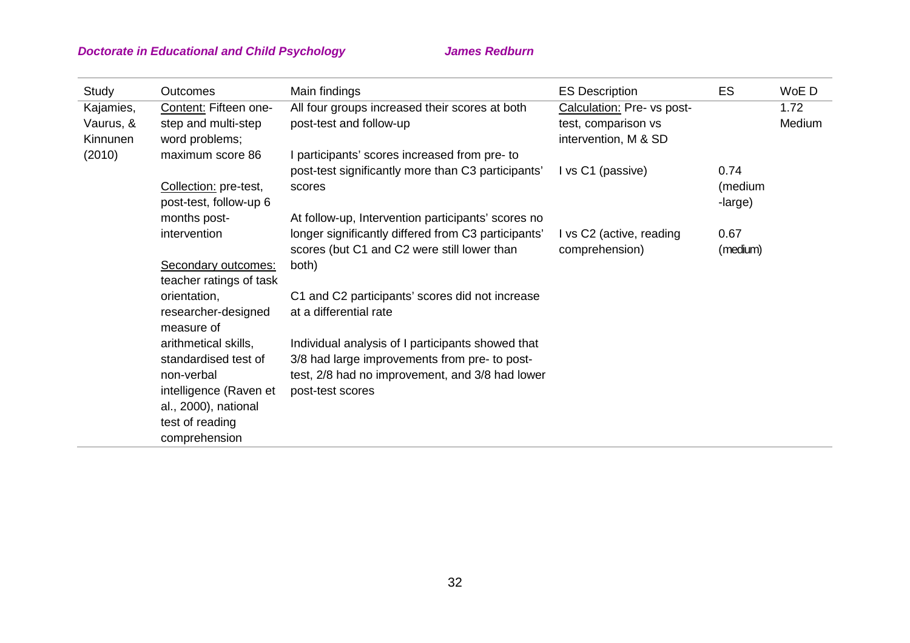| Study | Outcomes | Main findings | ES Description | ES | WoE D |
|---|---|---|---|---|---|
| Kajamies, Vaurus, & Kinnunen (2010) | Content: Fifteen one-step and multi-step word problems; maximum score 86<br><br>Collection: pre-test, post-test, follow-up 6 months post-intervention<br><br>Secondary outcomes: teacher ratings of task orientation, researcher-designed measure of arithmetical skills, standardised test of non-verbal intelligence (Raven et al., 2000), national test of reading comprehension | All four groups increased their scores at both post-test and follow-up<br><br>I participants' scores increased from pre- to post-test significantly more than C3 participants' scores<br><br>At follow-up, Intervention participants' scores no longer significantly differed from C3 participants' scores (but C1 and C2 were still lower than both)<br><br>C1 and C2 participants' scores did not increase at a differential rate<br><br>Individual analysis of I participants showed that 3/8 had large improvements from pre- to post-test, 2/8 had no improvement, and 3/8 had lower post-test scores | Calculation: Pre- vs post-test, comparison vs intervention, M & SD<br><br>I vs C1 (passive)<br><br>I vs C2 (active, reading comprehension) | <br><br><br>0.74 (medium-large)<br><br>0.67 (medium) | 1.72 Medium |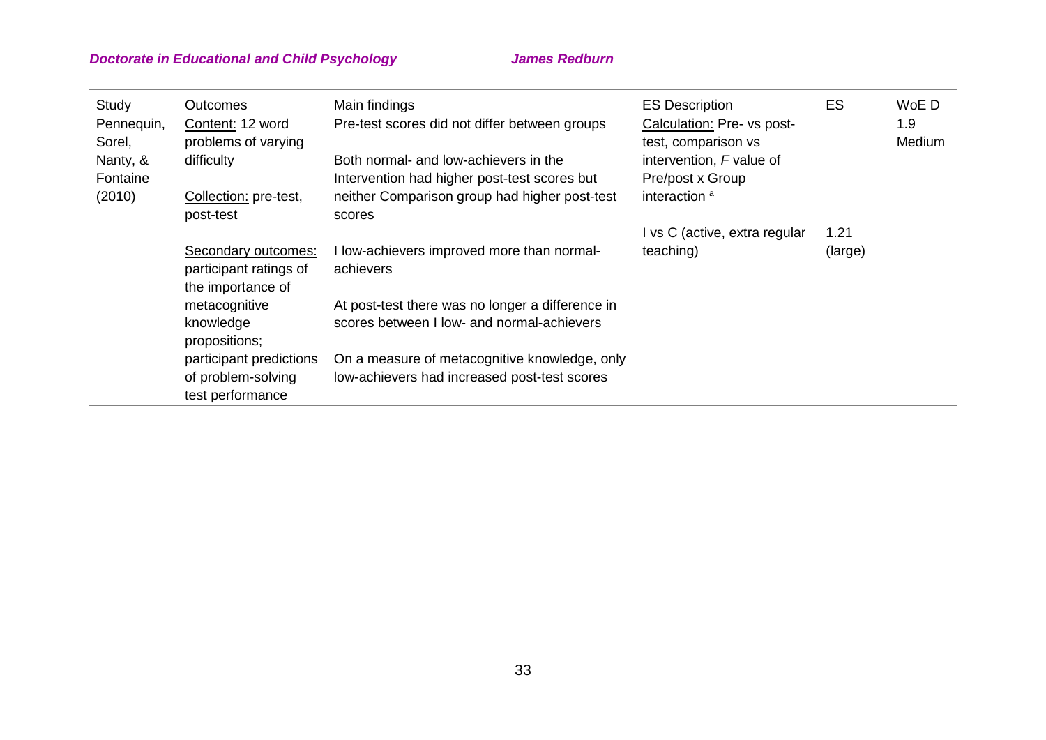| Study | Outcomes | Main findings | ES Description | ES | WoE D |
|---|---|---|---|---|---|
| Pennequin, Sorel, Nanty, & Fontaine (2010) | Content: 12 word problems of varying difficulty<br><br>Collection: pre-test, post-test<br><br>Secondary outcomes: participant ratings of the importance of metacognitive knowledge propositions; participant predictions of problem-solving test performance | Pre-test scores did not differ between groups<br><br>Both normal- and low-achievers in the Intervention had higher post-test scores but neither Comparison group had higher post-test scores<br><br>I low-achievers improved more than normal-achievers<br><br>At post-test there was no longer a difference in scores between I low- and normal-achievers<br><br>On a measure of metacognitive knowledge, only low-achievers had increased post-test scores | Calculation: Pre- vs post-test, comparison vs intervention, *F* value of Pre/post x Group interaction [a]<br><br>I vs C (active, extra regular teaching) | 1.21 (large) | 1.9 Medium |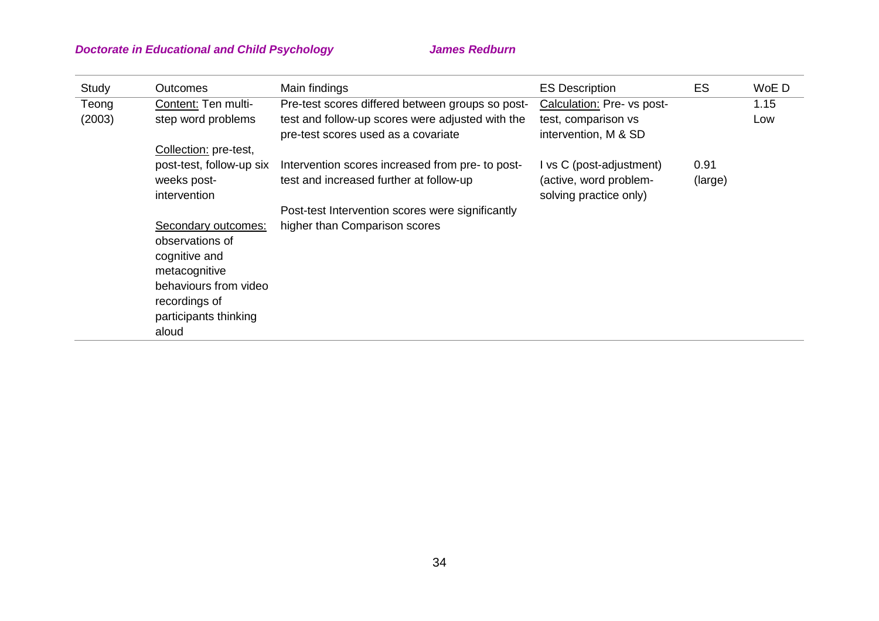| Study | Outcomes | Main findings | ES Description | ES | WoE D |
|---|---|---|---|---|---|
| Teong (2003) | Content: Ten multi-step word problems<br><br>Collection: pre-test, post-test, follow-up six weeks post-intervention<br><br>Secondary outcomes: observations of cognitive and metacognitive behaviours from video recordings of participants thinking aloud | Pre-test scores differed between groups so post-test and follow-up scores were adjusted with the pre-test scores used as a covariate<br><br>Intervention scores increased from pre- to post-test and increased further at follow-up<br><br>Post-test Intervention scores were significantly higher than Comparison scores | Calculation: Pre- vs post-test, comparison vs intervention, M & SD<br><br>I vs C (post-adjustment) (active, word problem-solving practice only) | <br><br><br><br>0.91 (large) | 1.15 Low |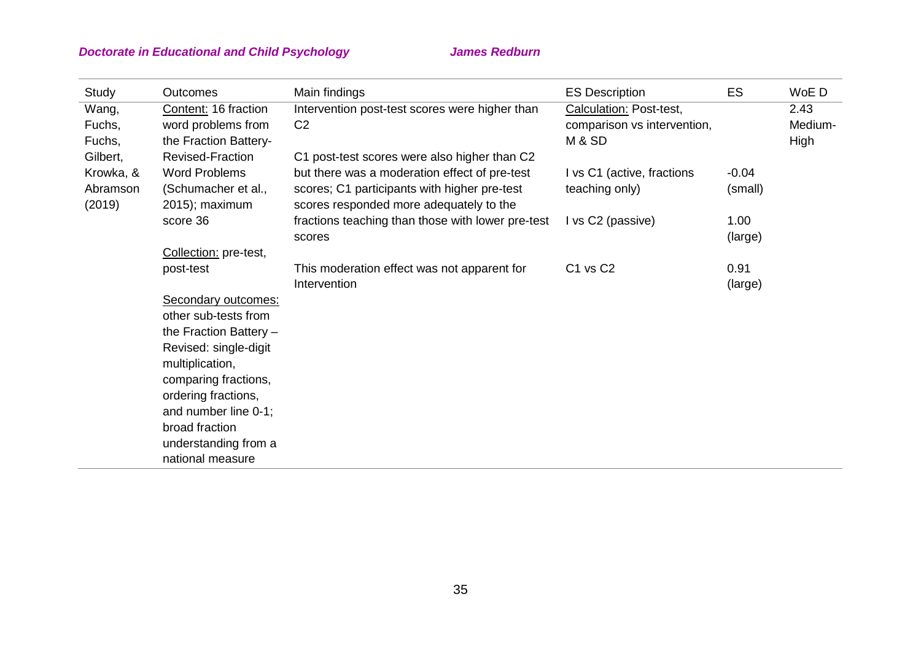| Study | Outcomes | Main findings | ES Description | ES | WoE D |
|---|---|---|---|---|---|
| Wang, Fuchs, Fuchs, Gilbert, Krowka, & Abramson (2019) | Content: 16 fraction word problems from the Fraction Battery-Revised-Fraction Word Problems (Schumacher et al., 2015); maximum score 36<br><br>Collection: pre-test, post-test<br><br>Secondary outcomes: other sub-tests from the Fraction Battery – Revised: single-digit multiplication, comparing fractions, ordering fractions, and number line 0-1; broad fraction understanding from a national measure | Intervention post-test scores were higher than C2<br><br>C1 post-test scores were also higher than C2 but there was a moderation effect of pre-test scores; C1 participants with higher pre-test scores responded more adequately to the fractions teaching than those with lower pre-test scores<br><br>This moderation effect was not apparent for Intervention | Calculation: Post-test, comparison vs intervention, M & SD<br><br>I vs C1 (active, fractions teaching only)<br><br>I vs C2 (passive)<br><br>C1 vs C2 | <br><br><br>-0.04 (small)<br><br>1.00 (large)<br><br>0.91 (large) | 2.43 Medium-High |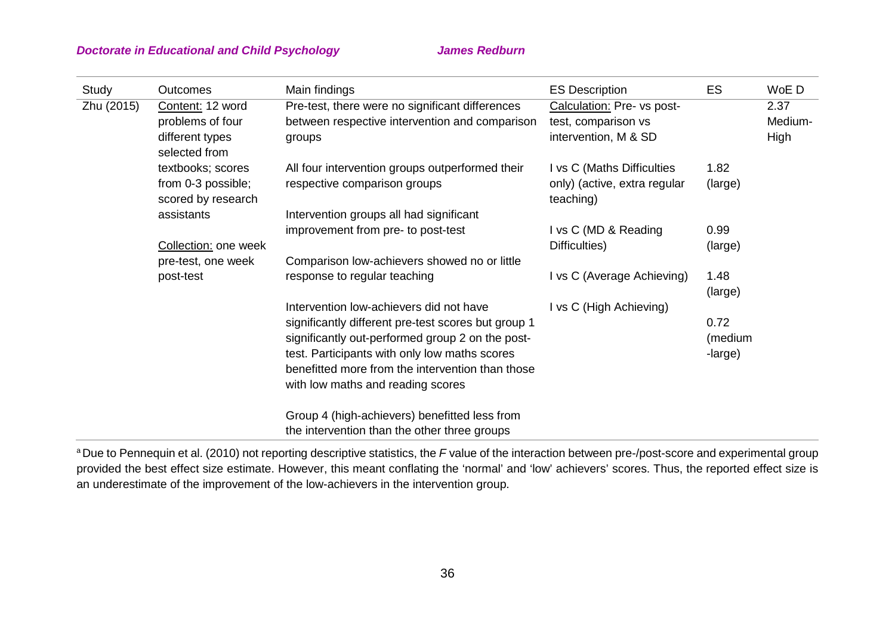| Study | Outcomes | Main findings | ES Description | ES | WoE D |
| --- | --- | --- | --- | --- | --- |
| Zhu (2015) | <u>Content:</u> 12 word problems of four different types selected from textbooks; scores from 0-3 possible; scored by research assistants<br><br><u>Collection:</u> one week pre-test, one week post-test | Pre-test, there were no significant differences between respective intervention and comparison groups<br><br>All four intervention groups outperformed their respective comparison groups<br><br>Intervention groups all had significant improvement from pre- to post-test<br><br>Comparison low-achievers showed no or little response to regular teaching<br><br>Intervention low-achievers did not have significantly different pre-test scores but group 1 significantly out-performed group 2 on the post-test. Participants with only low maths scores benefitted more from the intervention than those with low maths and reading scores<br><br>Group 4 (high-achievers) benefitted less from the intervention than the other three groups | <u>Calculation:</u> Pre- vs post-test, comparison vs intervention, M & SD<br><br>I vs C (Maths Difficulties only) (active, extra regular teaching)<br><br>I vs C (MD & Reading Difficulties)<br><br>I vs C (Average Achieving)<br><br>I vs C (High Achieving) | <br><br>1.82 (large)<br><br>0.99 (large)<br><br>1.48 (large)<br><br>0.72 (medium -large) | 2.37 Medium-High |

[a] Due to Pennequin et al. (2010) not reporting descriptive statistics, the *F* value of the interaction between pre-/post-score and experimental group provided the best effect size estimate. However, this meant conflating the 'normal' and 'low' achievers' scores. Thus, the reported effect size is an underestimate of the improvement of the low-achievers in the intervention group.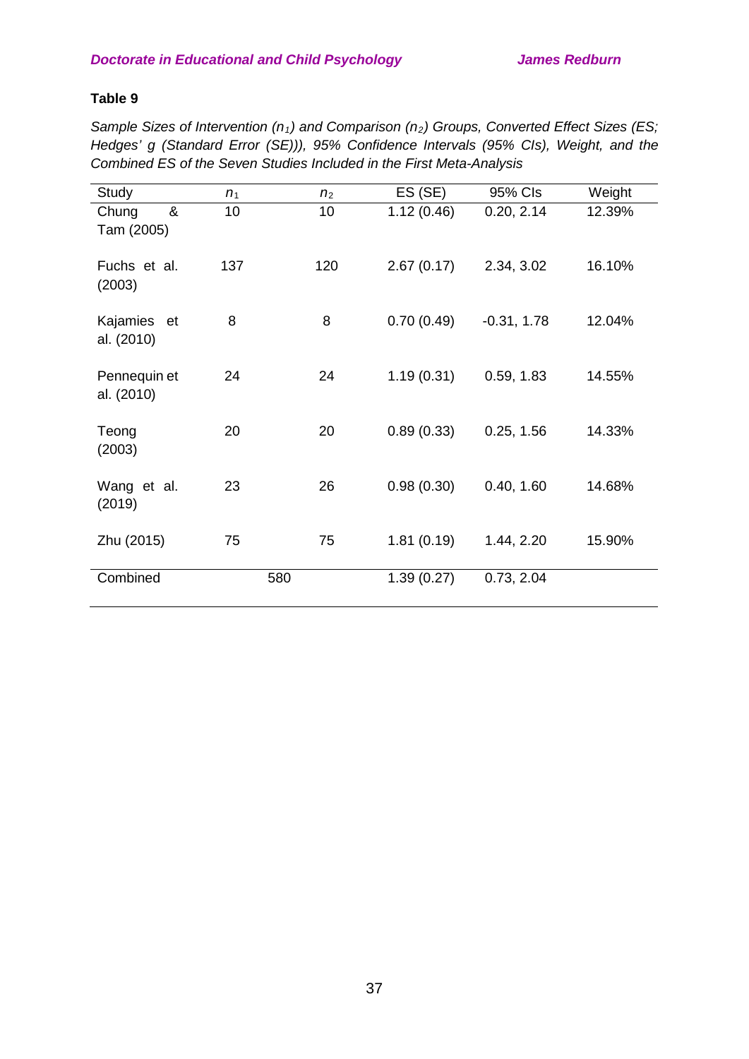**Table 9**

*Sample Sizes of Intervention ($n_1$) and Comparison ($n_2$) Groups, Converted Effect Sizes (ES; Hedges' g (Standard Error (SE))), 95% Confidence Intervals (95% CIs), Weight, and the Combined ES of the Seven Studies Included in the First Meta-Analysis*

| Study | $n_1$ | $n_2$ | ES (SE) | 95% CIs | Weight |
|---|---|---|---|---|---|
| Chung & Tam (2005) | 10 | 10 | 1.12 (0.46) | 0.20, 2.14 | 12.39% |
| Fuchs et al. (2003) | 137 | 120 | 2.67 (0.17) | 2.34, 3.02 | 16.10% |
| Kajamies et al. (2010) | 8 | 8 | 0.70 (0.49) | -0.31, 1.78 | 12.04% |
| Pennequin et al. (2010) | 24 | 24 | 1.19 (0.31) | 0.59, 1.83 | 14.55% |
| Teong (2003) | 20 | 20 | 0.89 (0.33) | 0.25, 1.56 | 14.33% |
| Wang et al. (2019) | 23 | 26 | 0.98 (0.30) | 0.40, 1.60 | 14.68% |
| Zhu (2015) | 75 | 75 | 1.81 (0.19) | 1.44, 2.20 | 15.90% |
| Combined | 580 | | 1.39 (0.27) | 0.73, 2.04 | |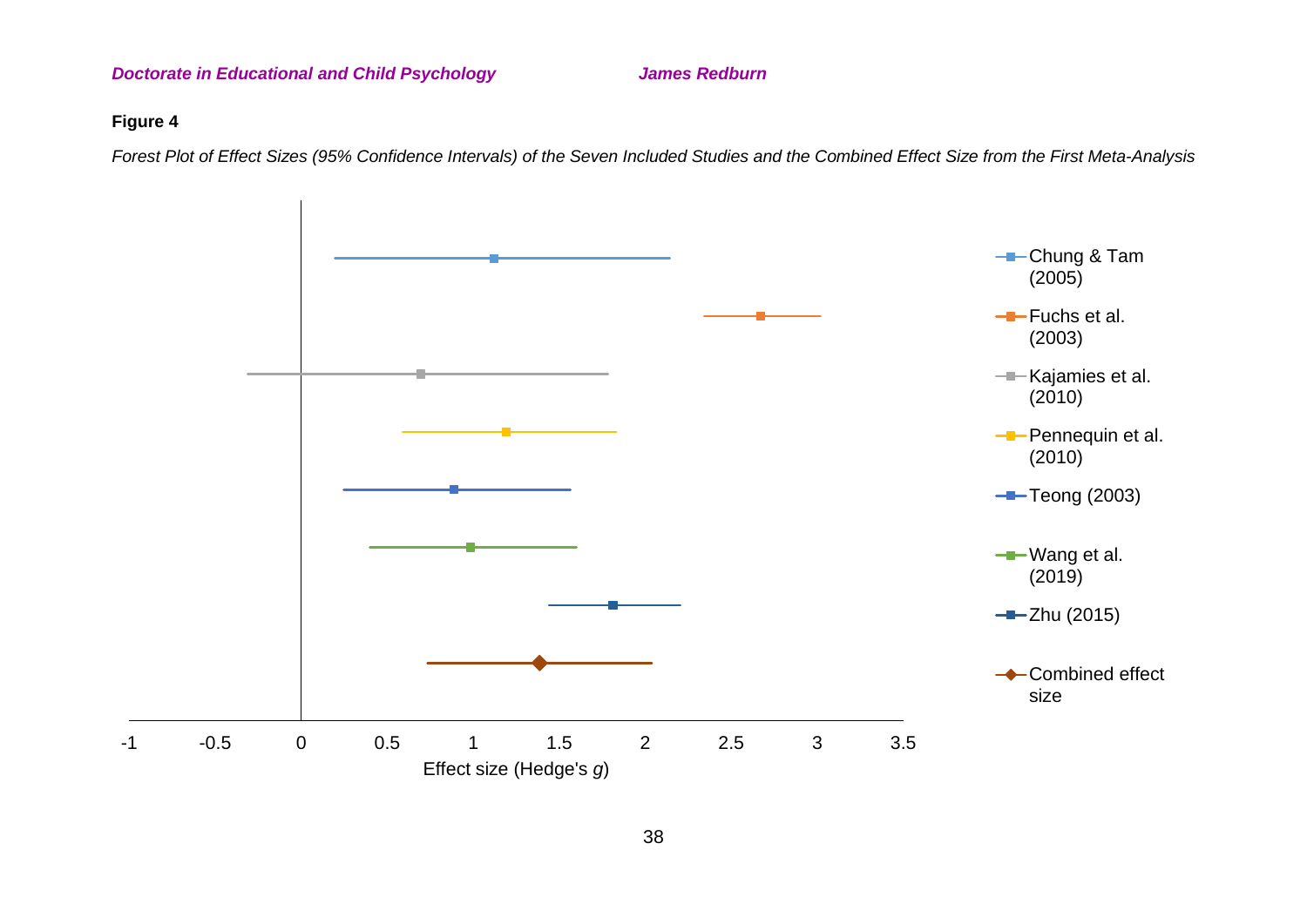**Figure 4**

*Forest Plot of Effect Sizes (95% Confidence Intervals) of the Seven Included Studies and the Combined Effect Size from the First Meta-Analysis*

- Chung & Tam (2005)
- Fuchs et al. (2003)
- Kajamies et al. (2010)
- Pennequin et al. (2010)
- Teong (2003)
- Wang et al. (2019)
- Zhu (2015)
- Combined effect size

-1 -0.5 0 0.5 1 1.5 2 2.5 3 3.5

Effect size (Hedge's *g*)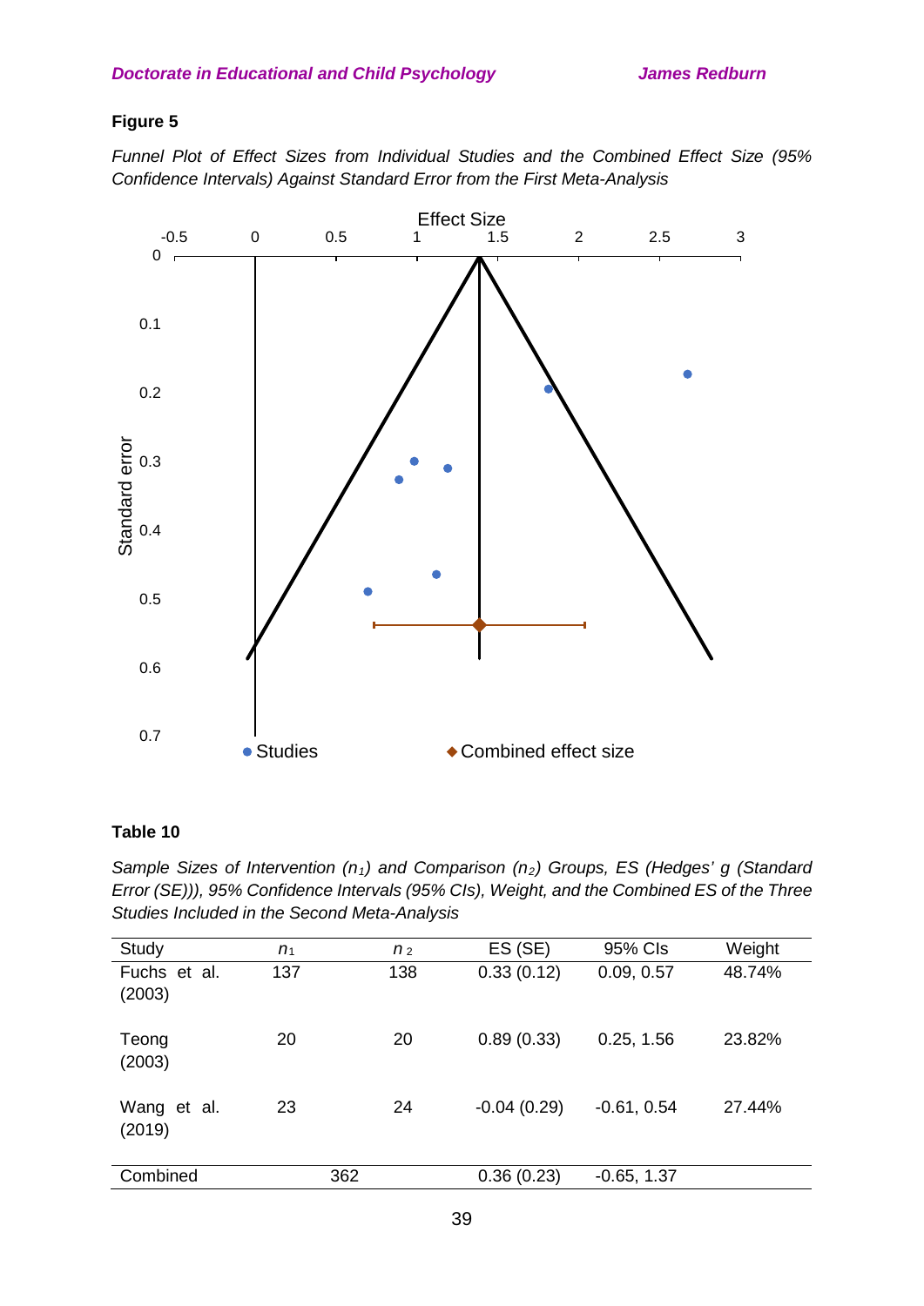**Figure 5**

*Funnel Plot of Effect Sizes from Individual Studies and the Combined Effect Size (95% Confidence Intervals) Against Standard Error from the First Meta-Analysis*

**Table 10**

*Sample Sizes of Intervention ($n_1$) and Comparison ($n_2$) Groups, ES (Hedges' g (Standard Error (SE))), 95% Confidence Intervals (95% CIs), Weight, and the Combined ES of the Three Studies Included in the Second Meta-Analysis*

| Study | $n_1$ | $n_2$ | ES (SE) | 95% CIs | Weight |
|---|---|---|---|---|---|
| Fuchs et al. (2003) | 137 | 138 | 0.33 (0.12) | 0.09, 0.57 | 48.74% |
| Teong (2003) | 20 | 20 | 0.89 (0.33) | 0.25, 1.56 | 23.82% |
| Wang et al. (2019) | 23 | 24 | -0.04 (0.29) | -0.61, 0.54 | 27.44% |
| Combined | 362 | | 0.36 (0.23) | -0.65, 1.37 | |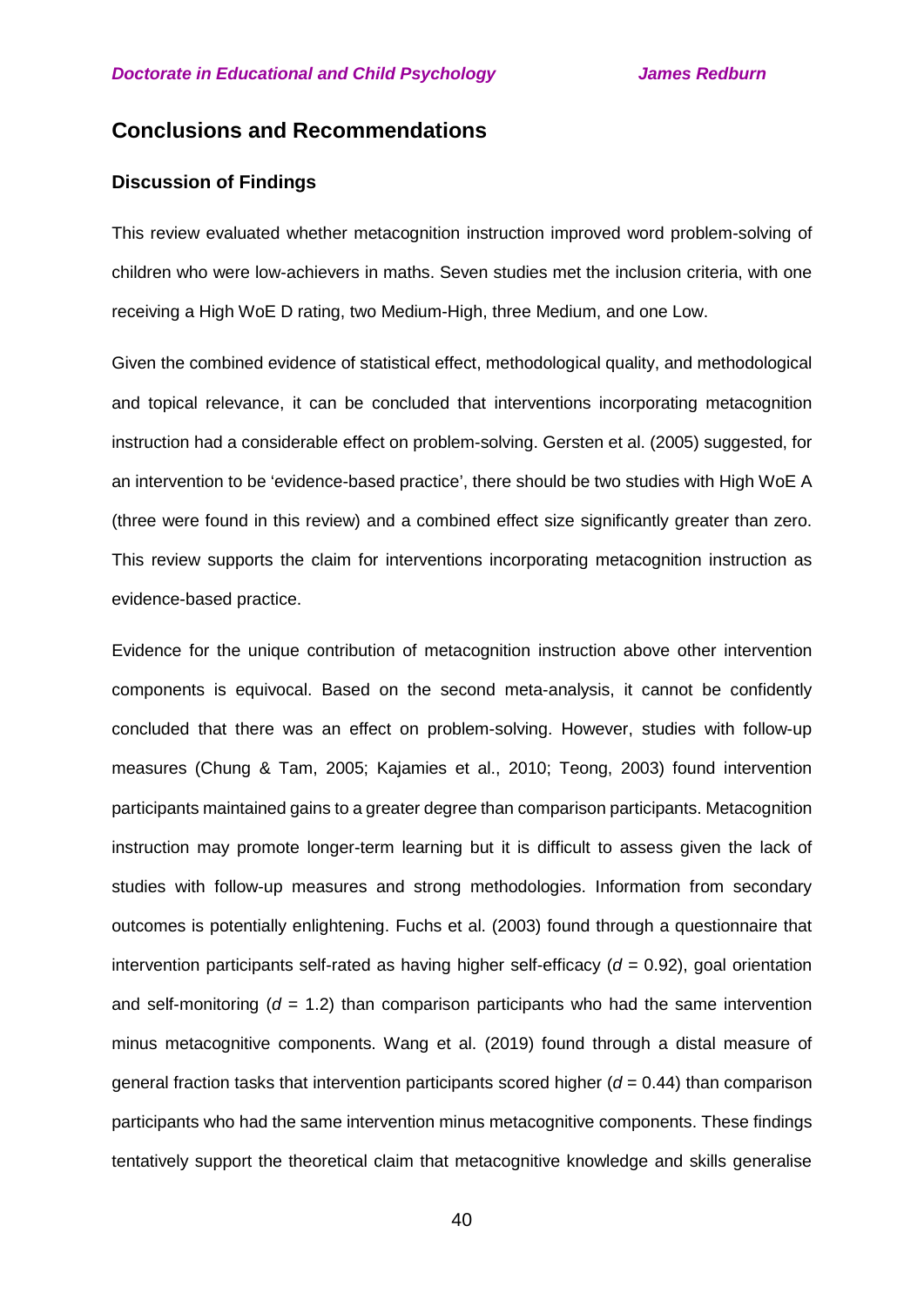## Conclusions and Recommendations

### Discussion of Findings

This review evaluated whether metacognition instruction improved word problem-solving of children who were low-achievers in maths. Seven studies met the inclusion criteria, with one receiving a High WoE D rating, two Medium-High, three Medium, and one Low.

Given the combined evidence of statistical effect, methodological quality, and methodological and topical relevance, it can be concluded that interventions incorporating metacognition instruction had a considerable effect on problem-solving. Gersten et al. (2005) suggested, for an intervention to be 'evidence-based practice', there should be two studies with High WoE A (three were found in this review) and a combined effect size significantly greater than zero. This review supports the claim for interventions incorporating metacognition instruction as evidence-based practice.

Evidence for the unique contribution of metacognition instruction above other intervention components is equivocal. Based on the second meta-analysis, it cannot be confidently concluded that there was an effect on problem-solving. However, studies with follow-up measures (Chung & Tam, 2005; Kajamies et al., 2010; Teong, 2003) found intervention participants maintained gains to a greater degree than comparison participants. Metacognition instruction may promote longer-term learning but it is difficult to assess given the lack of studies with follow-up measures and strong methodologies. Information from secondary outcomes is potentially enlightening. Fuchs et al. (2003) found through a questionnaire that intervention participants self-rated as having higher self-efficacy ($d$ = 0.92), goal orientation and self-monitoring ($d$ = 1.2) than comparison participants who had the same intervention minus metacognitive components. Wang et al. (2019) found through a distal measure of general fraction tasks that intervention participants scored higher ($d$ = 0.44) than comparison participants who had the same intervention minus metacognitive components. These findings tentatively support the theoretical claim that metacognitive knowledge and skills generalise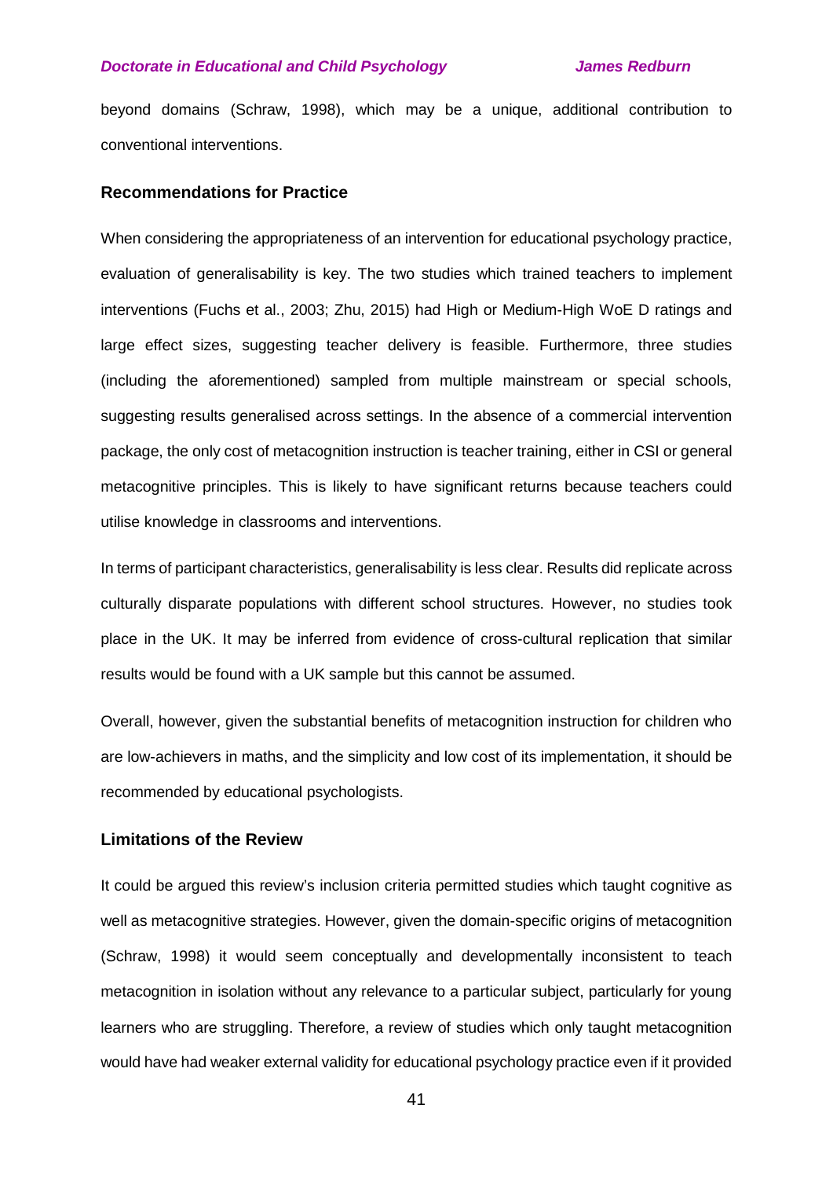beyond domains (Schraw, 1998), which may be a unique, additional contribution to conventional interventions.

### Recommendations for Practice

When considering the appropriateness of an intervention for educational psychology practice, evaluation of generalisability is key. The two studies which trained teachers to implement interventions (Fuchs et al., 2003; Zhu, 2015) had High or Medium-High WoE D ratings and large effect sizes, suggesting teacher delivery is feasible. Furthermore, three studies (including the aforementioned) sampled from multiple mainstream or special schools, suggesting results generalised across settings. In the absence of a commercial intervention package, the only cost of metacognition instruction is teacher training, either in CSI or general metacognitive principles. This is likely to have significant returns because teachers could utilise knowledge in classrooms and interventions.

In terms of participant characteristics, generalisability is less clear. Results did replicate across culturally disparate populations with different school structures. However, no studies took place in the UK. It may be inferred from evidence of cross-cultural replication that similar results would be found with a UK sample but this cannot be assumed.

Overall, however, given the substantial benefits of metacognition instruction for children who are low-achievers in maths, and the simplicity and low cost of its implementation, it should be recommended by educational psychologists.

### Limitations of the Review

It could be argued this review's inclusion criteria permitted studies which taught cognitive as well as metacognitive strategies. However, given the domain-specific origins of metacognition (Schraw, 1998) it would seem conceptually and developmentally inconsistent to teach metacognition in isolation without any relevance to a particular subject, particularly for young learners who are struggling. Therefore, a review of studies which only taught metacognition would have had weaker external validity for educational psychology practice even if it provided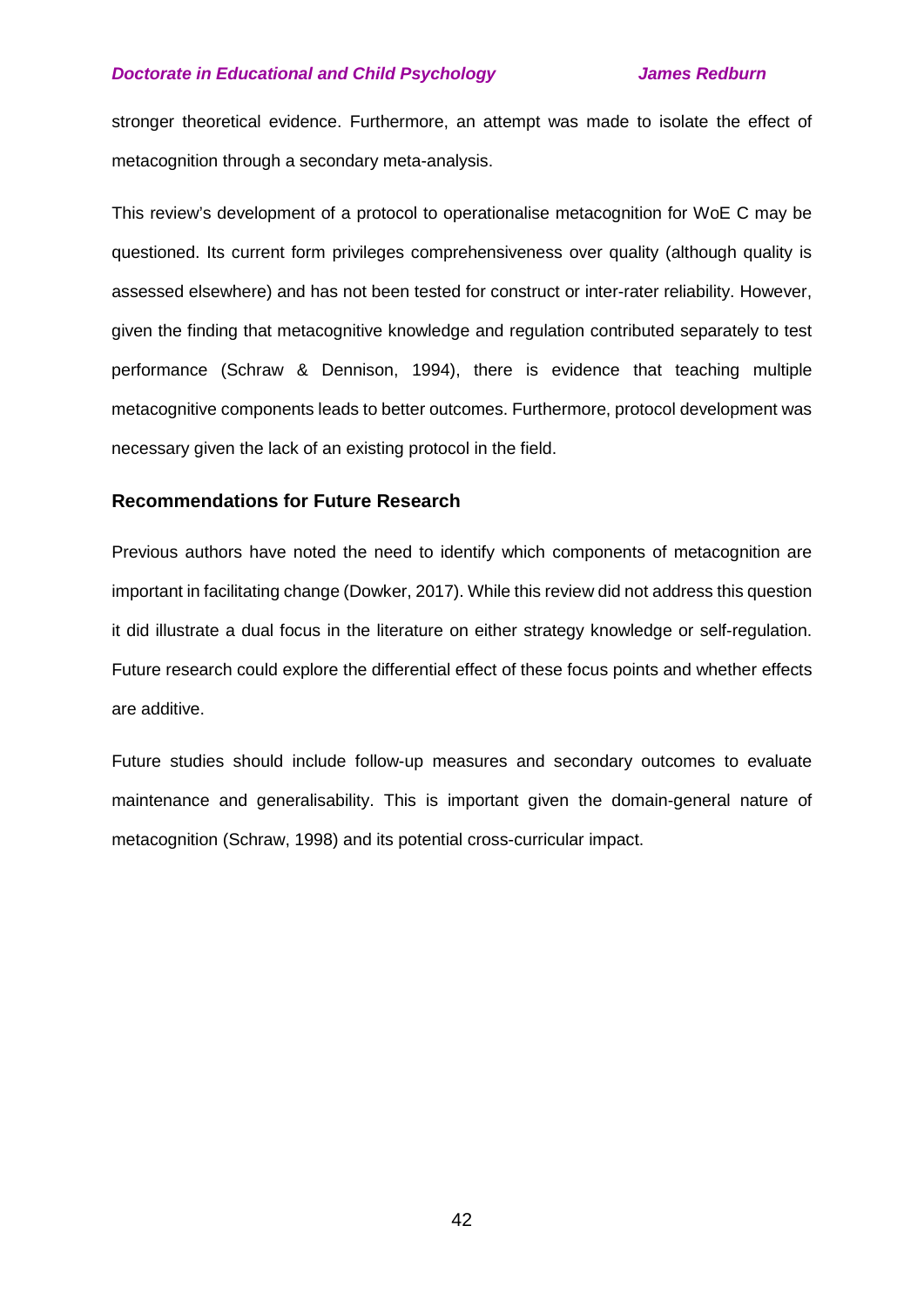stronger theoretical evidence. Furthermore, an attempt was made to isolate the effect of metacognition through a secondary meta-analysis.

This review's development of a protocol to operationalise metacognition for WoE C may be questioned. Its current form privileges comprehensiveness over quality (although quality is assessed elsewhere) and has not been tested for construct or inter-rater reliability. However, given the finding that metacognitive knowledge and regulation contributed separately to test performance (Schraw & Dennison, 1994), there is evidence that teaching multiple metacognitive components leads to better outcomes. Furthermore, protocol development was necessary given the lack of an existing protocol in the field.

### Recommendations for Future Research

Previous authors have noted the need to identify which components of metacognition are important in facilitating change (Dowker, 2017). While this review did not address this question it did illustrate a dual focus in the literature on either strategy knowledge or self-regulation. Future research could explore the differential effect of these focus points and whether effects are additive.

Future studies should include follow-up measures and secondary outcomes to evaluate maintenance and generalisability. This is important given the domain-general nature of metacognition (Schraw, 1998) and its potential cross-curricular impact.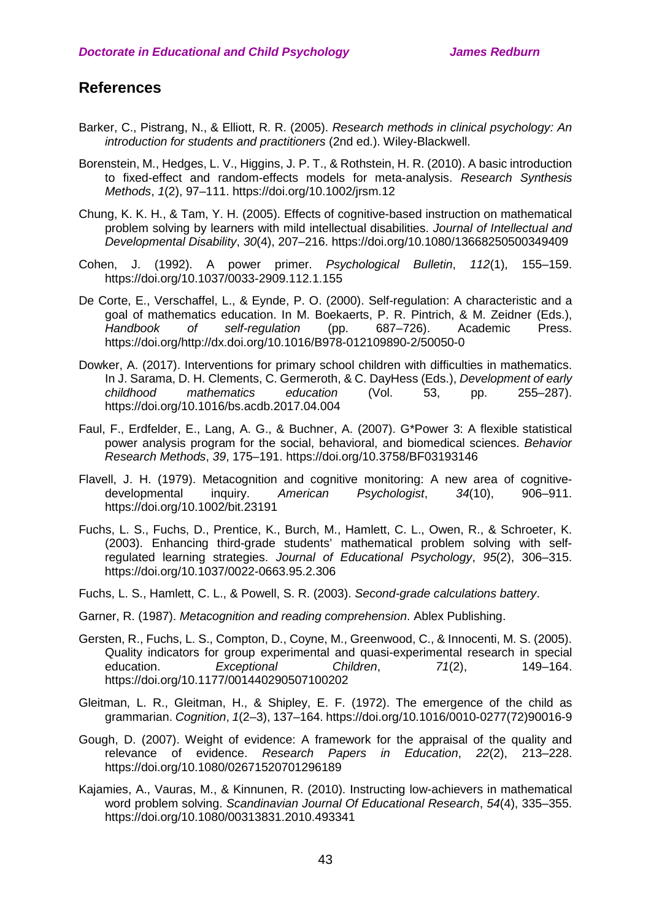## References

Barker, C., Pistrang, N., & Elliott, R. R. (2005). *Research methods in clinical psychology: An introduction for students and practitioners* (2nd ed.). Wiley-Blackwell.

Borenstein, M., Hedges, L. V., Higgins, J. P. T., & Rothstein, H. R. (2010). A basic introduction to fixed-effect and random-effects models for meta-analysis. *Research Synthesis Methods*, *1*(2), 97–111. https://doi.org/10.1002/jrsm.12

Chung, K. K. H., & Tam, Y. H. (2005). Effects of cognitive-based instruction on mathematical problem solving by learners with mild intellectual disabilities. *Journal of Intellectual and Developmental Disability*, *30*(4), 207–216. https://doi.org/10.1080/13668250500349409

Cohen, J. (1992). A power primer. *Psychological Bulletin*, *112*(1), 155–159. https://doi.org/10.1037/0033-2909.112.1.155

De Corte, E., Verschaffel, L., & Eynde, P. O. (2000). Self-regulation: A characteristic and a goal of mathematics education. In M. Boekaerts, P. R. Pintrich, & M. Zeidner (Eds.), *Handbook of self-regulation* (pp. 687–726). Academic Press. https://doi.org/http://dx.doi.org/10.1016/B978-012109890-2/50050-0

Dowker, A. (2017). Interventions for primary school children with difficulties in mathematics. In J. Sarama, D. H. Clements, C. Germeroth, & C. DayHess (Eds.), *Development of early childhood mathematics education* (Vol. 53, pp. 255–287). https://doi.org/10.1016/bs.acdb.2017.04.004

Faul, F., Erdfelder, E., Lang, A. G., & Buchner, A. (2007). G*Power 3: A flexible statistical power analysis program for the social, behavioral, and biomedical sciences. *Behavior Research Methods*, *39*, 175–191. https://doi.org/10.3758/BF03193146

Flavell, J. H. (1979). Metacognition and cognitive monitoring: A new area of cognitive-developmental inquiry. *American Psychologist*, *34*(10), 906–911. https://doi.org/10.1002/bit.23191

Fuchs, L. S., Fuchs, D., Prentice, K., Burch, M., Hamlett, C. L., Owen, R., & Schroeter, K. (2003). Enhancing third-grade students' mathematical problem solving with self-regulated learning strategies. *Journal of Educational Psychology*, *95*(2), 306–315. https://doi.org/10.1037/0022-0663.95.2.306

Fuchs, L. S., Hamlett, C. L., & Powell, S. R. (2003). *Second-grade calculations battery*.

Garner, R. (1987). *Metacognition and reading comprehension*. Ablex Publishing.

Gersten, R., Fuchs, L. S., Compton, D., Coyne, M., Greenwood, C., & Innocenti, M. S. (2005). Quality indicators for group experimental and quasi-experimental research in special education. *Exceptional Children*, *71*(2), 149–164. https://doi.org/10.1177/001440290507100202

Gleitman, L. R., Gleitman, H., & Shipley, E. F. (1972). The emergence of the child as grammarian. *Cognition*, *1*(2–3), 137–164. https://doi.org/10.1016/0010-0277(72)90016-9

Gough, D. (2007). Weight of evidence: A framework for the appraisal of the quality and relevance of evidence. *Research Papers in Education*, *22*(2), 213–228. https://doi.org/10.1080/02671520701296189

Kajamies, A., Vauras, M., & Kinnunen, R. (2010). Instructing low-achievers in mathematical word problem solving. *Scandinavian Journal Of Educational Research*, *54*(4), 335–355. https://doi.org/10.1080/00313831.2010.493341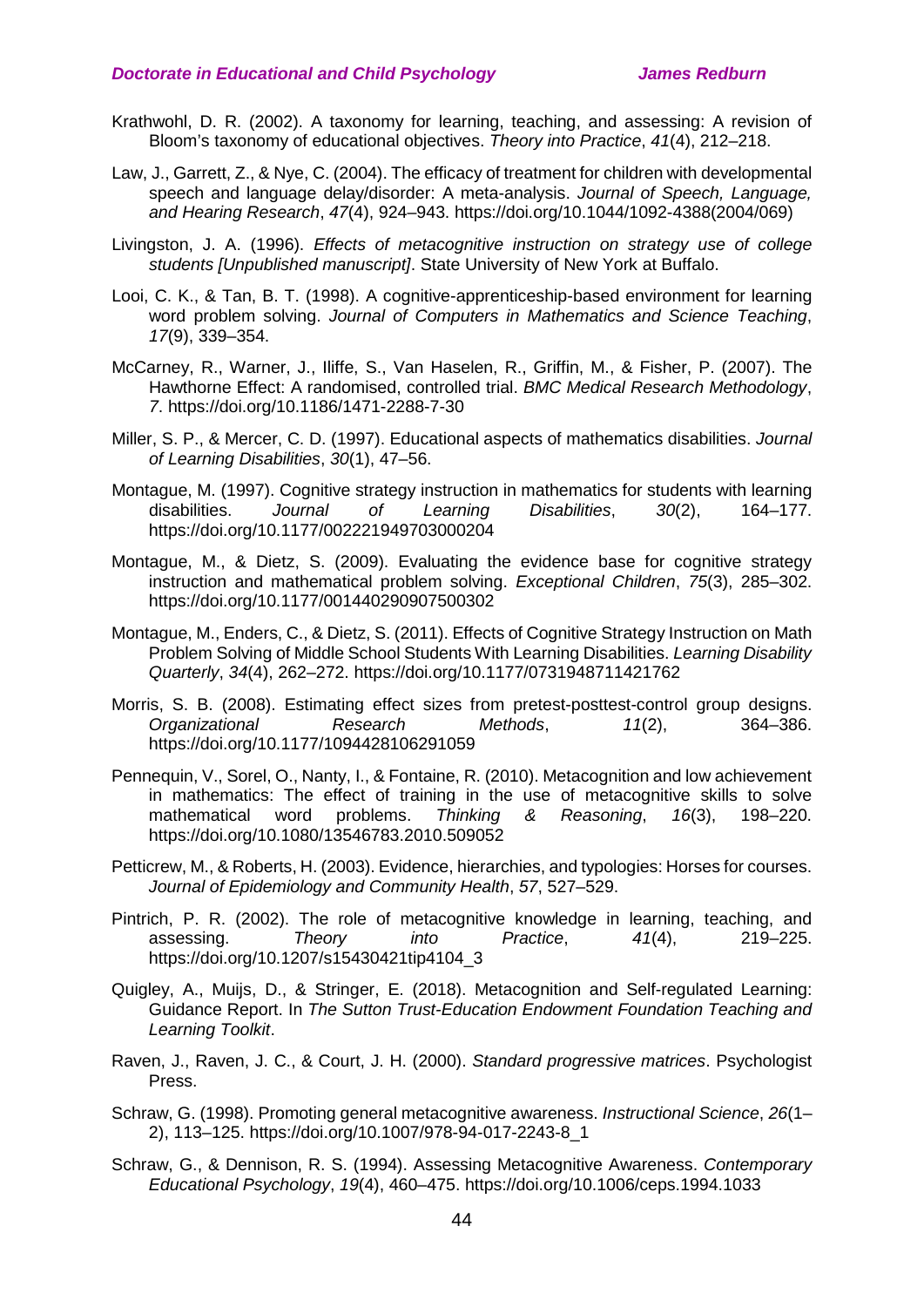Krathwohl, D. R. (2002). A taxonomy for learning, teaching, and assessing: A revision of Bloom's taxonomy of educational objectives. *Theory into Practice*, *41*(4), 212–218.

Law, J., Garrett, Z., & Nye, C. (2004). The efficacy of treatment for children with developmental speech and language delay/disorder: A meta-analysis. *Journal of Speech, Language, and Hearing Research*, *47*(4), 924–943. https://doi.org/10.1044/1092-4388(2004/069)

Livingston, J. A. (1996). *Effects of metacognitive instruction on strategy use of college students [Unpublished manuscript]*. State University of New York at Buffalo.

Looi, C. K., & Tan, B. T. (1998). A cognitive-apprenticeship-based environment for learning word problem solving. *Journal of Computers in Mathematics and Science Teaching*, *17*(9), 339–354.

McCarney, R., Warner, J., Iliffe, S., Van Haselen, R., Griffin, M., & Fisher, P. (2007). The Hawthorne Effect: A randomised, controlled trial. *BMC Medical Research Methodology*, *7*. https://doi.org/10.1186/1471-2288-7-30

Miller, S. P., & Mercer, C. D. (1997). Educational aspects of mathematics disabilities. *Journal of Learning Disabilities*, *30*(1), 47–56.

Montague, M. (1997). Cognitive strategy instruction in mathematics for students with learning disabilities. *Journal of Learning Disabilities*, *30*(2), 164–177. https://doi.org/10.1177/002221949703000204

Montague, M., & Dietz, S. (2009). Evaluating the evidence base for cognitive strategy instruction and mathematical problem solving. *Exceptional Children*, *75*(3), 285–302. https://doi.org/10.1177/001440290907500302

Montague, M., Enders, C., & Dietz, S. (2011). Effects of Cognitive Strategy Instruction on Math Problem Solving of Middle School Students With Learning Disabilities. *Learning Disability Quarterly*, *34*(4), 262–272. https://doi.org/10.1177/0731948711421762

Morris, S. B. (2008). Estimating effect sizes from pretest-posttest-control group designs. *Organizational Research Methods*, *11*(2), 364–386. https://doi.org/10.1177/1094428106291059

Pennequin, V., Sorel, O., Nanty, I., & Fontaine, R. (2010). Metacognition and low achievement in mathematics: The effect of training in the use of metacognitive skills to solve mathematical word problems. *Thinking & Reasoning*, *16*(3), 198–220. https://doi.org/10.1080/13546783.2010.509052

Petticrew, M., & Roberts, H. (2003). Evidence, hierarchies, and typologies: Horses for courses. *Journal of Epidemiology and Community Health*, *57*, 527–529.

Pintrich, P. R. (2002). The role of metacognitive knowledge in learning, teaching, and assessing. *Theory into Practice*, *41*(4), 219–225. https://doi.org/10.1207/s15430421tip4104_3

Quigley, A., Muijs, D., & Stringer, E. (2018). Metacognition and Self-regulated Learning: Guidance Report. In *The Sutton Trust-Education Endowment Foundation Teaching and Learning Toolkit*.

Raven, J., Raven, J. C., & Court, J. H. (2000). *Standard progressive matrices*. Psychologist Press.

Schraw, G. (1998). Promoting general metacognitive awareness. *Instructional Science*, *26*(1–2), 113–125. https://doi.org/10.1007/978-94-017-2243-8_1

Schraw, G., & Dennison, R. S. (1994). Assessing Metacognitive Awareness. *Contemporary Educational Psychology*, *19*(4), 460–475. https://doi.org/10.1006/ceps.1994.1033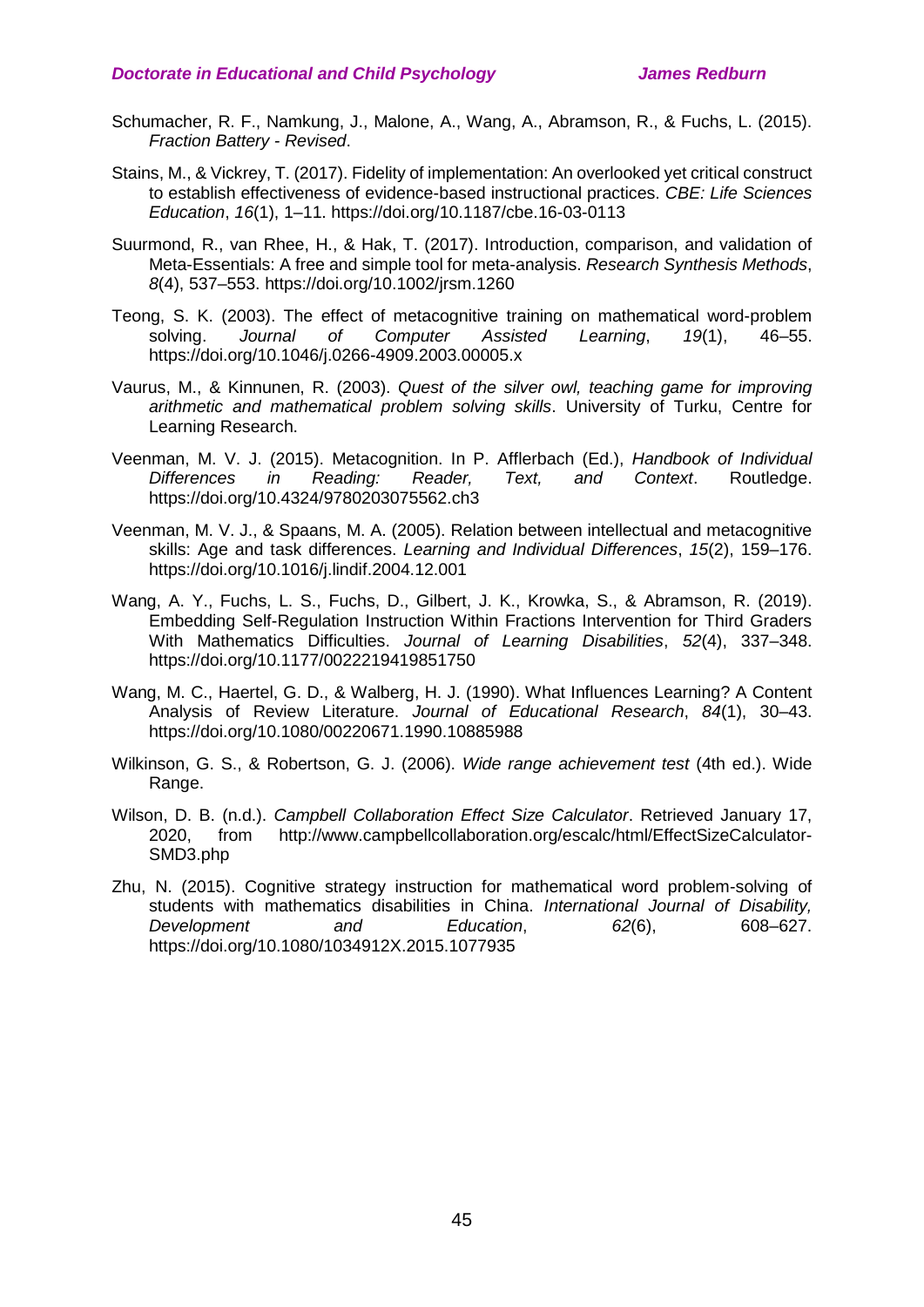Schumacher, R. F., Namkung, J., Malone, A., Wang, A., Abramson, R., & Fuchs, L. (2015). *Fraction Battery - Revised*.

Stains, M., & Vickrey, T. (2017). Fidelity of implementation: An overlooked yet critical construct to establish effectiveness of evidence-based instructional practices. *CBE: Life Sciences Education*, *16*(1), 1–11. https://doi.org/10.1187/cbe.16-03-0113

Suurmond, R., van Rhee, H., & Hak, T. (2017). Introduction, comparison, and validation of Meta-Essentials: A free and simple tool for meta-analysis. *Research Synthesis Methods*, *8*(4), 537–553. https://doi.org/10.1002/jrsm.1260

Teong, S. K. (2003). The effect of metacognitive training on mathematical word-problem solving. *Journal of Computer Assisted Learning*, *19*(1), 46–55. https://doi.org/10.1046/j.0266-4909.2003.00005.x

Vaurus, M., & Kinnunen, R. (2003). *Quest of the silver owl, teaching game for improving arithmetic and mathematical problem solving skills*. University of Turku, Centre for Learning Research.

Veenman, M. V. J. (2015). Metacognition. In P. Afflerbach (Ed.), *Handbook of Individual Differences in Reading: Reader, Text, and Context*. Routledge. https://doi.org/10.4324/9780203075562.ch3

Veenman, M. V. J., & Spaans, M. A. (2005). Relation between intellectual and metacognitive skills: Age and task differences. *Learning and Individual Differences*, *15*(2), 159–176. https://doi.org/10.1016/j.lindif.2004.12.001

Wang, A. Y., Fuchs, L. S., Fuchs, D., Gilbert, J. K., Krowka, S., & Abramson, R. (2019). Embedding Self-Regulation Instruction Within Fractions Intervention for Third Graders With Mathematics Difficulties. *Journal of Learning Disabilities*, *52*(4), 337–348. https://doi.org/10.1177/0022219419851750

Wang, M. C., Haertel, G. D., & Walberg, H. J. (1990). What Influences Learning? A Content Analysis of Review Literature. *Journal of Educational Research*, *84*(1), 30–43. https://doi.org/10.1080/00220671.1990.10885988

Wilkinson, G. S., & Robertson, G. J. (2006). *Wide range achievement test* (4th ed.). Wide Range.

Wilson, D. B. (n.d.). *Campbell Collaboration Effect Size Calculator*. Retrieved January 17, 2020, from http://www.campbellcollaboration.org/escalc/html/EffectSizeCalculator-SMD3.php

Zhu, N. (2015). Cognitive strategy instruction for mathematical word problem-solving of students with mathematics disabilities in China. *International Journal of Disability, Development and Education*, *62*(6), 608–627. https://doi.org/10.1080/1034912X.2015.1077935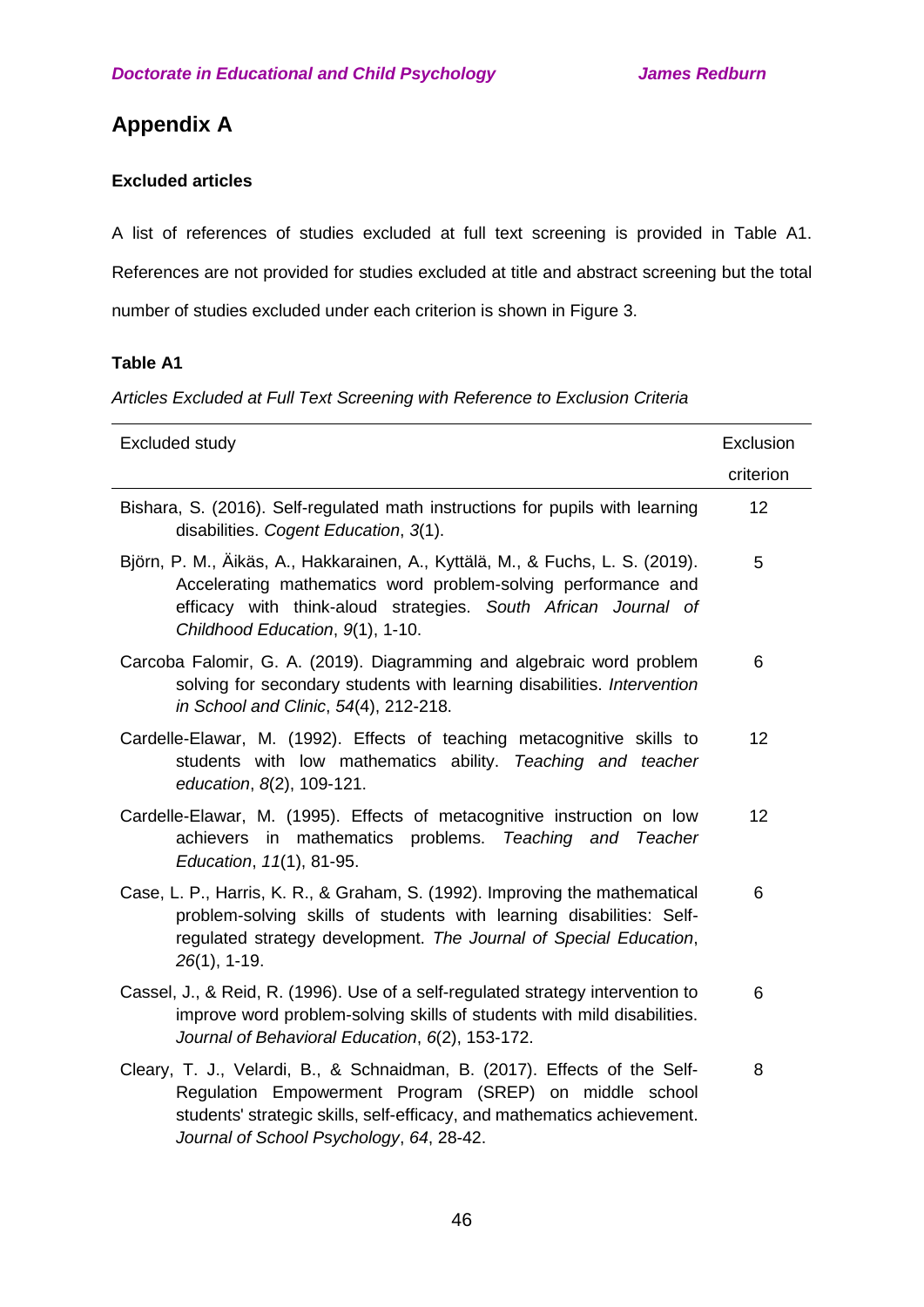## Appendix A

### Excluded articles

A list of references of studies excluded at full text screening is provided in Table A1. References are not provided for studies excluded at title and abstract screening but the total number of studies excluded under each criterion is shown in Figure 3.

**Table A1**

*Articles Excluded at Full Text Screening with Reference to Exclusion Criteria*

| Excluded study | Exclusion criterion |
|---|---|
| Bishara, S. (2016). Self-regulated math instructions for pupils with learning disabilities. *Cogent Education*, *3*(1). | 12 |
| Björn, P. M., Äikäs, A., Hakkarainen, A., Kyttälä, M., & Fuchs, L. S. (2019). Accelerating mathematics word problem-solving performance and efficacy with think-aloud strategies. *South African Journal of Childhood Education*, *9*(1), 1-10. | 5 |
| Carcoba Falomir, G. A. (2019). Diagramming and algebraic word problem solving for secondary students with learning disabilities. *Intervention in School and Clinic*, *54*(4), 212-218. | 6 |
| Cardelle-Elawar, M. (1992). Effects of teaching metacognitive skills to students with low mathematics ability. *Teaching and teacher education*, *8*(2), 109-121. | 12 |
| Cardelle-Elawar, M. (1995). Effects of metacognitive instruction on low achievers in mathematics problems. *Teaching and Teacher Education*, *11*(1), 81-95. | 12 |
| Case, L. P., Harris, K. R., & Graham, S. (1992). Improving the mathematical problem-solving skills of students with learning disabilities: Self-regulated strategy development. *The Journal of Special Education*, *26*(1), 1-19. | 6 |
| Cassel, J., & Reid, R. (1996). Use of a self-regulated strategy intervention to improve word problem-solving skills of students with mild disabilities. *Journal of Behavioral Education*, *6*(2), 153-172. | 6 |
| Cleary, T. J., Velardi, B., & Schnaidman, B. (2017). Effects of the Self-Regulation Empowerment Program (SREP) on middle school students' strategic skills, self-efficacy, and mathematics achievement. *Journal of School Psychology*, *64*, 28-42. | 8 |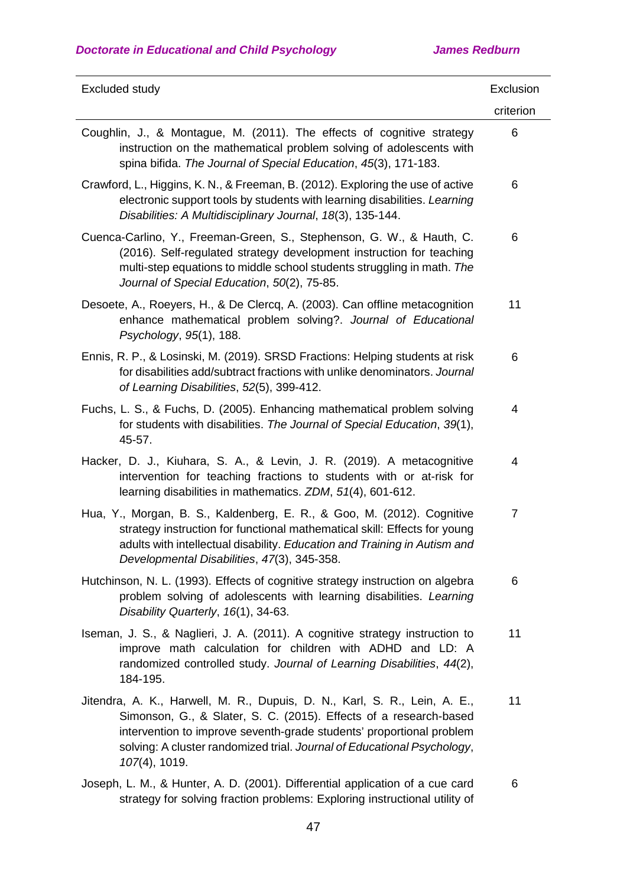| Excluded study | Exclusion criterion |
|---|---|
| Coughlin, J., & Montague, M. (2011). The effects of cognitive strategy instruction on the mathematical problem solving of adolescents with spina bifida. *The Journal of Special Education*, *45*(3), 171-183. | 6 |
| Crawford, L., Higgins, K. N., & Freeman, B. (2012). Exploring the use of active electronic support tools by students with learning disabilities. *Learning Disabilities: A Multidisciplinary Journal*, *18*(3), 135-144. | 6 |
| Cuenca-Carlino, Y., Freeman-Green, S., Stephenson, G. W., & Hauth, C. (2016). Self-regulated strategy development instruction for teaching multi-step equations to middle school students struggling in math. *The Journal of Special Education*, *50*(2), 75-85. | 6 |
| Desoete, A., Roeyers, H., & De Clercq, A. (2003). Can offline metacognition enhance mathematical problem solving?. *Journal of Educational Psychology*, *95*(1), 188. | 11 |
| Ennis, R. P., & Losinski, M. (2019). SRSD Fractions: Helping students at risk for disabilities add/subtract fractions with unlike denominators. *Journal of Learning Disabilities*, *52*(5), 399-412. | 6 |
| Fuchs, L. S., & Fuchs, D. (2005). Enhancing mathematical problem solving for students with disabilities. *The Journal of Special Education*, *39*(1), 45-57. | 4 |
| Hacker, D. J., Kiuhara, S. A., & Levin, J. R. (2019). A metacognitive intervention for teaching fractions to students with or at-risk for learning disabilities in mathematics. *ZDM*, *51*(4), 601-612. | 4 |
| Hua, Y., Morgan, B. S., Kaldenberg, E. R., & Goo, M. (2012). Cognitive strategy instruction for functional mathematical skill: Effects for young adults with intellectual disability. *Education and Training in Autism and Developmental Disabilities*, *47*(3), 345-358. | 7 |
| Hutchinson, N. L. (1993). Effects of cognitive strategy instruction on algebra problem solving of adolescents with learning disabilities. *Learning Disability Quarterly*, *16*(1), 34-63. | 6 |
| Iseman, J. S., & Naglieri, J. A. (2011). A cognitive strategy instruction to improve math calculation for children with ADHD and LD: A randomized controlled study. *Journal of Learning Disabilities*, *44*(2), 184-195. | 11 |
| Jitendra, A. K., Harwell, M. R., Dupuis, D. N., Karl, S. R., Lein, A. E., Simonson, G., & Slater, S. C. (2015). Effects of a research-based intervention to improve seventh-grade students' proportional problem solving: A cluster randomized trial. *Journal of Educational Psychology*, *107*(4), 1019. | 11 |
| Joseph, L. M., & Hunter, A. D. (2001). Differential application of a cue card strategy for solving fraction problems: Exploring instructional utility of | 6 |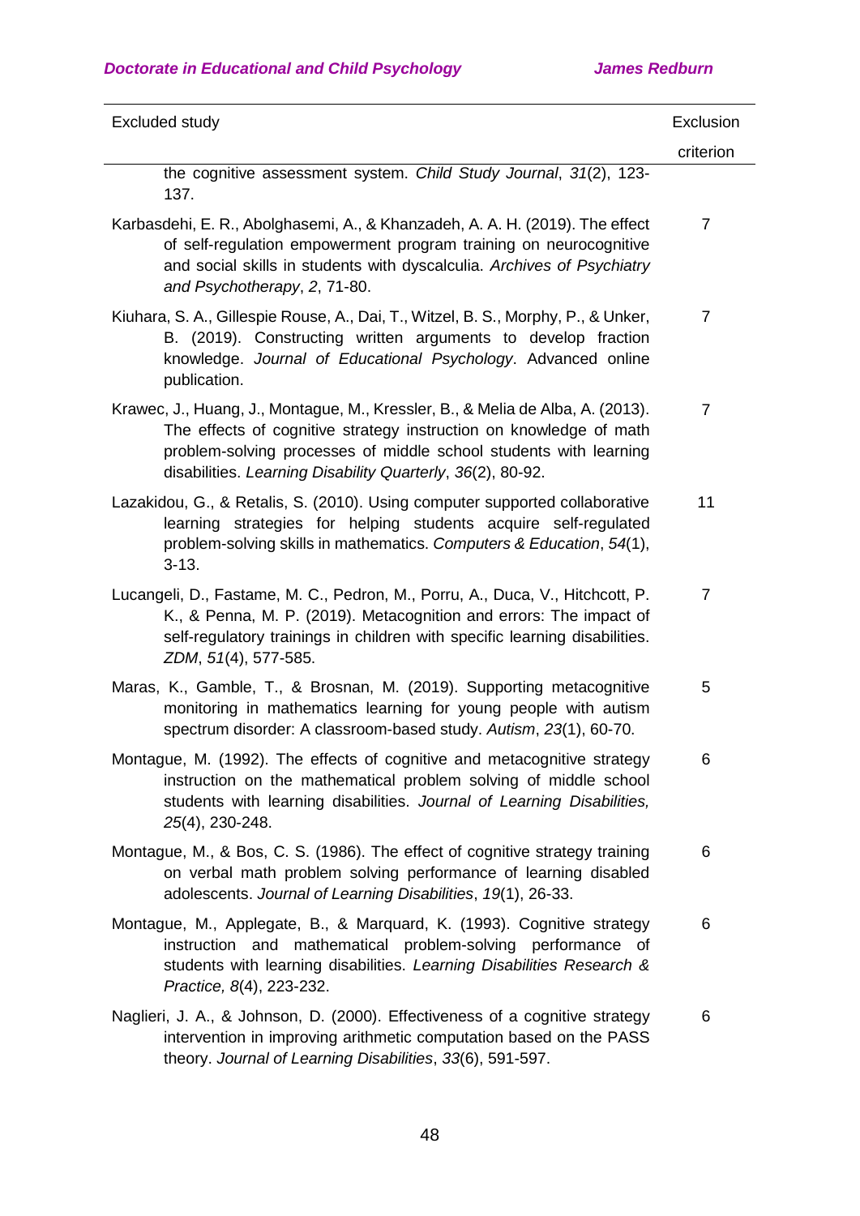| Excluded study | Exclusion criterion |
|---|---|
| the cognitive assessment system. *Child Study Journal*, *31*(2), 123-137. | |
| Karbasdehi, E. R., Abolghasemi, A., & Khanzadeh, A. A. H. (2019). The effect of self-regulation empowerment program training on neurocognitive and social skills in students with dyscalculia. *Archives of Psychiatry and Psychotherapy*, *2*, 71-80. | 7 |
| Kiuhara, S. A., Gillespie Rouse, A., Dai, T., Witzel, B. S., Morphy, P., & Unker, B. (2019). Constructing written arguments to develop fraction knowledge. *Journal of Educational Psychology*. Advanced online publication. | 7 |
| Krawec, J., Huang, J., Montague, M., Kressler, B., & Melia de Alba, A. (2013). The effects of cognitive strategy instruction on knowledge of math problem-solving processes of middle school students with learning disabilities. *Learning Disability Quarterly*, *36*(2), 80-92. | 7 |
| Lazakidou, G., & Retalis, S. (2010). Using computer supported collaborative learning strategies for helping students acquire self-regulated problem-solving skills in mathematics. *Computers & Education*, *54*(1), 3-13. | 11 |
| Lucangeli, D., Fastame, M. C., Pedron, M., Porru, A., Duca, V., Hitchcott, P. K., & Penna, M. P. (2019). Metacognition and errors: The impact of self-regulatory trainings in children with specific learning disabilities. *ZDM*, *51*(4), 577-585. | 7 |
| Maras, K., Gamble, T., & Brosnan, M. (2019). Supporting metacognitive monitoring in mathematics learning for young people with autism spectrum disorder: A classroom-based study. *Autism*, *23*(1), 60-70. | 5 |
| Montague, M. (1992). The effects of cognitive and metacognitive strategy instruction on the mathematical problem solving of middle school students with learning disabilities. *Journal of Learning Disabilities, 25*(4), 230-248. | 6 |
| Montague, M., & Bos, C. S. (1986). The effect of cognitive strategy training on verbal math problem solving performance of learning disabled adolescents. *Journal of Learning Disabilities*, *19*(1), 26-33. | 6 |
| Montague, M., Applegate, B., & Marquard, K. (1993). Cognitive strategy instruction and mathematical problem-solving performance of students with learning disabilities. *Learning Disabilities Research & Practice, 8*(4), 223-232. | 6 |
| Naglieri, J. A., & Johnson, D. (2000). Effectiveness of a cognitive strategy intervention in improving arithmetic computation based on the PASS theory. *Journal of Learning Disabilities*, *33*(6), 591-597. | 6 |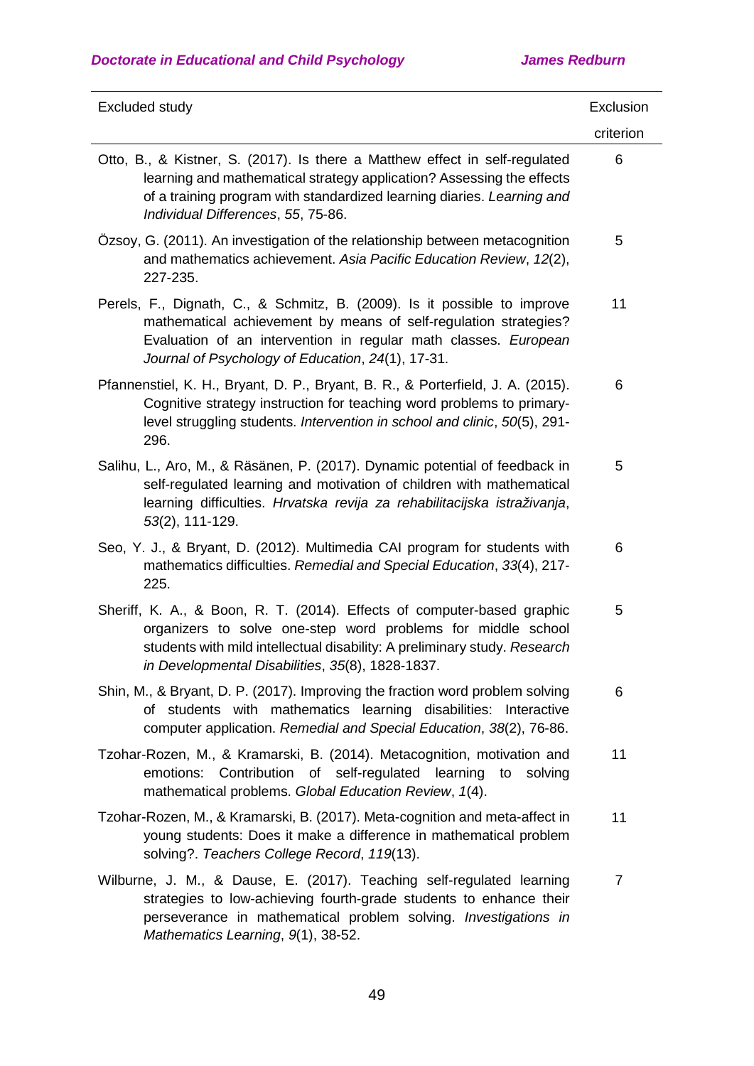| Excluded study | Exclusion criterion |
|---|---|
| Otto, B., & Kistner, S. (2017). Is there a Matthew effect in self-regulated learning and mathematical strategy application? Assessing the effects of a training program with standardized learning diaries. *Learning and Individual Differences*, *55*, 75-86. | 6 |
| Özsoy, G. (2011). An investigation of the relationship between metacognition and mathematics achievement. *Asia Pacific Education Review*, *12*(2), 227-235. | 5 |
| Perels, F., Dignath, C., & Schmitz, B. (2009). Is it possible to improve mathematical achievement by means of self-regulation strategies? Evaluation of an intervention in regular math classes. *European Journal of Psychology of Education*, *24*(1), 17-31. | 11 |
| Pfannenstiel, K. H., Bryant, D. P., Bryant, B. R., & Porterfield, J. A. (2015). Cognitive strategy instruction for teaching word problems to primary-level struggling students. *Intervention in school and clinic*, *50*(5), 291-296. | 6 |
| Salihu, L., Aro, M., & Räsänen, P. (2017). Dynamic potential of feedback in self-regulated learning and motivation of children with mathematical learning difficulties. *Hrvatska revija za rehabilitacijska istraživanja*, *53*(2), 111-129. | 5 |
| Seo, Y. J., & Bryant, D. (2012). Multimedia CAI program for students with mathematics difficulties. *Remedial and Special Education*, *33*(4), 217-225. | 6 |
| Sheriff, K. A., & Boon, R. T. (2014). Effects of computer-based graphic organizers to solve one-step word problems for middle school students with mild intellectual disability: A preliminary study. *Research in Developmental Disabilities*, *35*(8), 1828-1837. | 5 |
| Shin, M., & Bryant, D. P. (2017). Improving the fraction word problem solving of students with mathematics learning disabilities: Interactive computer application. *Remedial and Special Education*, *38*(2), 76-86. | 6 |
| Tzohar-Rozen, M., & Kramarski, B. (2014). Metacognition, motivation and emotions: Contribution of self-regulated learning to solving mathematical problems. *Global Education Review*, *1*(4). | 11 |
| Tzohar-Rozen, M., & Kramarski, B. (2017). Meta-cognition and meta-affect in young students: Does it make a difference in mathematical problem solving?. *Teachers College Record*, *119*(13). | 11 |
| Wilburne, J. M., & Dause, E. (2017). Teaching self-regulated learning strategies to low-achieving fourth-grade students to enhance their perseverance in mathematical problem solving. *Investigations in Mathematics Learning*, *9*(1), 38-52. | 7 |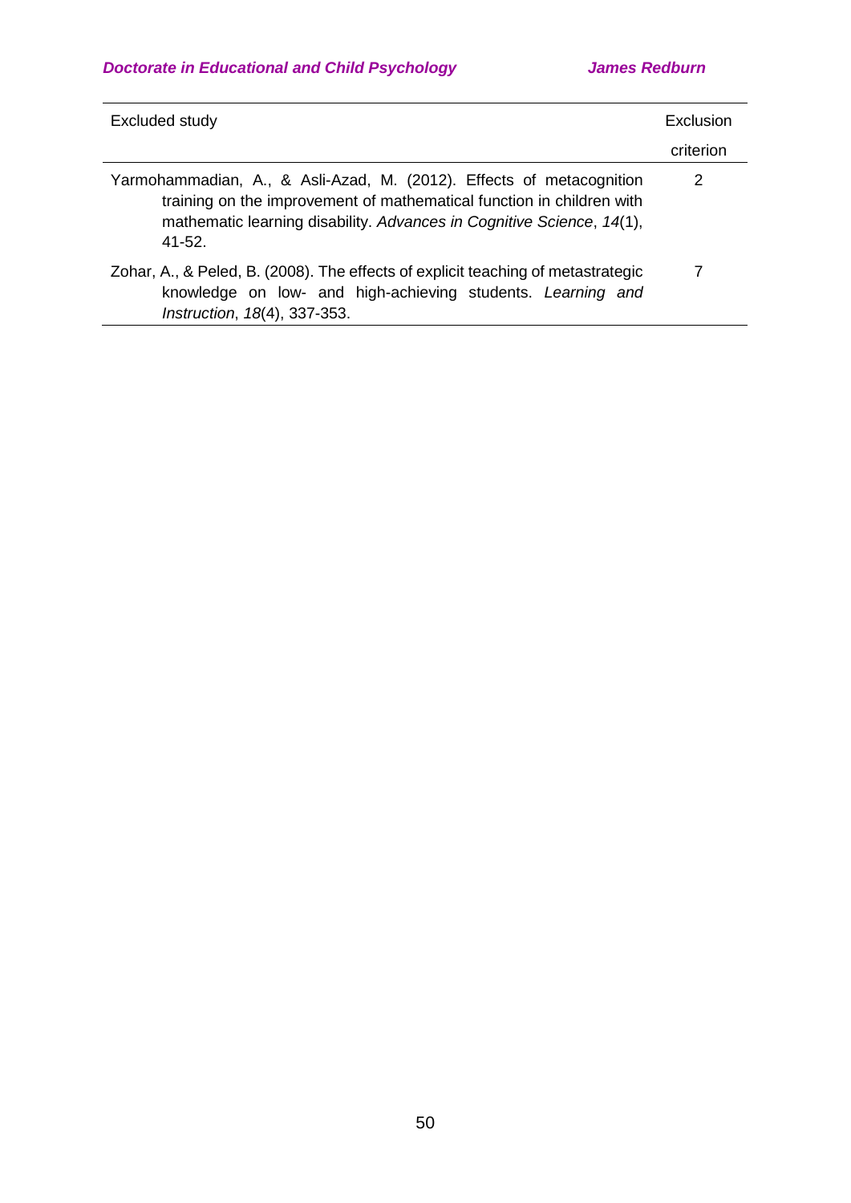| Excluded study | Exclusion criterion |
| --- | --- |
| Yarmohammadian, A., & Asli-Azad, M. (2012). Effects of metacognition training on the improvement of mathematical function in children with mathematic learning disability. *Advances in Cognitive Science*, *14*(1), 41-52. | 2 |
| Zohar, A., & Peled, B. (2008). The effects of explicit teaching of metastrategic knowledge on low- and high-achieving students. *Learning and Instruction*, *18*(4), 337-353. | 7 |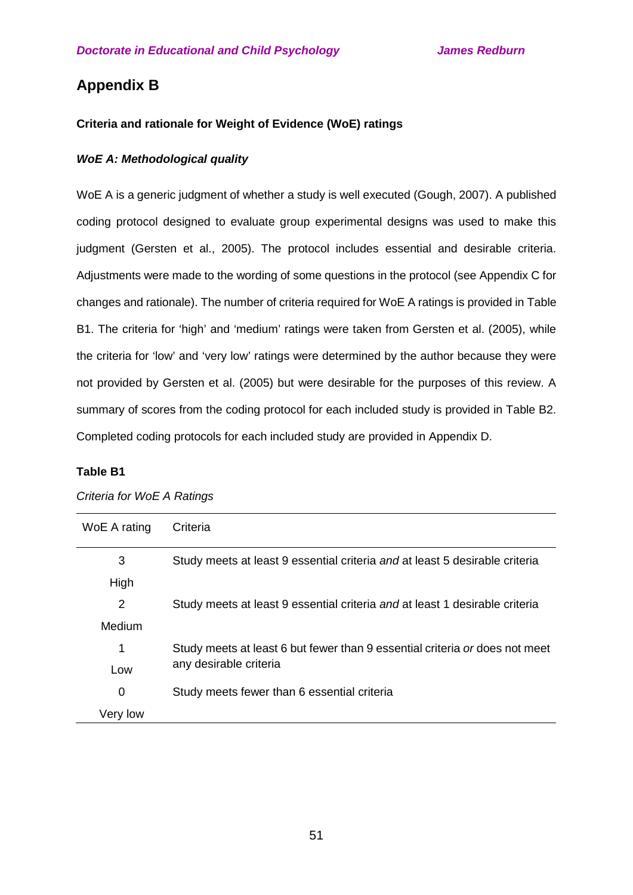## Appendix B

**Criteria and rationale for Weight of Evidence (WoE) ratings**

***WoE A: Methodological quality***

WoE A is a generic judgment of whether a study is well executed (Gough, 2007). A published coding protocol designed to evaluate group experimental designs was used to make this judgment (Gersten et al., 2005). The protocol includes essential and desirable criteria. Adjustments were made to the wording of some questions in the protocol (see Appendix C for changes and rationale). The number of criteria required for WoE A ratings is provided in Table B1. The criteria for 'high' and 'medium' ratings were taken from Gersten et al. (2005), while the criteria for 'low' and 'very low' ratings were determined by the author because they were not provided by Gersten et al. (2005) but were desirable for the purposes of this review. A summary of scores from the coding protocol for each included study is provided in Table B2. Completed coding protocols for each included study are provided in Appendix D.

**Table B1**

*Criteria for WoE A Ratings*

| WoE A rating | Criteria |
|---|---|
| 3<br>High | Study meets at least 9 essential criteria *and* at least 5 desirable criteria |
| 2<br>Medium | Study meets at least 9 essential criteria *and* at least 1 desirable criteria |
| 1<br>Low | Study meets at least 6 but fewer than 9 essential criteria *or* does not meet any desirable criteria |
| 0<br>Very low | Study meets fewer than 6 essential criteria |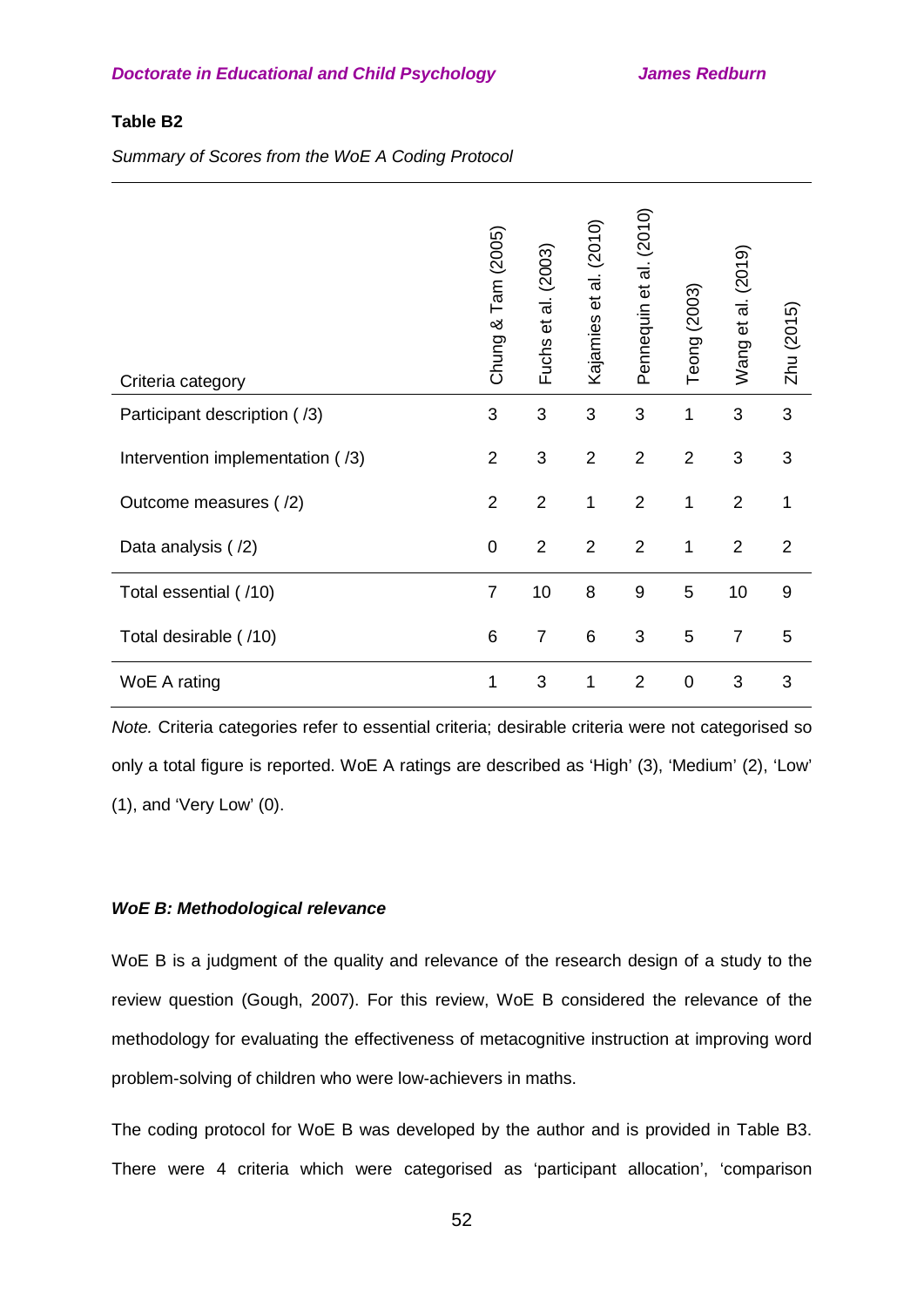**Table B2**

*Summary of Scores from the WoE A Coding Protocol*

| Criteria category | Chung & Tam (2005) | Fuchs et al. (2003) | Kajamies et al. (2010) | Pennequin et al. (2010) | Teong (2003) | Wang et al. (2019) | Zhu (2015) |
|---|---|---|---|---|---|---|---|
| Participant description ( /3) | 3 | 3 | 3 | 3 | 1 | 3 | 3 |
| Intervention implementation ( /3) | 2 | 3 | 2 | 2 | 2 | 3 | 3 |
| Outcome measures ( /2) | 2 | 2 | 1 | 2 | 1 | 2 | 1 |
| Data analysis ( /2) | 0 | 2 | 2 | 2 | 1 | 2 | 2 |
| Total essential ( /10) | 7 | 10 | 8 | 9 | 5 | 10 | 9 |
| Total desirable ( /10) | 6 | 7 | 6 | 3 | 5 | 7 | 5 |
| WoE A rating | 1 | 3 | 1 | 2 | 0 | 3 | 3 |

*Note.* Criteria categories refer to essential criteria; desirable criteria were not categorised so only a total figure is reported. WoE A ratings are described as 'High' (3), 'Medium' (2), 'Low' (1), and 'Very Low' (0).

***WoE B: Methodological relevance***

WoE B is a judgment of the quality and relevance of the research design of a study to the review question (Gough, 2007). For this review, WoE B considered the relevance of the methodology for evaluating the effectiveness of metacognitive instruction at improving word problem-solving of children who were low-achievers in maths.

The coding protocol for WoE B was developed by the author and is provided in Table B3. There were 4 criteria which were categorised as 'participant allocation', 'comparison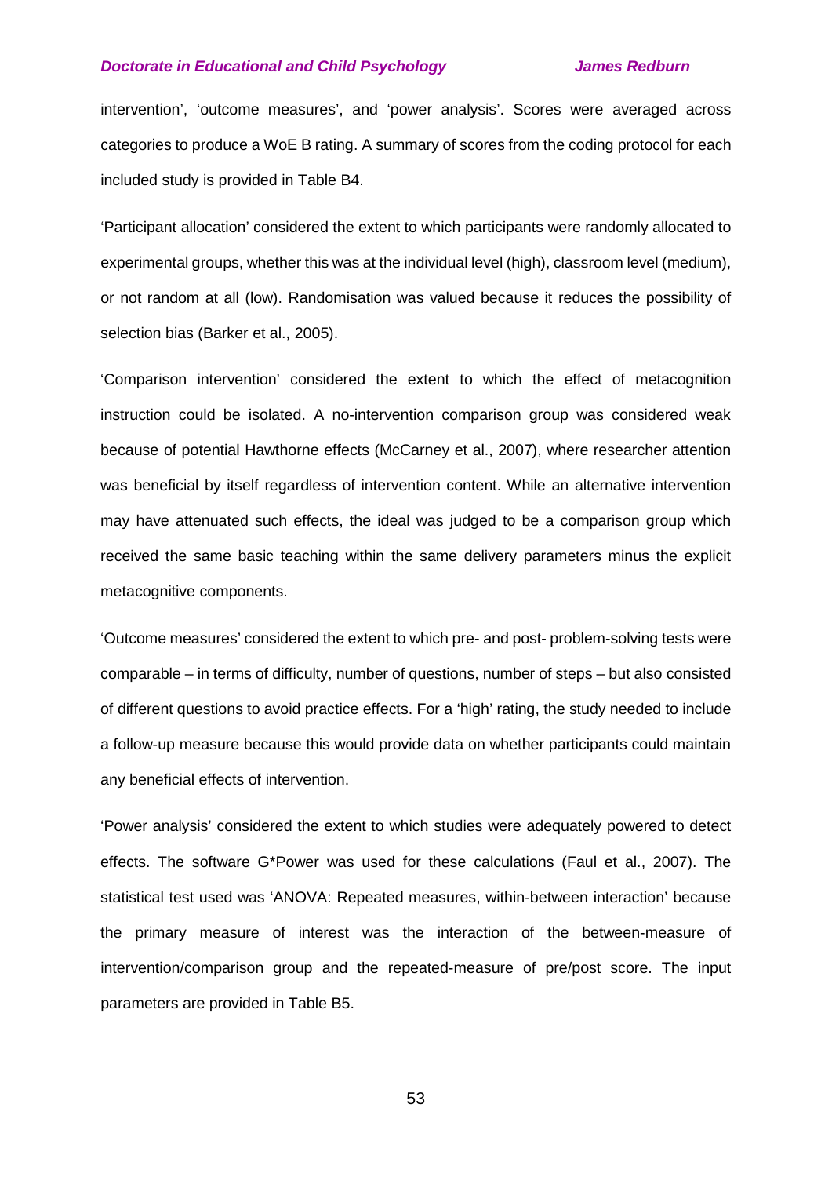intervention', 'outcome measures', and 'power analysis'. Scores were averaged across categories to produce a WoE B rating. A summary of scores from the coding protocol for each included study is provided in Table B4.

'Participant allocation' considered the extent to which participants were randomly allocated to experimental groups, whether this was at the individual level (high), classroom level (medium), or not random at all (low). Randomisation was valued because it reduces the possibility of selection bias (Barker et al., 2005).

'Comparison intervention' considered the extent to which the effect of metacognition instruction could be isolated. A no-intervention comparison group was considered weak because of potential Hawthorne effects (McCarney et al., 2007), where researcher attention was beneficial by itself regardless of intervention content. While an alternative intervention may have attenuated such effects, the ideal was judged to be a comparison group which received the same basic teaching within the same delivery parameters minus the explicit metacognitive components.

'Outcome measures' considered the extent to which pre- and post- problem-solving tests were comparable – in terms of difficulty, number of questions, number of steps – but also consisted of different questions to avoid practice effects. For a 'high' rating, the study needed to include a follow-up measure because this would provide data on whether participants could maintain any beneficial effects of intervention.

'Power analysis' considered the extent to which studies were adequately powered to detect effects. The software G*Power was used for these calculations (Faul et al., 2007). The statistical test used was 'ANOVA: Repeated measures, within-between interaction' because the primary measure of interest was the interaction of the between-measure of intervention/comparison group and the repeated-measure of pre/post score. The input parameters are provided in Table B5.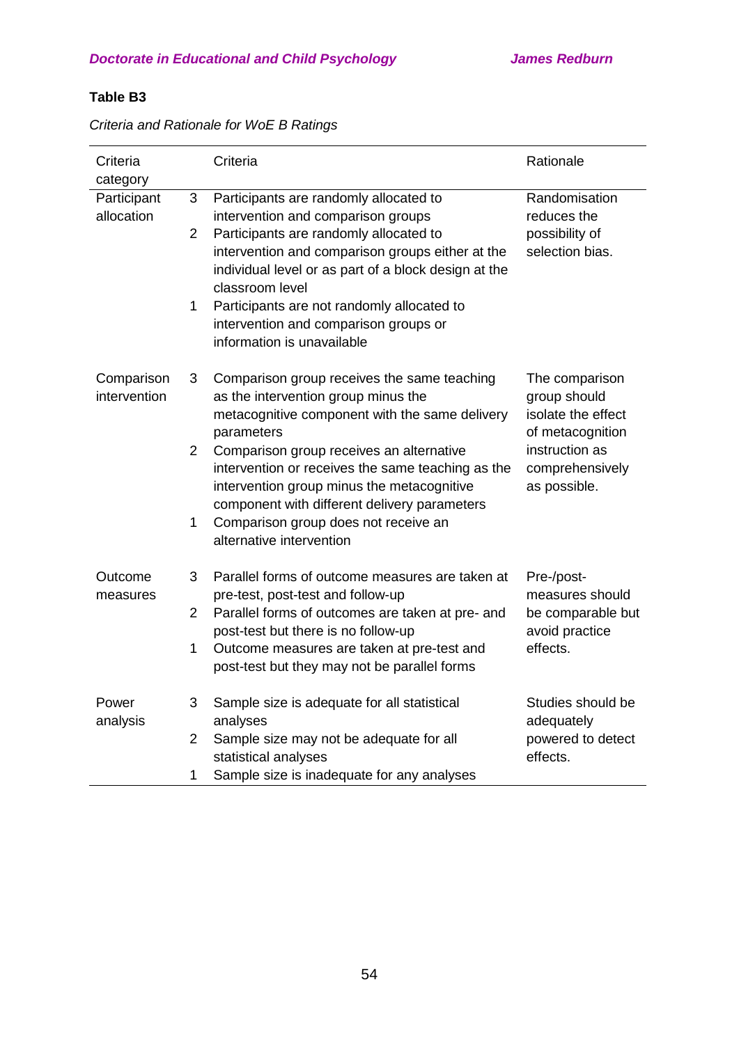**Table B3**

*Criteria and Rationale for WoE B Ratings*

| Criteria category | | Criteria | Rationale |
|---|---|---|---|
| Participant allocation | 3 | Participants are randomly allocated to intervention and comparison groups | Randomisation reduces the possibility of selection bias. |
| | 2 | Participants are randomly allocated to intervention and comparison groups either at the individual level or as part of a block design at the classroom level | |
| | 1 | Participants are not randomly allocated to intervention and comparison groups or information is unavailable | |
| Comparison intervention | 3 | Comparison group receives the same teaching as the intervention group minus the metacognitive component with the same delivery parameters | The comparison group should isolate the effect of metacognition instruction as comprehensively as possible. |
| | 2 | Comparison group receives an alternative intervention or receives the same teaching as the intervention group minus the metacognitive component with different delivery parameters | |
| | 1 | Comparison group does not receive an alternative intervention | |
| Outcome measures | 3 | Parallel forms of outcome measures are taken at pre-test, post-test and follow-up | Pre-/post-measures should be comparable but avoid practice effects. |
| | 2 | Parallel forms of outcomes are taken at pre- and post-test but there is no follow-up | |
| | 1 | Outcome measures are taken at pre-test and post-test but they may not be parallel forms | |
| Power analysis | 3 | Sample size is adequate for all statistical analyses | Studies should be adequately powered to detect effects. |
| | 2 | Sample size may not be adequate for all statistical analyses | |
| | 1 | Sample size is inadequate for any analyses | |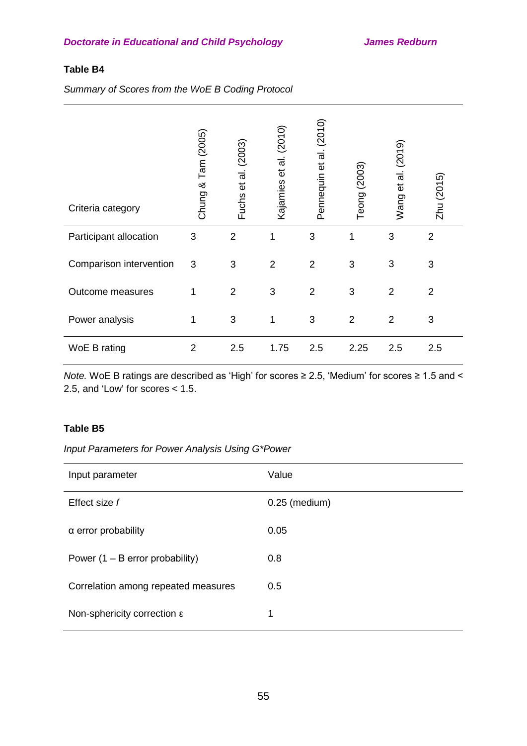**Table B4**

*Summary of Scores from the WoE B Coding Protocol*

| Criteria category | Chung & Tam (2005) | Fuchs et al. (2003) | Kajamies et al. (2010) | Pennequin et al. (2010) | Teong (2003) | Wang et al. (2019) | Zhu (2015) |
|---|---|---|---|---|---|---|---|
| Participant allocation | 3 | 2 | 1 | 3 | 1 | 3 | 2 |
| Comparison intervention | 3 | 3 | 2 | 2 | 3 | 3 | 3 |
| Outcome measures | 1 | 2 | 3 | 2 | 3 | 2 | 2 |
| Power analysis | 1 | 3 | 1 | 3 | 2 | 2 | 3 |
| WoE B rating | 2 | 2.5 | 1.75 | 2.5 | 2.25 | 2.5 | 2.5 |

*Note.* WoE B ratings are described as 'High' for scores ≥ 2.5, 'Medium' for scores ≥ 1.5 and < 2.5, and 'Low' for scores < 1.5.

**Table B5**

*Input Parameters for Power Analysis Using G*Power*

| Input parameter | Value |
|---|---|
| Effect size *f* | 0.25 (medium) |
| α error probability | 0.05 |
| Power (1 – B error probability) | 0.8 |
| Correlation among repeated measures | 0.5 |
| Non-sphericity correction ε | 1 |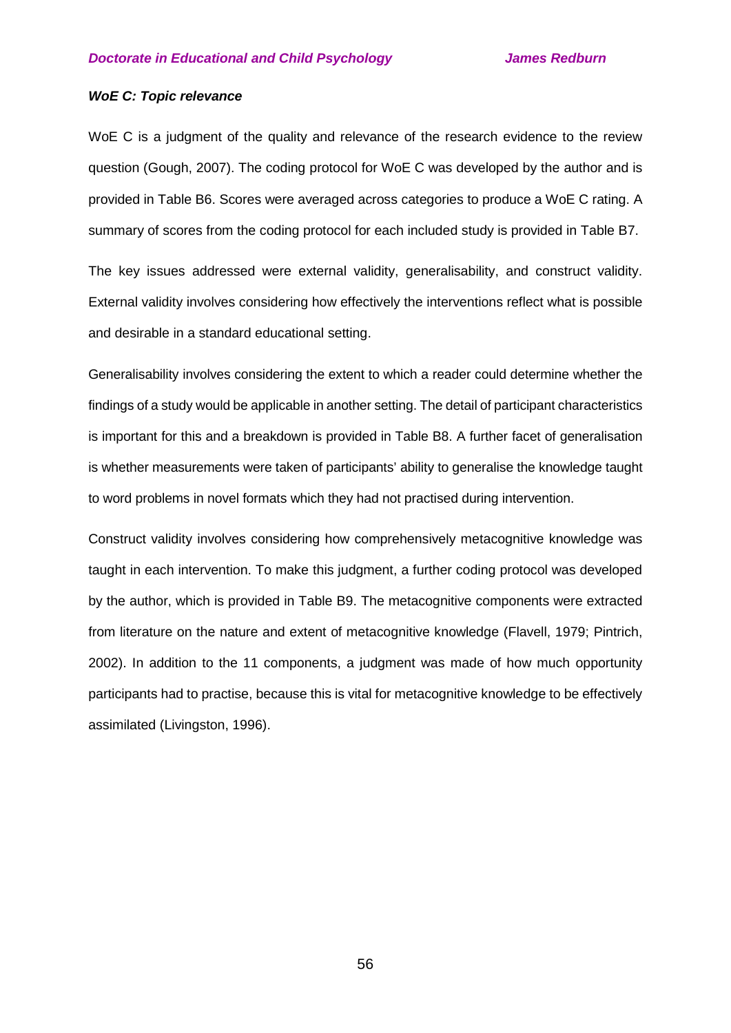***WoE C: Topic relevance***

WoE C is a judgment of the quality and relevance of the research evidence to the review question (Gough, 2007). The coding protocol for WoE C was developed by the author and is provided in Table B6. Scores were averaged across categories to produce a WoE C rating. A summary of scores from the coding protocol for each included study is provided in Table B7.

The key issues addressed were external validity, generalisability, and construct validity. External validity involves considering how effectively the interventions reflect what is possible and desirable in a standard educational setting.

Generalisability involves considering the extent to which a reader could determine whether the findings of a study would be applicable in another setting. The detail of participant characteristics is important for this and a breakdown is provided in Table B8. A further facet of generalisation is whether measurements were taken of participants' ability to generalise the knowledge taught to word problems in novel formats which they had not practised during intervention.

Construct validity involves considering how comprehensively metacognitive knowledge was taught in each intervention. To make this judgment, a further coding protocol was developed by the author, which is provided in Table B9. The metacognitive components were extracted from literature on the nature and extent of metacognitive knowledge (Flavell, 1979; Pintrich, 2002). In addition to the 11 components, a judgment was made of how much opportunity participants had to practise, because this is vital for metacognitive knowledge to be effectively assimilated (Livingston, 1996).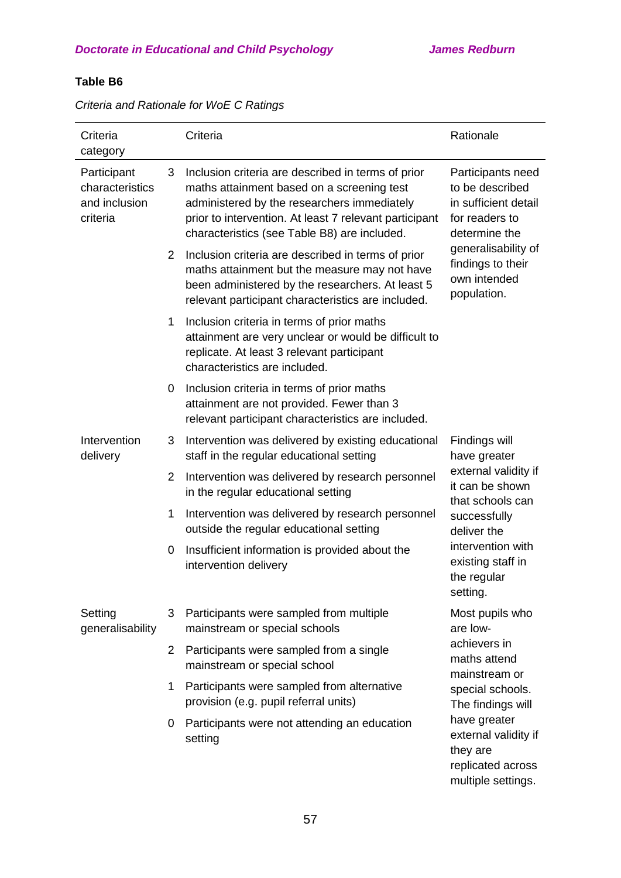**Table B6**

*Criteria and Rationale for WoE C Ratings*

| Criteria category | | Criteria | Rationale |
|---|---|---|---|
| Participant characteristics and inclusion criteria | 3 | Inclusion criteria are described in terms of prior maths attainment based on a screening test administered by the researchers immediately prior to intervention. At least 7 relevant participant characteristics (see Table B8) are included. | Participants need to be described in sufficient detail for readers to determine the generalisability of findings to their own intended population. |
| | 2 | Inclusion criteria are described in terms of prior maths attainment but the measure may not have been administered by the researchers. At least 5 relevant participant characteristics are included. | |
| | 1 | Inclusion criteria in terms of prior maths attainment are very unclear or would be difficult to replicate. At least 3 relevant participant characteristics are included. | |
| | 0 | Inclusion criteria in terms of prior maths attainment are not provided. Fewer than 3 relevant participant characteristics are included. | |
| Intervention delivery | 3 | Intervention was delivered by existing educational staff in the regular educational setting | Findings will have greater external validity if it can be shown that schools can successfully deliver the intervention with existing staff in the regular setting. |
| | 2 | Intervention was delivered by research personnel in the regular educational setting | |
| | 1 | Intervention was delivered by research personnel outside the regular educational setting | |
| | 0 | Insufficient information is provided about the intervention delivery | |
| Setting generalisability | 3 | Participants were sampled from multiple mainstream or special schools | Most pupils who are low-achievers in maths attend mainstream or special schools. The findings will have greater external validity if they are replicated across multiple settings. |
| | 2 | Participants were sampled from a single mainstream or special school | |
| | 1 | Participants were sampled from alternative provision (e.g. pupil referral units) | |
| | 0 | Participants were not attending an education setting | |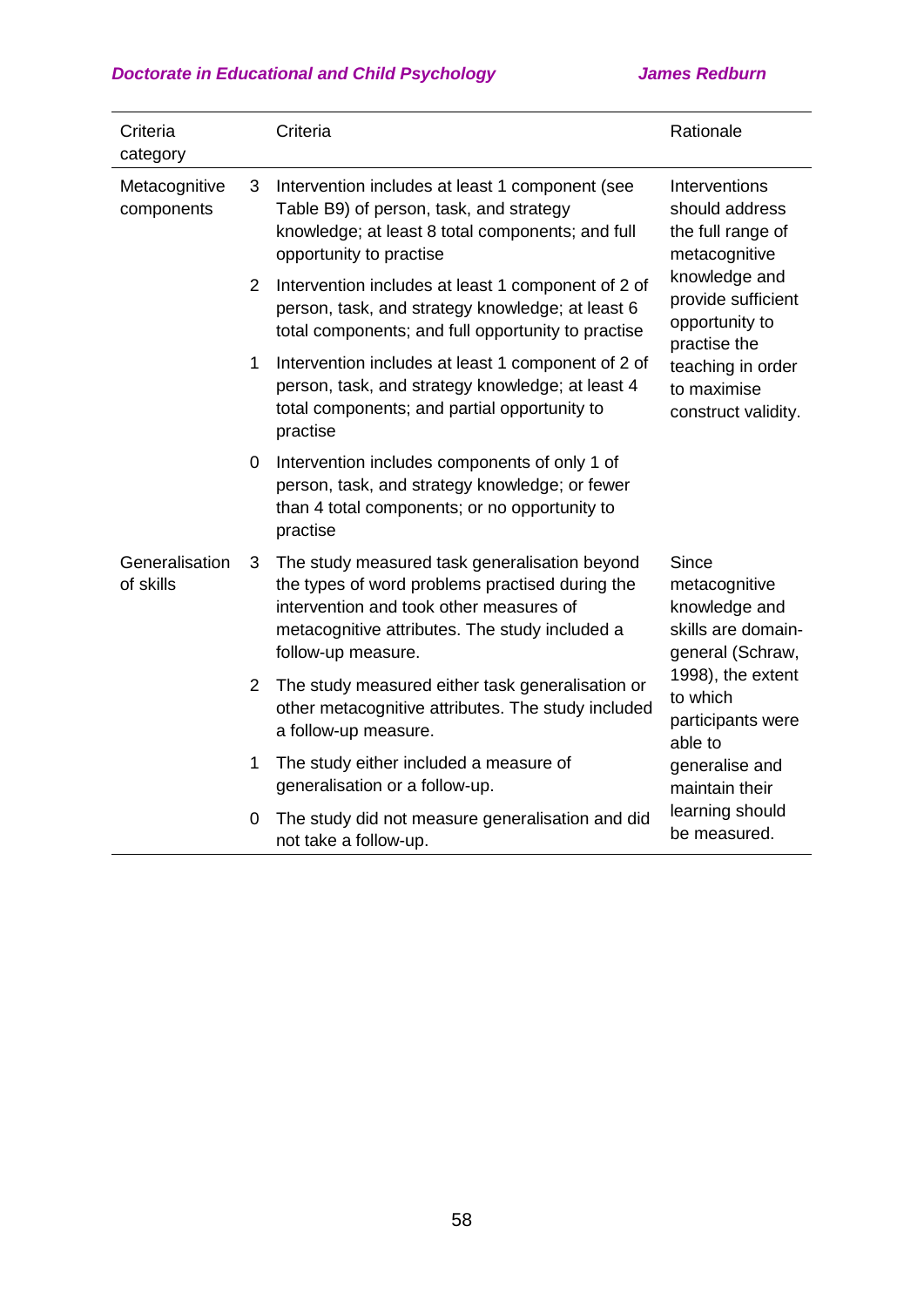| Criteria category | | Criteria | Rationale |
|---|---|---|---|
| Metacognitive components | 3 | Intervention includes at least 1 component (see Table B9) of person, task, and strategy knowledge; at least 8 total components; and full opportunity to practise | Interventions should address the full range of metacognitive knowledge and provide sufficient opportunity to practise the teaching in order to maximise construct validity. |
| | 2 | Intervention includes at least 1 component of 2 of person, task, and strategy knowledge; at least 6 total components; and full opportunity to practise | |
| | 1 | Intervention includes at least 1 component of 2 of person, task, and strategy knowledge; at least 4 total components; and partial opportunity to practise | |
| | 0 | Intervention includes components of only 1 of person, task, and strategy knowledge; or fewer than 4 total components; or no opportunity to practise | |
| Generalisation of skills | 3 | The study measured task generalisation beyond the types of word problems practised during the intervention and took other measures of metacognitive attributes. The study included a follow-up measure. | Since metacognitive knowledge and skills are domain-general (Schraw, 1998), the extent to which participants were able to generalise and maintain their learning should be measured. |
| | 2 | The study measured either task generalisation or other metacognitive attributes. The study included a follow-up measure. | |
| | 1 | The study either included a measure of generalisation or a follow-up. | |
| | 0 | The study did not measure generalisation and did not take a follow-up. | |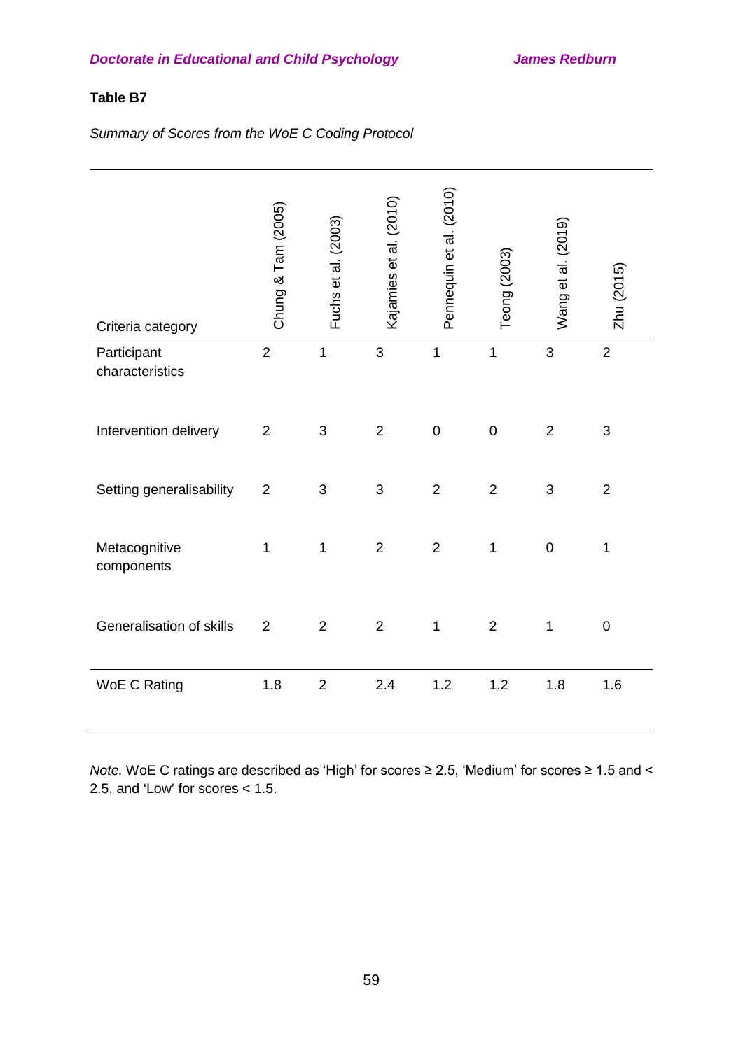**Table B7**

*Summary of Scores from the WoE C Coding Protocol*

| Criteria category | Chung & Tam (2005) | Fuchs et al. (2003) | Kajamies et al. (2010) | Pennequin et al. (2010) | Teong (2003) | Wang et al. (2019) | Zhu (2015) |
|---|---|---|---|---|---|---|---|
| Participant characteristics | 2 | 1 | 3 | 1 | 1 | 3 | 2 |
| Intervention delivery | 2 | 3 | 2 | 0 | 0 | 2 | 3 |
| Setting generalisability | 2 | 3 | 3 | 2 | 2 | 3 | 2 |
| Metacognitive components | 1 | 1 | 2 | 2 | 1 | 0 | 1 |
| Generalisation of skills | 2 | 2 | 2 | 1 | 2 | 1 | 0 |
| WoE C Rating | 1.8 | 2 | 2.4 | 1.2 | 1.2 | 1.8 | 1.6 |

*Note.* WoE C ratings are described as 'High' for scores ≥ 2.5, 'Medium' for scores ≥ 1.5 and < 2.5, and 'Low' for scores < 1.5.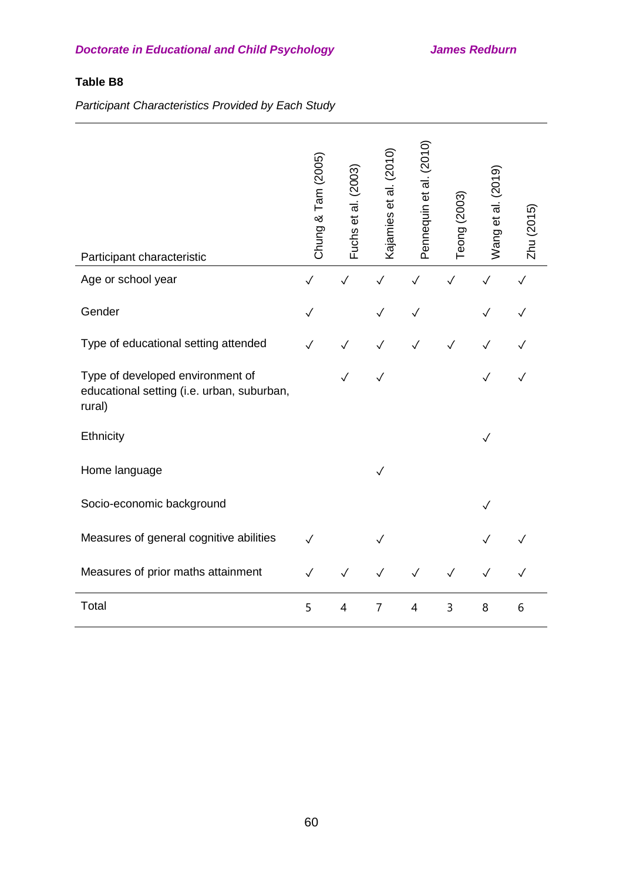**Table B8**

*Participant Characteristics Provided by Each Study*

| Participant characteristic | Chung & Tam (2005) | Fuchs et al. (2003) | Kajamies et al. (2010) | Pennequin et al. (2010) | Teong (2003) | Wang et al. (2019) | Zhu (2015) |
|---|---|---|---|---|---|---|---|
| Age or school year | ✓ | ✓ | ✓ | ✓ | ✓ | ✓ | ✓ |
| Gender | ✓ | | ✓ | ✓ | | ✓ | ✓ |
| Type of educational setting attended | ✓ | ✓ | ✓ | ✓ | ✓ | ✓ | ✓ |
| Type of developed environment of educational setting (i.e. urban, suburban, rural) | | ✓ | ✓ | | | ✓ | ✓ |
| Ethnicity | | | | | | ✓ | |
| Home language | | | ✓ | | | | |
| Socio-economic background | | | | | | ✓ | |
| Measures of general cognitive abilities | ✓ | | ✓ | | | ✓ | ✓ |
| Measures of prior maths attainment | ✓ | ✓ | ✓ | ✓ | ✓ | ✓ | ✓ |
| Total | 5 | 4 | 7 | 4 | 3 | 8 | 6 |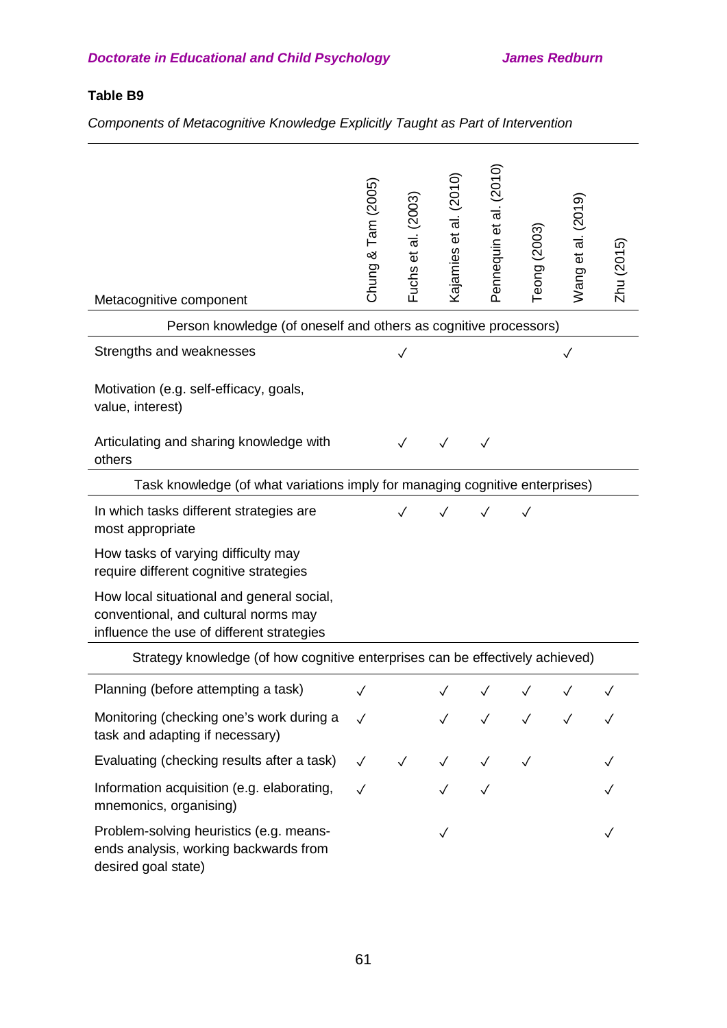**Table B9**

*Components of Metacognitive Knowledge Explicitly Taught as Part of Intervention*

| Metacognitive component | Chung & Tam (2005) | Fuchs et al. (2003) | Kajamies et al. (2010) | Pennequin et al. (2010) | Teong (2003) | Wang et al. (2019) | Zhu (2015) |
|---|---|---|---|---|---|---|---|
| Person knowledge (of oneself and others as cognitive processors) | | | | | | | |
| Strengths and weaknesses | | ✓ | | | | ✓ | |
| Motivation (e.g. self-efficacy, goals, value, interest) | | | | | | | |
| Articulating and sharing knowledge with others | | ✓ | ✓ | ✓ | | | |
| Task knowledge (of what variations imply for managing cognitive enterprises) | | | | | | | |
| In which tasks different strategies are most appropriate | | ✓ | ✓ | ✓ | ✓ | | |
| How tasks of varying difficulty may require different cognitive strategies | | | | | | | |
| How local situational and general social, conventional, and cultural norms may influence the use of different strategies | | | | | | | |
| Strategy knowledge (of how cognitive enterprises can be effectively achieved) | | | | | | | |
| Planning (before attempting a task) | ✓ | | ✓ | ✓ | ✓ | ✓ | ✓ |
| Monitoring (checking one's work during a task and adapting if necessary) | ✓ | | ✓ | ✓ | ✓ | ✓ | ✓ |
| Evaluating (checking results after a task) | ✓ | ✓ | ✓ | ✓ | ✓ | | ✓ |
| Information acquisition (e.g. elaborating, mnemonics, organising) | ✓ | | ✓ | ✓ | | | ✓ |
| Problem-solving heuristics (e.g. means-ends analysis, working backwards from desired goal state) | | | ✓ | | | | ✓ |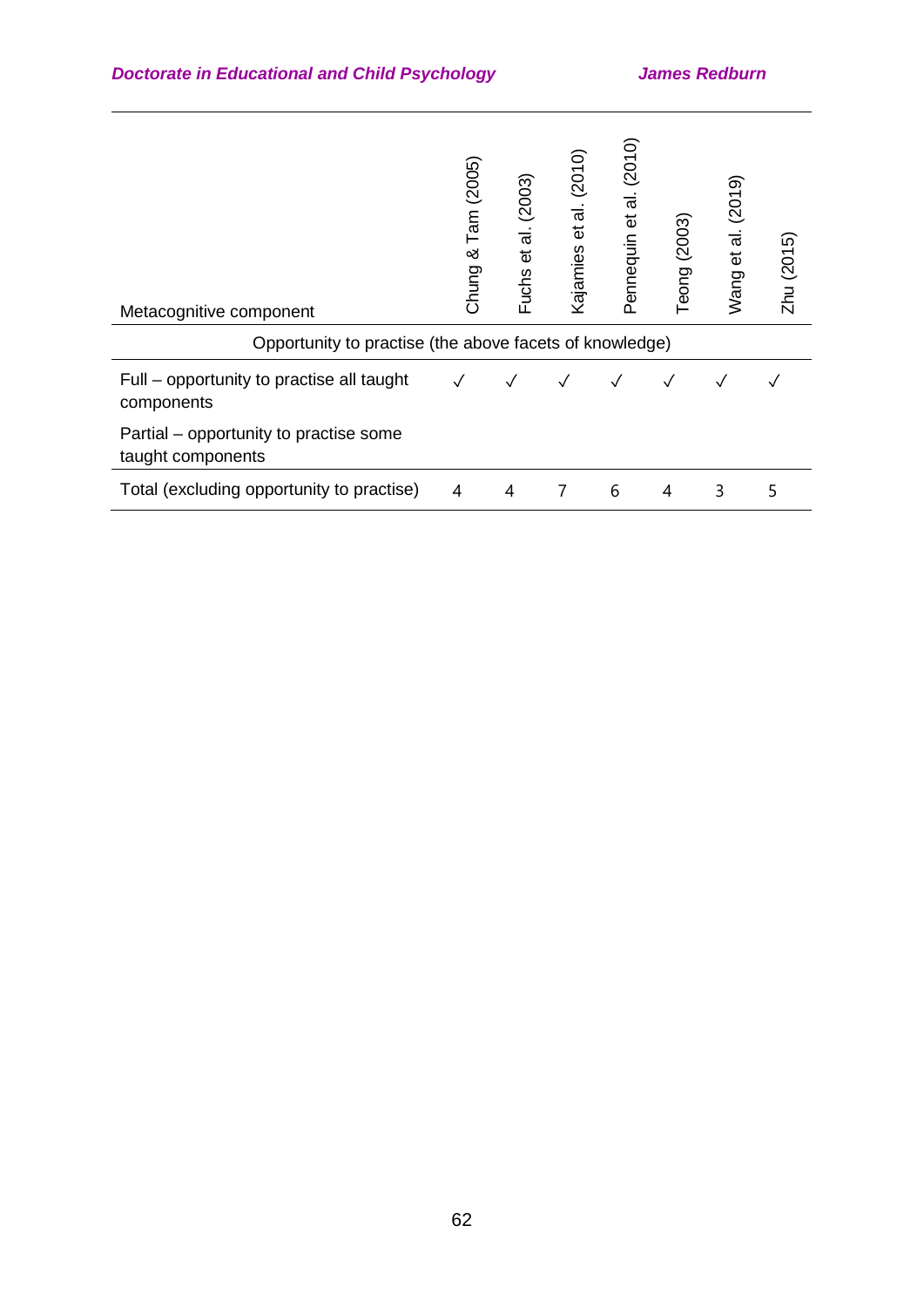| Metacognitive component | Chung & Tam (2005) | Fuchs et al. (2003) | Kajamies et al. (2010) | Pennequin et al. (2010) | Teong (2003) | Wang et al. (2019) | Zhu (2015) |
|---|---|---|---|---|---|---|---|
| Opportunity to practise (the above facets of knowledge) | | | | | | | |
| Full – opportunity to practise all taught components | ✓ | ✓ | ✓ | ✓ | ✓ | ✓ | ✓ |
| Partial – opportunity to practise some taught components | | | | | | | |
| Total (excluding opportunity to practise) | 4 | 4 | 7 | 6 | 4 | 3 | 5 |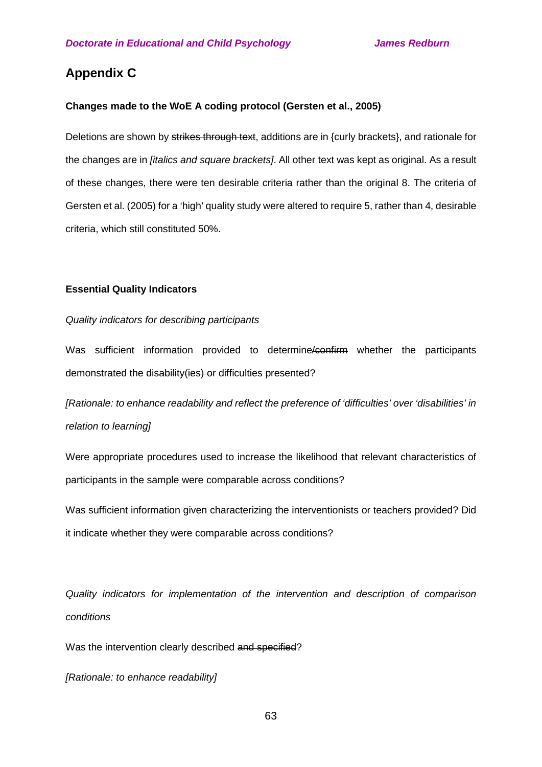# Appendix C

**Changes made to the WoE A coding protocol (Gersten et al., 2005)**

Deletions are shown by ~~strikes through text~~, additions are in {curly brackets}, and rationale for the changes are in *[italics and square brackets]*. All other text was kept as original. As a result of these changes, there were ten desirable criteria rather than the original 8. The criteria of Gersten et al. (2005) for a 'high' quality study were altered to require 5, rather than 4, desirable criteria, which still constituted 50%.

**Essential Quality Indicators**

*Quality indicators for describing participants*

Was sufficient information provided to determine~~/confirm~~ whether the participants demonstrated the ~~disability(ies) or~~ difficulties presented?

*[Rationale: to enhance readability and reflect the preference of 'difficulties' over 'disabilities' in relation to learning]*

Were appropriate procedures used to increase the likelihood that relevant characteristics of participants in the sample were comparable across conditions?

Was sufficient information given characterizing the interventionists or teachers provided? Did it indicate whether they were comparable across conditions?

*Quality indicators for implementation of the intervention and description of comparison conditions*

Was the intervention clearly described ~~and specified~~?

*[Rationale: to enhance readability]*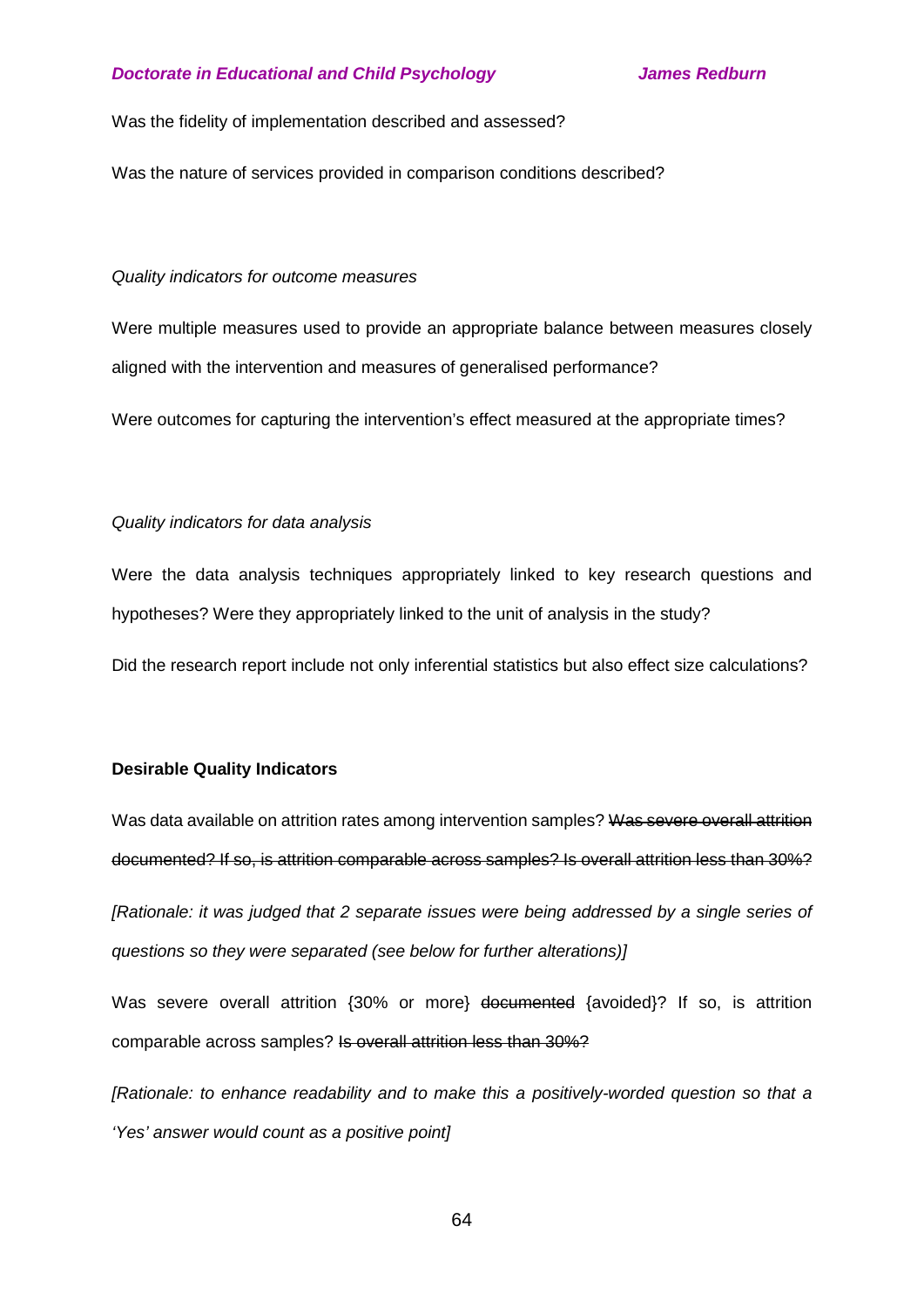Was the fidelity of implementation described and assessed?

Was the nature of services provided in comparison conditions described?

*Quality indicators for outcome measures*

Were multiple measures used to provide an appropriate balance between measures closely aligned with the intervention and measures of generalised performance?

Were outcomes for capturing the intervention's effect measured at the appropriate times?

*Quality indicators for data analysis*

Were the data analysis techniques appropriately linked to key research questions and hypotheses? Were they appropriately linked to the unit of analysis in the study?

Did the research report include not only inferential statistics but also effect size calculations?

**Desirable Quality Indicators**

Was data available on attrition rates among intervention samples? ~~Was severe overall attrition documented? If so, is attrition comparable across samples? Is overall attrition less than 30%?~~

*[Rationale: it was judged that 2 separate issues were being addressed by a single series of questions so they were separated (see below for further alterations)]*

Was severe overall attrition {30% or more} ~~documented~~ {avoided}? If so, is attrition comparable across samples? ~~Is overall attrition less than 30%?~~

*[Rationale: to enhance readability and to make this a positively-worded question so that a 'Yes' answer would count as a positive point]*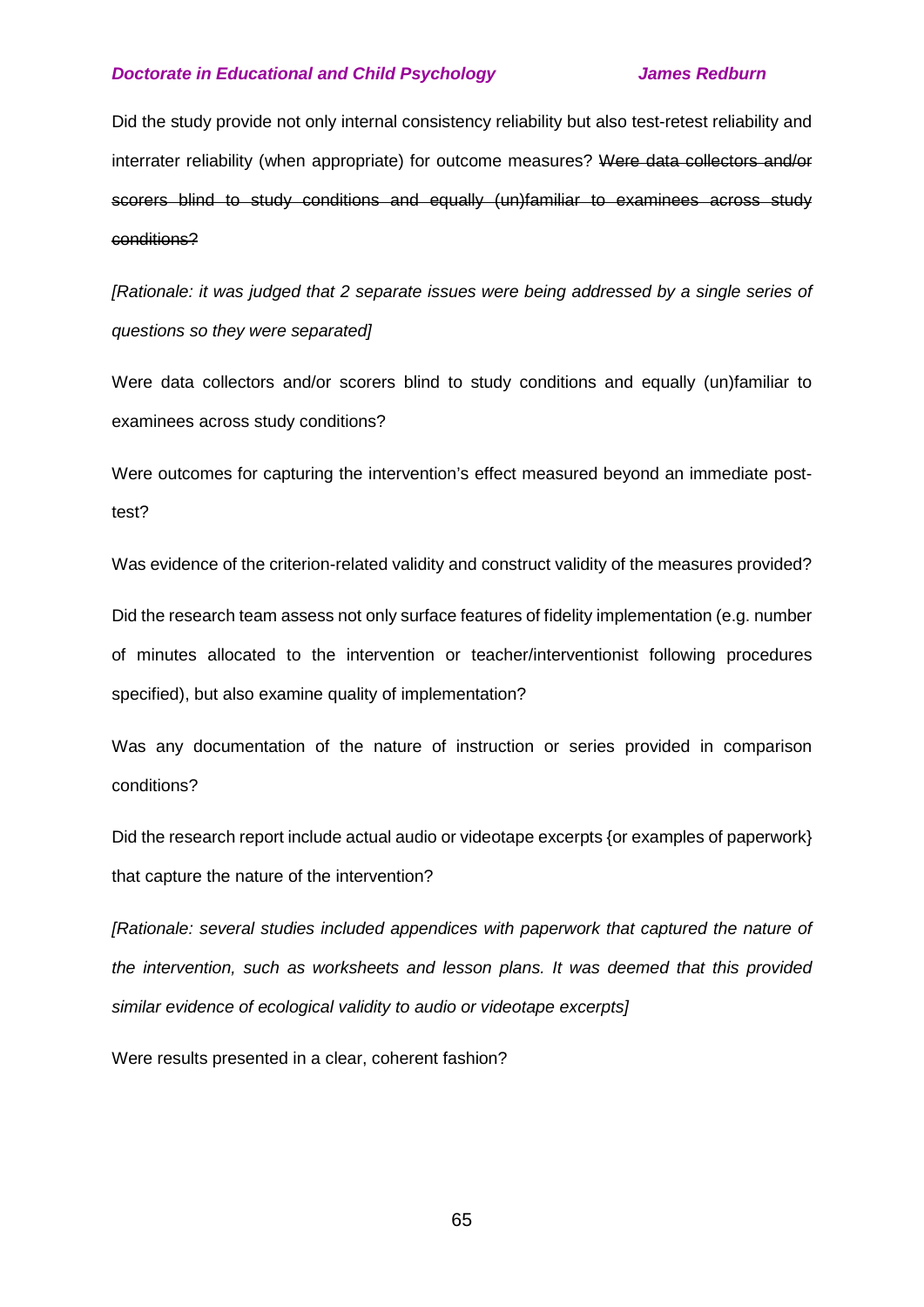Did the study provide not only internal consistency reliability but also test-retest reliability and interrater reliability (when appropriate) for outcome measures? ~~Were data collectors and/or scorers blind to study conditions and equally (un)familiar to examinees across study conditions?~~

*[Rationale: it was judged that 2 separate issues were being addressed by a single series of questions so they were separated]*

Were data collectors and/or scorers blind to study conditions and equally (un)familiar to examinees across study conditions?

Were outcomes for capturing the intervention's effect measured beyond an immediate post-test?

Was evidence of the criterion-related validity and construct validity of the measures provided?

Did the research team assess not only surface features of fidelity implementation (e.g. number of minutes allocated to the intervention or teacher/interventionist following procedures specified), but also examine quality of implementation?

Was any documentation of the nature of instruction or series provided in comparison conditions?

Did the research report include actual audio or videotape excerpts {or examples of paperwork} that capture the nature of the intervention?

*[Rationale: several studies included appendices with paperwork that captured the nature of the intervention, such as worksheets and lesson plans. It was deemed that this provided similar evidence of ecological validity to audio or videotape excerpts]*

Were results presented in a clear, coherent fashion?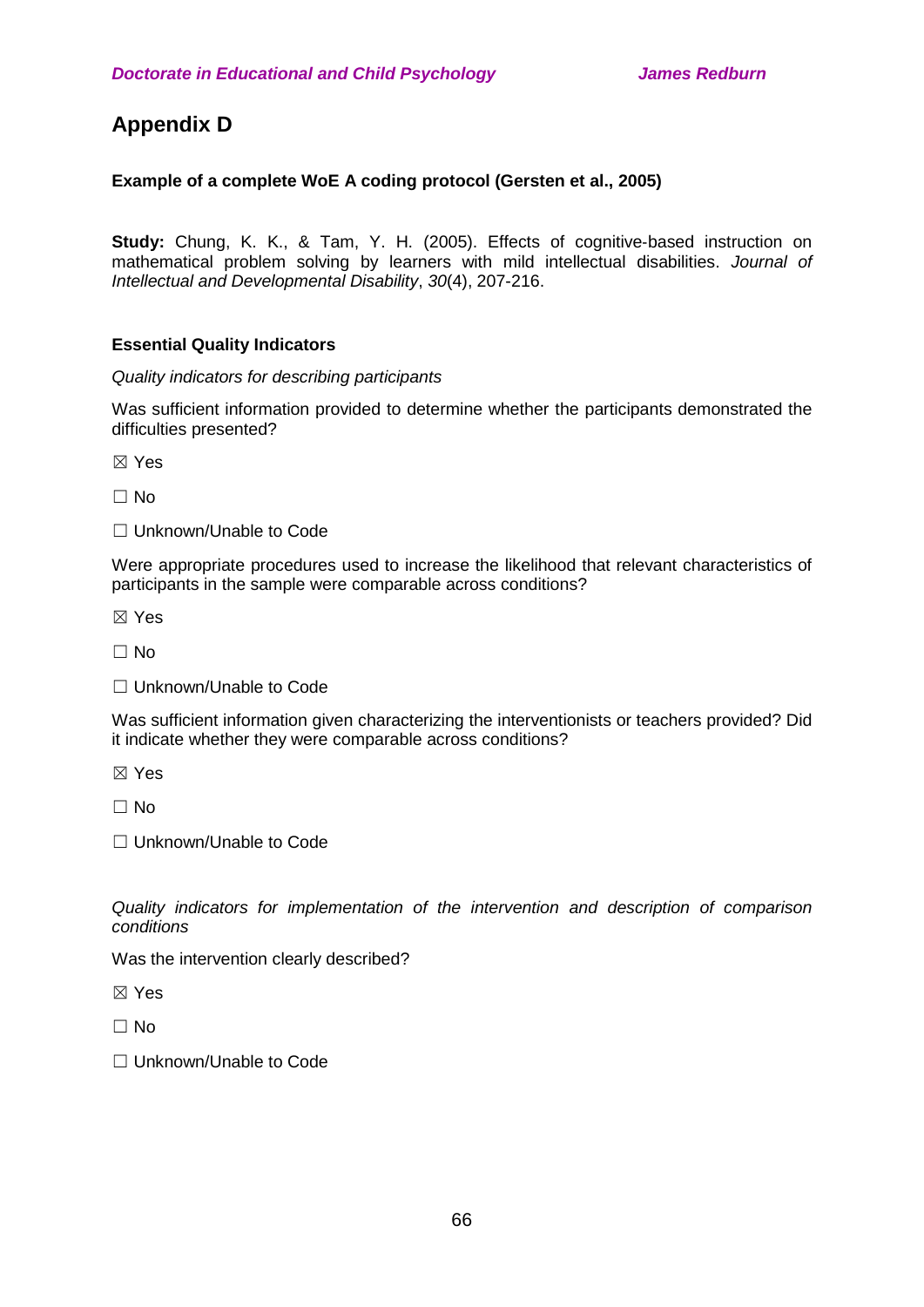# Appendix D

**Example of a complete WoE A coding protocol (Gersten et al., 2005)**

**Study:** Chung, K. K., & Tam, Y. H. (2005). Effects of cognitive-based instruction on mathematical problem solving by learners with mild intellectual disabilities. *Journal of Intellectual and Developmental Disability*, *30*(4), 207-216.

**Essential Quality Indicators**

*Quality indicators for describing participants*

Was sufficient information provided to determine whether the participants demonstrated the difficulties presented?

☒ Yes

☐ No

☐ Unknown/Unable to Code

Were appropriate procedures used to increase the likelihood that relevant characteristics of participants in the sample were comparable across conditions?

☒ Yes

☐ No

☐ Unknown/Unable to Code

Was sufficient information given characterizing the interventionists or teachers provided? Did it indicate whether they were comparable across conditions?

☒ Yes

☐ No

☐ Unknown/Unable to Code

*Quality indicators for implementation of the intervention and description of comparison conditions*

Was the intervention clearly described?

☒ Yes

☐ No

☐ Unknown/Unable to Code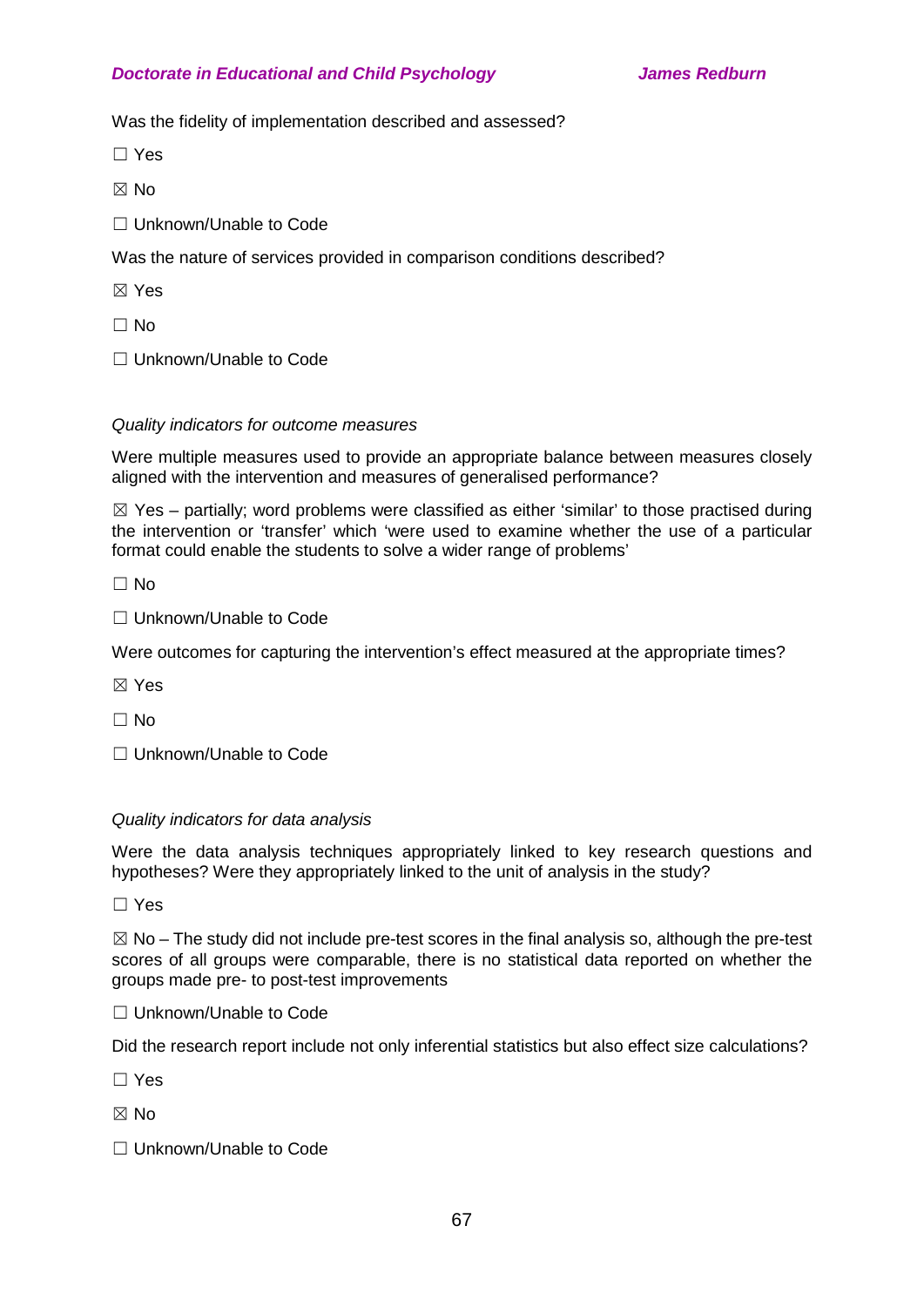Was the fidelity of implementation described and assessed?

☐ Yes

☒ No

☐ Unknown/Unable to Code

Was the nature of services provided in comparison conditions described?

☒ Yes

☐ No

☐ Unknown/Unable to Code

*Quality indicators for outcome measures*

Were multiple measures used to provide an appropriate balance between measures closely aligned with the intervention and measures of generalised performance?

☒ Yes – partially; word problems were classified as either 'similar' to those practised during the intervention or 'transfer' which 'were used to examine whether the use of a particular format could enable the students to solve a wider range of problems'

☐ No

☐ Unknown/Unable to Code

Were outcomes for capturing the intervention's effect measured at the appropriate times?

☒ Yes

☐ No

☐ Unknown/Unable to Code

*Quality indicators for data analysis*

Were the data analysis techniques appropriately linked to key research questions and hypotheses? Were they appropriately linked to the unit of analysis in the study?

☐ Yes

☒ No – The study did not include pre-test scores in the final analysis so, although the pre-test scores of all groups were comparable, there is no statistical data reported on whether the groups made pre- to post-test improvements

☐ Unknown/Unable to Code

Did the research report include not only inferential statistics but also effect size calculations?

☐ Yes

☒ No

☐ Unknown/Unable to Code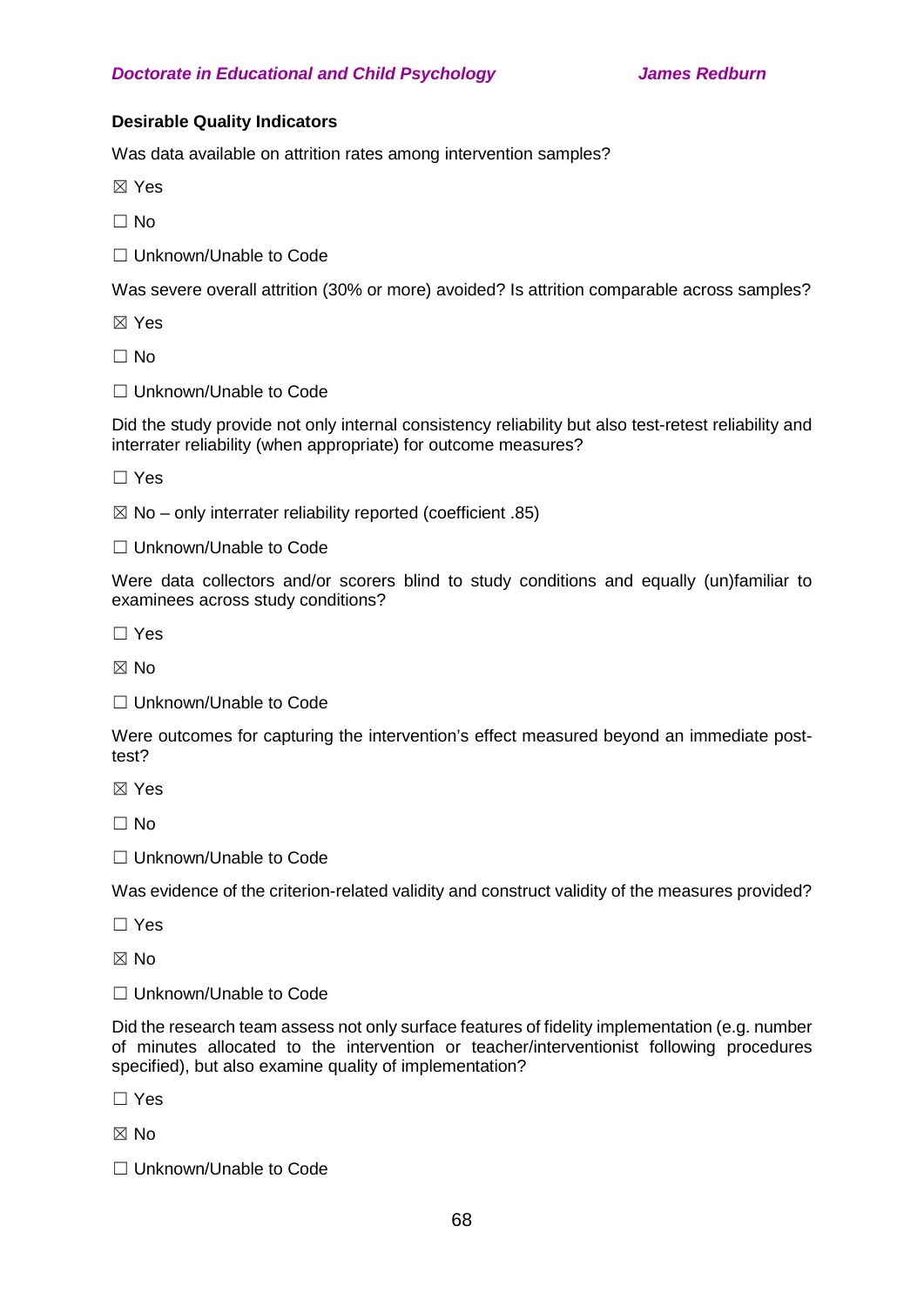**Desirable Quality Indicators**

Was data available on attrition rates among intervention samples?

☒ Yes

☐ No

☐ Unknown/Unable to Code

Was severe overall attrition (30% or more) avoided? Is attrition comparable across samples?

☒ Yes

☐ No

☐ Unknown/Unable to Code

Did the study provide not only internal consistency reliability but also test-retest reliability and interrater reliability (when appropriate) for outcome measures?

☐ Yes

☒ No – only interrater reliability reported (coefficient .85)

☐ Unknown/Unable to Code

Were data collectors and/or scorers blind to study conditions and equally (un)familiar to examinees across study conditions?

☐ Yes

☒ No

☐ Unknown/Unable to Code

Were outcomes for capturing the intervention's effect measured beyond an immediate post-test?

☒ Yes

☐ No

☐ Unknown/Unable to Code

Was evidence of the criterion-related validity and construct validity of the measures provided?

☐ Yes

☒ No

☐ Unknown/Unable to Code

Did the research team assess not only surface features of fidelity implementation (e.g. number of minutes allocated to the intervention or teacher/interventionist following procedures specified), but also examine quality of implementation?

☐ Yes

☒ No

☐ Unknown/Unable to Code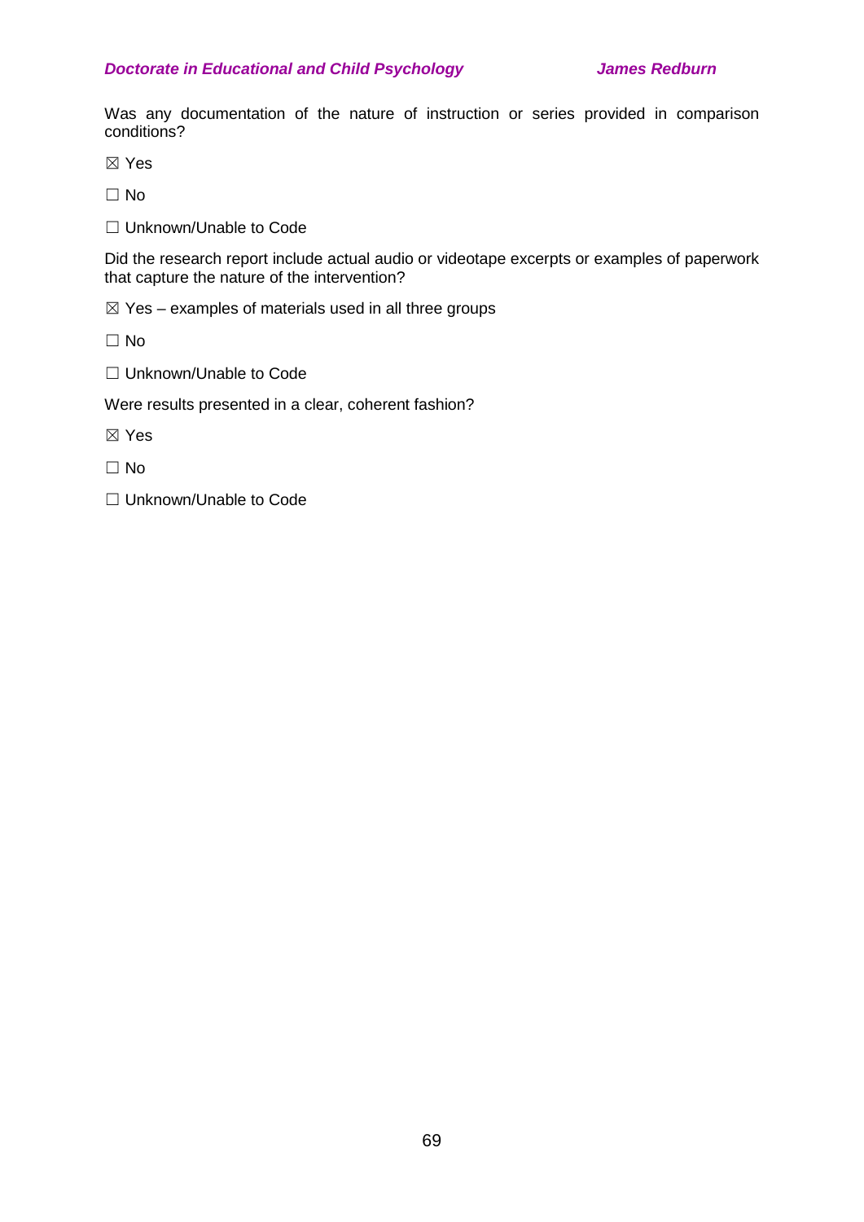Was any documentation of the nature of instruction or series provided in comparison conditions?

☒ Yes

☐ No

☐ Unknown/Unable to Code

Did the research report include actual audio or videotape excerpts or examples of paperwork that capture the nature of the intervention?

☒ Yes – examples of materials used in all three groups

☐ No

☐ Unknown/Unable to Code

Were results presented in a clear, coherent fashion?

☒ Yes

☐ No

☐ Unknown/Unable to Code